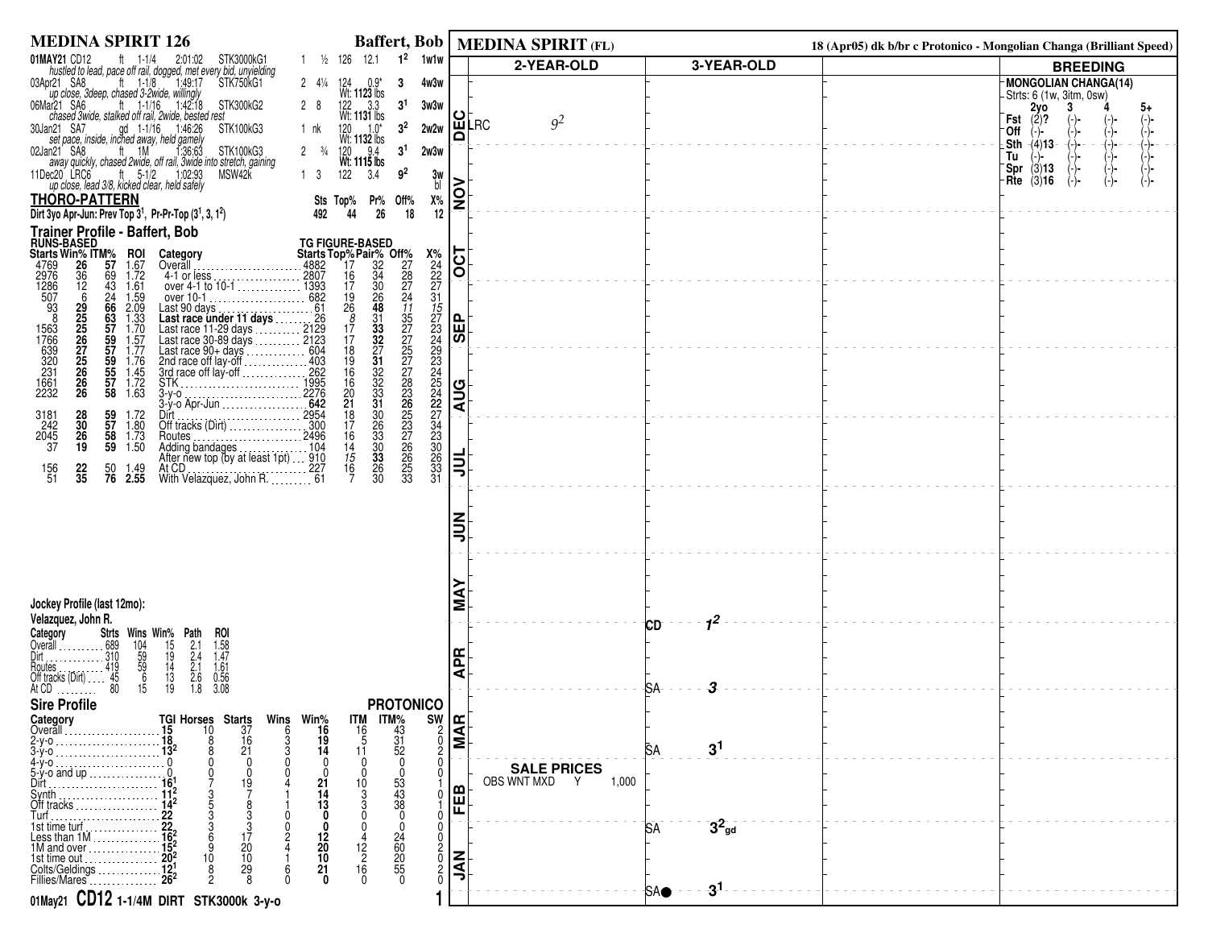# MEDINA SPIRIT 126 — Baffert, Bob

| Date | Track | Cond | Dist | Time | Class | | | Wt | Odds | Fin | |
|---|---|---|---|---|---|---|---|---|---|---|---|
| 01MAY21 | CD12 | ft | 1-1/4 | 2:01:02 | STK3000kG1 | 1 | ½ | 126 | 12.1 | $1^2$ | 1w1w |

*hustled to lead, pace off rail, dogged, met every bid, unyielding*

| Date | Track | Cond | Dist | Time | Class | | | Wt | Odds | Fin | |
|---|---|---|---|---|---|---|---|---|---|---|---|
| 03Apr21 | SA8 | ft | 1-1/8 | 1:49:17 | STK750kG1 | 2 | 4¼ | 124 (Wt: 1123 lbs) | 0.9* | 3 | 4w3w |

*up close, 3deep, chased 3-2wide, willingly*

| Date | Track | Cond | Dist | Time | Class | | | Wt | Odds | Fin | |
|---|---|---|---|---|---|---|---|---|---|---|---|
| 06Mar21 | SA6 | ft | 1-1/16 | 1:42:18 | STK300kG2 | 2 | 8 | 122 | 3.3 | $3^1$ | 3w3w |

*chased 3wide, stalked off rail, 2wide, bested rest*

| Date | Track | Cond | Dist | Time | Class | | | Wt | Odds | Fin | |
|---|---|---|---|---|---|---|---|---|---|---|---|
| 30Jan21 | SA7 | gd | 1-1/16 | 1:46:26 | STK100kG3 | 1 | nk | 120 (Wt: 1131 lbs) | 1.0* | $3^2$ | 2w2w |

*set pace, inside, inched away, held gamely*

| Date | Track | Cond | Dist | Time | Class | | | Wt | Odds | Fin | |
|---|---|---|---|---|---|---|---|---|---|---|---|
| 02Jan21 | SA8 | ft | 1M | 1:36:63 | STK100kG3 | 2 | ¾ | 120 (Wt: 1132 lbs) | 9.4 (Wt: 1115 lbs) | $3^1$ | 2w3w |

*away quickly, chased 2wide, off rail, 3wide into stretch, gaining*

| Date | Track | Cond | Dist | Time | Class | | | Wt | Odds | Fin | |
|---|---|---|---|---|---|---|---|---|---|---|---|
| 11Dec20 | LRC6 | ft | 5-1/2 | 1:02:93 | MSW42k | 1 | 3 | 122 | 3.4 | $9^2$ | 3w bl |

*up close, lead 3/8, kicked clear, held safely*

## THORO-PATTERN

| | Sts | Top% | Pr% | Off% | X% |
|---|---|---|---|---|---|
| Dirt 3yo Apr-Jun: Prev Top $3^1$, Pr-Pr-Top ($3^1$, 3, $1^2$) | 492 | 44 | 26 | 18 | 12 |

## Trainer Profile - Baffert, Bob

| Starts (Runs-Based) | Win% | ITM% | ROI | Category | Starts (TG Figure-Based) | Top% | Pair% | Off% | X% |
|---|---|---|---|---|---|---|---|---|---|
| 4769 | 26 | 57 | 1.67 | Overall | 4882 | 17 | 32 | 27 | 24 |
| 2976 | 36 | 69 | 1.72 | 4-1 or less | 2807 | 16 | 34 | 28 | 22 |
| 1286 | 12 | 43 | 1.61 | over 4-1 to 10-1 | 1393 | 17 | 30 | 27 | 27 |
| 507 | 6 | 24 | 1.59 | over 10-1 | 682 | 19 | 26 | 24 | 31 |
| 93 | **29** | **66** | 2.09 | Last 90 days | 61 | 26 | **48** | *11* | *15* |
| 8 | **25** | **63** | 1.33 | **Last race under 11 days** | 26 | *8* | 31 | 35 | 27 |
| 1563 | **25** | **57** | 1.70 | Last race 11-29 days | 2129 | 17 | **33** | 27 | 23 |
| 1766 | **26** | **59** | 1.57 | Last race 30-89 days | 2123 | 17 | **32** | 27 | 24 |
| 639 | **27** | **57** | 1.77 | Last race 90+ days | 604 | 18 | 27 | 25 | 29 |
| 320 | **25** | **59** | 1.76 | 2nd race off lay-off | 403 | 19 | **31** | 27 | 23 |
| 231 | **26** | **55** | 1.45 | 3rd race off lay-off | 262 | 16 | 32 | 27 | 24 |
| 1661 | **26** | **57** | 1.72 | STK | 1995 | 16 | 32 | 28 | 25 |
| 2232 | **26** | **58** | 1.63 | 3-y-o | 2276 | 20 | 33 | 23 | 24 |
| | | | | 3-y-o Apr-Jun | **642** | **21** | **31** | **26** | **22** |
| 3181 | **28** | **59** | 1.72 | Dirt | 2954 | 18 | 30 | 25 | 27 |
| 242 | **30** | **57** | 1.80 | Off tracks (Dirt) | 300 | 17 | 26 | 23 | 34 |
| 2045 | **26** | **58** | 1.73 | Routes | 2496 | 16 | 33 | 27 | 23 |
| 37 | **19** | **59** | 1.50 | Adding bandages | 104 | 14 | 30 | 26 | 30 |
| | | | | After new top (by at least 1pt) | 910 | *15* | **33** | 26 | 26 |
| 156 | **22** | 50 | 1.49 | At CD | 227 | 16 | 26 | 25 | 33 |
| 51 | **35** | **76** | **2.55** | With Velazquez, John R. | 61 | 7 | 30 | 33 | 31 |

## Jockey Profile (last 12mo):

**Velazquez, John R.**

| Category | Strts | Wins | Win% | Path | ROI |
|---|---|---|---|---|---|
| Overall | 689 | 104 | 15 | 2.1 | 1.58 |
| Dirt | 310 | 59 | 19 | 2.4 | 1.47 |
| Routes | 419 | 59 | 14 | 2.1 | 1.61 |
| Off tracks (Dirt) | 45 | 6 | 13 | 2.6 | 0.56 |
| At CD | 80 | 15 | 19 | 1.8 | 3.08 |

## Sire Profile — PROTONICO

| Category | TGI | Horses | Starts | Wins | Win% | ITM | ITM% | SW |
|---|---|---|---|---|---|---|---|---|
| Overall | **15** | 10 | 37 | 6 | **16** | 16 | 43 | 2 |
| 2-y-o | **18** | 8 | 16 | 3 | **19** | 5 | 31 | 0 |
| 3-y-o | **$13^2$** | 8 | 21 | 3 | **14** | 11 | 52 | 2 |
| 4-y-o | 0 | 0 | 0 | 0 | 0 | 0 | 0 | 0 |
| 5-y-o and up | 0 | 0 | 0 | 0 | 0 | 0 | 0 | 0 |
| Dirt | **$16^1$** | 7 | 19 | 4 | **21** | 10 | 53 | 1 |
| Synth | **$11^2$** | 3 | 7 | 1 | **14** | 3 | 43 | 0 |
| Off tracks | **$14^2$** | 5 | 8 | 1 | **13** | 3 | 38 | 1 |
| Turf | **22** | 3 | 3 | 0 | **0** | 0 | 0 | 0 |
| 1st time turf | **22** | 3 | 3 | 0 | **0** | 0 | 0 | 0 |
| Less than 1M | **$16^2$** | 6 | 17 | 2 | **12** | 4 | 24 | 0 |
| 1M and over | **$15^2$** | 9 | 20 | 4 | **20** | 12 | 60 | 2 |
| 1st time out | **$20^2$** | 10 | 10 | 1 | **10** | 2 | 20 | 0 |
| Colts/Geldings | **$12^1$** | 8 | 29 | 6 | **21** | 16 | 55 | 2 |
| Fillies/Mares | **$26^2$** | 2 | 8 | 0 | **0** | 0 | 0 | 0 |

**01May21 CD12 1-1/4M DIRT STK3000k 3-y-o**

---

# MEDINA SPIRIT (FL)

18 (Apr05) dk b/br c Protonico - Mongolian Changa (Brilliant Speed)

| Month | 2-YEAR-OLD | 3-YEAR-OLD |
|---|---|---|
| DEC | LRC $9^2$ | |
| NOV | | |
| OCT | | |
| SEP | | |
| AUG | | |
| JUL | | |
| JUN | | |
| MAY | | CD $1^2$ |
| APR | | SA 3 |
| MAR | | SA $3^1$ |
| FEB | | SA $3^2$ gd |
| JAN | | SA● $3^1$ |

**SALE PRICES**

OBS WNT MXD Y 1,000

## BREEDING

**MONGOLIAN CHANGA(14)**

Strts: 6 (1w, 3itm, 0sw)

| | 2yo | 3 | 4 | 5+ |
|---|---|---|---|---|
| Fst | (2)? | (-)- | (-)- | (-)- |
| Off | (-)- | (-)- | (-)- | (-)- |
| Sth | (4)13 | (-)- | (-)- | (-)- |
| Tu | (-)- | (-)- | (-)- | (-)- |
| Spr | (3)13 | (-)- | (-)- | (-)- |
| Rte | (3)16 | (-)- | (-)- | (-)- |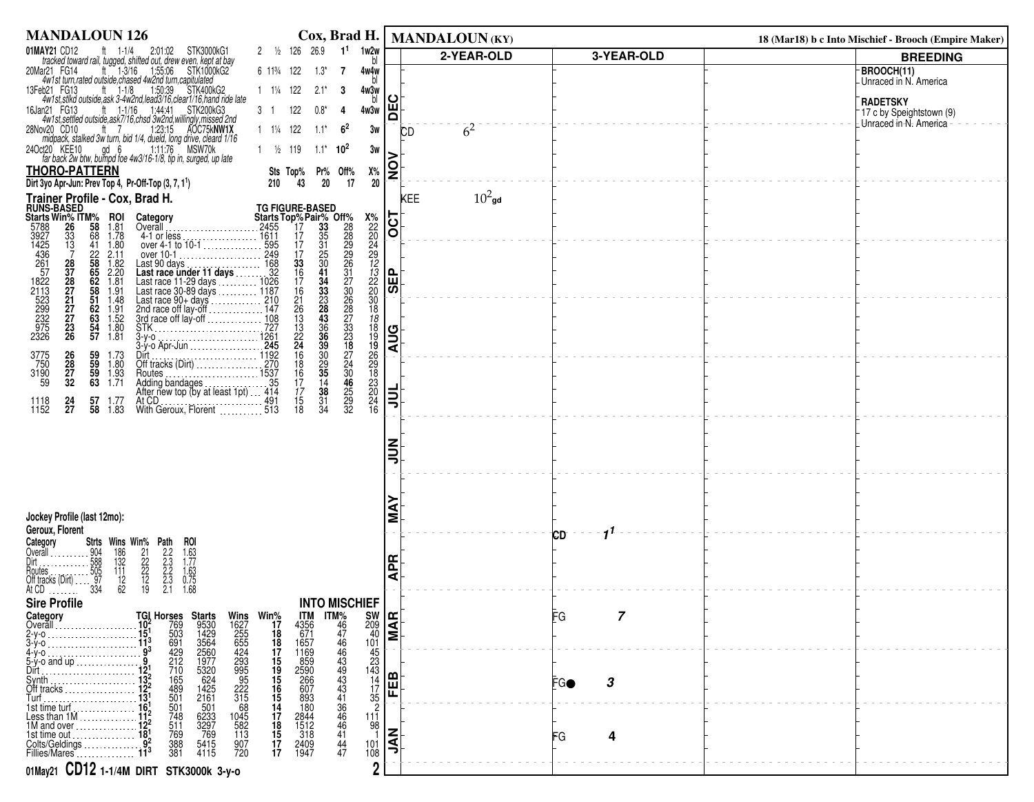# MANDALOUN 126 — Cox, Brad H.

| Date | Track | Cond | Dist | Time | Race | Pos | Margin | Wt | Odds | Fig | Trip |
|---|---|---|---|---|---|---|---|---|---|---|---|
| 01MAY21 | CD12 | ft | 1-1/4 | 2:01:02 | STK3000kG1 | 2 | ½ | 126 | 26.9 | $1^1$ | 1w2w bl |
| | *tracked toward rail, tugged, shifted out, drew even, kept at bay* | | | | | | | | | | |
| 20Mar21 | FG14 | ft | 1-3/16 | 1:55:06 | STK1000kG2 | 6 | 11¾ | 122 | 1.3* | 7 | 4w4w bl |
| | *4w1st turn,rated outside,chased 4w2nd turn,capitulated* | | | | | | | | | | |
| 13Feb21 | FG13 | ft | 1-1/8 | 1:50:39 | STK400kG2 | 1 | 1¼ | 122 | 2.1* | 3 | 4w3w bl |
| | *4w1st,stlkd outside,ask 3-4w2nd,lead3/16,clear1/16,hand ride late* | | | | | | | | | | |
| 16Jan21 | FG13 | ft | 1-1/16 | 1:44:41 | STK200kG3 | 3 | 1 | 122 | 0.8* | 4 | 4w3w |
| | *4w1st,settled outside,ask7/16,chsd 3w2nd,willingly,missed 2nd* | | | | | | | | | | |
| 28Nov20 | CD10 | ft | 7 | 1:23:15 | AOC75kNW1X | 1 | 1¼ | 122 | 1.1* | $6^2$ | 3w |
| | *midpack, stalked 3w turn, bid 1/4, dueld, long drive, cleard 1/16* | | | | | | | | | | |
| 24Oct20 | KEE10 | gd | 6 | 1:11:76 | MSW70k | 1 | ½ | 119 | 1.1* | $10^2$ | 3w |
| | *far back 2w btw, bumpd foe 4w3/16-1/8, tip in, surged, up late* | | | | | | | | | | |

## THORO-PATTERN

| | Sts | Top% | Pr% | Off% | X% |
|---|---|---|---|---|---|
| Dirt 3yo Apr-Jun: Prev Top 4, Pr-Off-Top (3, 7, $1^1$) | 210 | 43 | 20 | 17 | 20 |

## Trainer Profile - Cox, Brad H.

| Starts (Runs) | Win% | ITM% | ROI | Category | Starts (TG) | Top% | Pair% | Off% | X% |
|---|---|---|---|---|---|---|---|---|---|
| 5788 | 26 | 58 | 1.81 | Overall | 2455 | 17 | 33 | 28 | 22 |
| 3927 | 33 | 68 | 1.78 | 4-1 or less | 1611 | 17 | 35 | 28 | 20 |
| 1425 | 13 | 41 | 1.80 | over 4-1 to 10-1 | 595 | 17 | 31 | 29 | 24 |
| 436 | 7 | 22 | 2.11 | over 10-1 | 249 | 17 | 25 | 29 | 29 |
| 261 | 28 | 58 | 1.82 | Last 90 days | 168 | 33 | 30 | 26 | 12 |
| 57 | 37 | 65 | 2.20 | **Last race under 11 days** | 32 | 16 | 41 | 31 | 13 |
| 1822 | 28 | 62 | 1.81 | Last race 11-29 days | 1026 | 17 | 34 | 27 | 22 |
| 2113 | 27 | 58 | 1.91 | Last race 30-89 days | 1187 | 16 | 33 | 30 | 20 |
| 523 | 21 | 51 | 1.48 | Last race 90+ days | 210 | 21 | 23 | 26 | 30 |
| 299 | 27 | 62 | 1.91 | 2nd race off lay-off | 147 | 26 | 28 | 28 | 18 |
| 232 | 27 | 63 | 1.52 | 3rd race off lay-off | 108 | 13 | 43 | 27 | 18 |
| 975 | 23 | 54 | 1.80 | STK | 727 | 13 | 36 | 33 | 18 |
| 2326 | 26 | 57 | 1.81 | 3-y-o | 1261 | 22 | 36 | 23 | 19 |
| | | | | 3-y-o Apr-Jun | 245 | 24 | 39 | 18 | 19 |
| 3775 | 26 | 59 | 1.73 | Dirt | 1192 | 16 | 30 | 27 | 26 |
| 750 | 28 | 59 | 1.80 | Off tracks (Dirt) | 270 | 18 | 29 | 24 | 29 |
| 3190 | 27 | 59 | 1.93 | Routes | 1537 | 16 | 35 | 30 | 18 |
| 59 | 32 | 63 | 1.71 | Adding bandages | 35 | 17 | 14 | 46 | 23 |
| | | | | After new top (by at least 1pt) | 414 | 17 | 38 | 25 | 20 |
| 1118 | 24 | 57 | 1.77 | At CD | 491 | 15 | 31 | 29 | 24 |
| 1152 | 27 | 58 | 1.83 | With Geroux, Florent | 513 | 18 | 34 | 32 | 16 |

## Jockey Profile (last 12mo): Geroux, Florent

| Category | Strts | Wins | Win% | Path | ROI |
|---|---|---|---|---|---|
| Overall | 904 | 186 | 21 | 2.2 | 1.63 |
| Dirt | 588 | 132 | 22 | 2.3 | 1.77 |
| Routes | 505 | 111 | 22 | 2.2 | 1.63 |
| Off tracks (Dirt) | 97 | 12 | 12 | 2.3 | 0.75 |
| At CD | 334 | 62 | 19 | 2.1 | 1.68 |

## Sire Profile — INTO MISCHIEF

| Category | TGI | Horses | Starts | Wins | Win% | ITM | ITM% | SW |
|---|---|---|---|---|---|---|---|---|
| Overall | $10^2$ | 769 | 9530 | 1627 | 17 | 4356 | 46 | 209 |
| 2-y-o | $15^1$ | 503 | 1429 | 255 | 18 | 671 | 47 | 40 |
| 3-y-o | $11^3$ | 691 | 3564 | 655 | 18 | 1657 | 46 | 101 |
| 4-y-o | $9^3$ | 429 | 2560 | 424 | 17 | 1169 | 46 | 45 |
| 5-y-o and up | 9 | 212 | 1977 | 293 | 15 | 859 | 43 | 23 |
| Dirt | $12^1$ | 710 | 5320 | 995 | 19 | 2590 | 49 | 143 |
| Synth | $13^2$ | 165 | 624 | 95 | 15 | 266 | 43 | 14 |
| Off tracks | $12^2$ | 489 | 1425 | 222 | 16 | 607 | 43 | 17 |
| Turf | $13^1$ | 501 | 2161 | 315 | 15 | 893 | 41 | 35 |
| 1st time turf | $16^1$ | 501 | 501 | 68 | 14 | 180 | 36 | 2 |
| Less than 1M | $11^2$ | 748 | 6233 | 1045 | 17 | 2844 | 46 | 111 |
| 1M and over | $12^2$ | 511 | 3297 | 582 | 18 | 1512 | 46 | 98 |
| 1st time out | $18^1$ | 769 | 769 | 113 | 15 | 318 | 41 | 1 |
| Colts/Geldings | $9^2$ | 388 | 5415 | 907 | 17 | 2409 | 44 | 101 |
| Fillies/Mares | $11^3$ | 381 | 4115 | 720 | 17 | 1947 | 47 | 108 |

**01May21 CD12 1-1/4M DIRT STK3000k 3-y-o**

# MANDALOUN (KY)

18 (Mar18) b c Into Mischief - Brooch (Empire Maker)

| Month | 2-YEAR-OLD | 3-YEAR-OLD |
|---|---|---|
| DEC | | |
| NOV | CD $6^2$ | |
| OCT | KEE $10^2$gd | |
| SEP | | |
| AUG | | |
| JUL | | |
| JUN | | |
| MAY | | CD $1^1$ |
| APR | | |
| MAR | | FG 7 |
| FEB | | FG● 3 |
| JAN | | FG 4 |

## BREEDING

**BROOCH(11)**
Unraced in N. America

**RADETSKY**
17 c by Speightstown (9)
Unraced in N. America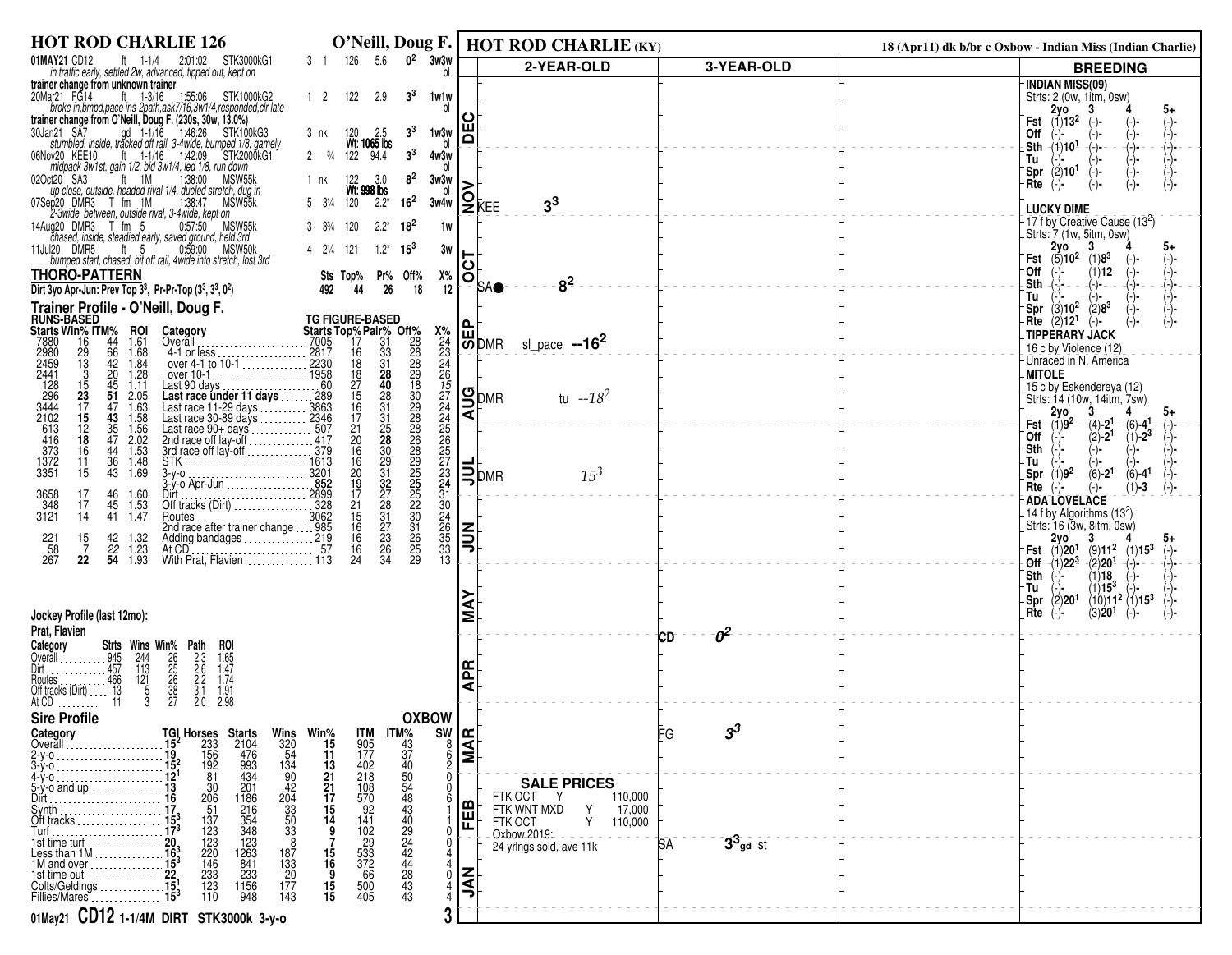## HOT ROD CHARLIE 126 — O'Neill, Doug F.

| Date/Race | Surface | Dist | Time | Class | Post | Fin | Wt | Odds | Fig | Path |
|---|---|---|---|---|---|---|---|---|---|---|
| 01MAY21 CD12 | ft | 1-1/4 | 2:01:02 | STK3000kG1 | 3 | 1 | 126 | 5.6 | $0^2$ | 3w3w bl |

*in traffic early, settled 2w, advanced, tipped out, kept on*

trainer change from unknown trainer

| Date/Race | Surface | Dist | Time | Class | Post | Fin | Wt | Odds | Fig | Path |
|---|---|---|---|---|---|---|---|---|---|---|
| 20Mar21 FG14 | ft | 1-3/16 | 1:55:06 | STK1000kG2 | 1 | 2 | 122 | 2.9 | $3^3$ | 1w1w bl |

*broke in,bmpd,pace ins-2path,ask7/16,3w1/4,responded,clr late*

trainer change from O'Neill, Doug F. (230s, 30w, 13.0%)

| Date/Race | Surface | Dist | Time | Class | Post | Fin | Wt | Odds | Fig | Path |
|---|---|---|---|---|---|---|---|---|---|---|
| 30Jan21 SA7 | gd | 1-1/16 | 1:46:26 | STK100kG3 | 3 | nk | 120 (Wt: 1065 lbs) | 2.5 | $3^3$ | 1w3w bl |
| 06Nov20 KEE10 | ft | 1-1/16 | 1:42:09 | STK2000kG1 | 2 | ¾ | 122 | 94.4 | $3^3$ | 4w3w bl |
| 02Oct20 SA3 | ft | 1M | 1:38:00 | MSW55k | 1 | nk | 122 (Wt: 998 lbs) | 3.0 | $8^2$ | 3w3w bl |
| 07Sep20 DMR3 | T fm | 1M | 1:38:47 | MSW55k | 5 | 3¼ | 120 | 2.2* | $16^2$ | 3w4w |
| 14Aug20 DMR3 | T fm | 5 | 0:57:50 | MSW55k | 3 | 3¾ | 120 | 2.2* | $18^2$ | 1w |
| 11Jul20 DMR5 | ft | 5 | 0:59:00 | MSW50k | 4 | 2¼ | 121 | 1.2* | $15^3$ | 3w |

- 30Jan21: *stumbled, inside, tracked off rail, 3-4wide, bumped 1/8, gamely*
- 06Nov20: *midpack 3w1st, gain 1/2, bid 3w1/4, led 1/8, run down*
- 02Oct20: *up close, outside, headed rival 1/4, dueled stretch, dug in*
- 07Sep20: *2-3wide, between, outside rival, 3-4wide, kept on*
- 14Aug20: *chased, inside, steadied early, saved ground, held 3rd*
- 11Jul20: *bumped start, chased, bit off rail, 4wide into stretch, lost 3rd*

### THORO-PATTERN

| | Sts | Top% | Pr% | Off% | X% |
|---|---|---|---|---|---|
| Dirt 3yo Apr-Jun: Prev Top $3^3$, Pr-Pr-Top ($3^3$, $3^3$, $0^2$) | 492 | 44 | 26 | 18 | 12 |

### Trainer Profile - O'Neill, Doug F.

| Starts | Win% | ITM% | ROI | Category | Starts | Top% | Pair% | Off% | X% |
|---|---|---|---|---|---|---|---|---|---|
| 7880 | 16 | 44 | 1.61 | Overall | 7005 | 17 | 31 | 28 | 24 |
| 2980 | 29 | 66 | 1.68 | 4-1 or less | 2817 | 16 | 33 | 28 | 23 |
| 2459 | 13 | 42 | 1.84 | over 4-1 to 10-1 | 2230 | 18 | 31 | 28 | 24 |
| 2441 | 3 | 20 | 1.28 | over 10-1 | 1958 | 18 | **28** | 29 | 26 |
| 128 | 15 | 45 | 1.11 | Last 90 days | 60 | 27 | **40** | 18 | *15* |
| 296 | **23** | **51** | **2.05** | **Last race under 11 days** | 289 | 15 | 28 | 30 | 27 |
| 3444 | 17 | 47 | 1.63 | Last race 11-29 days | 3863 | 16 | 31 | 29 | 24 |
| 2102 | 15 | **43** | 1.58 | Last race 30-89 days | 2346 | 17 | 31 | 28 | 24 |
| 613 | 12 | 35 | 1.56 | Last race 90+ days | 507 | 21 | 25 | 28 | 25 |
| 416 | **18** | 47 | 2.02 | 2nd race off lay-off | 417 | 20 | **28** | 26 | 26 |
| 373 | 16 | 44 | 1.53 | 3rd race off lay-off | 379 | 16 | 30 | 28 | 25 |
| 1372 | 11 | 36 | 1.48 | STK | 1613 | 16 | 29 | 29 | 27 |
| 3351 | 15 | 43 | 1.69 | 3-y-o | 3201 | 20 | 31 | 25 | 23 |
| | | | | 3-y-o Apr-Jun | 852 | **19** | **32** | **25** | **24** |
| 3658 | 17 | 46 | 1.60 | Dirt | 2899 | 17 | 27 | 25 | 31 |
| 348 | 17 | 45 | 1.53 | Off tracks (Dirt) | 328 | 21 | 28 | 22 | 30 |
| 3121 | 14 | 41 | 1.47 | Routes | 3062 | 15 | 31 | 30 | 24 |
| | | | | 2nd race after trainer change | 985 | 16 | 27 | 31 | 26 |
| 221 | 15 | 42 | 1.32 | Adding bandages | 219 | 16 | 23 | 26 | 35 |
| 58 | 7 | *22* | 1.23 | At CD | 57 | 16 | 26 | 25 | 33 |
| 267 | **22** | **54** | 1.93 | With Prat, Flavien | 113 | 24 | 34 | 29 | 13 |

### Jockey Profile (last 12mo): Prat, Flavien

| Category | Strts | Wins | Win% | Path | ROI |
|---|---|---|---|---|---|
| Overall | 945 | 244 | 26 | 2.3 | 1.65 |
| Dirt | 457 | 113 | 25 | 2.6 | 1.47 |
| Routes | 466 | 121 | 26 | 2.2 | 1.74 |
| Off tracks (Dirt) | 13 | 5 | 38 | 3.1 | 1.91 |
| At CD | 11 | 3 | 27 | 2.0 | 2.98 |

### Sire Profile — OXBOW

| Category | TGI | Horses | Starts | Wins | Win% | ITM | ITM% | SW |
|---|---|---|---|---|---|---|---|---|
| Overall | $15^2$ | 233 | 2104 | 320 | 15 | 905 | 43 | 8 |
| 2-y-o | 19 | 156 | 476 | 54 | 11 | 177 | 37 | 6 |
| 3-y-o | $15^2$ | 192 | 993 | 134 | 13 | 402 | 40 | 2 |
| 4-y-o | $12^1$ | 81 | 434 | 90 | 21 | 218 | 50 | 0 |
| 5-y-o and up | 13 | 30 | 201 | 42 | 21 | 108 | 54 | 0 |
| Dirt | 16 | 206 | 1186 | 204 | 17 | 570 | 48 | 6 |
| Synth | 17 | 51 | 216 | 33 | 15 | 92 | 43 | 1 |
| Off tracks | $15^3$ | 137 | 354 | 50 | 14 | 141 | 40 | 1 |
| Turf | $17^3$ | 123 | 348 | 33 | 9 | 102 | 29 | 0 |
| 1st time turf | 20 | 123 | 123 | 8 | 7 | 29 | 24 | 0 |
| Less than 1M | $16^3$ | 220 | 1263 | 187 | 15 | 533 | 42 | 4 |
| 1M and over | $15^3$ | 146 | 841 | 133 | 16 | 372 | 44 | 4 |
| 1st time out | 22 | 233 | 233 | 20 | 9 | 66 | 28 | 0 |
| Colts/Geldings | $15^1$ | 123 | 1156 | 177 | 15 | 500 | 43 | 4 |
| Fillies/Mares | $15^3$ | 110 | 948 | 143 | 15 | 405 | 43 | 3 |

**01May21 CD12 1-1/4M DIRT STK3000k 3-y-o**

## HOT ROD CHARLIE (KY)

18 (Apr11) dk b/br c Oxbow - Indian Miss (Indian Charlie)

| Month | 2-YEAR-OLD | 3-YEAR-OLD |
|---|---|---|
| DEC | | |
| NOV | KEE $3^3$ | |
| OCT | SA● $8^2$ | |
| SEP | DMR sl_pace --$16^2$ | |
| AUG | DMR tu --*$18^2$* | |
| JUL | DMR *$15^3$* | |
| JUN | | |
| MAY | | CD $0^2$ |
| APR | | |
| MAR | | FG $3^3$ |
| FEB | | |
| JAN | | SA $3^3$ gd st |

**SALE PRICES**

| | | |
|---|---|---|
| FTK OCT | Y | 110,000 |
| FTK WNT MXD | Y | 17,000 |
| FTK OCT | Y | 110,000 |

Oxbow 2019: 24 yrlngs sold, ave 11k

### BREEDING

**INDIAN MISS(09)**
Strts: 2 (0w, 1itm, 0sw)

| | 2yo | 3 | 4 | 5+ |
|---|---|---|---|---|
| Fst | (1)$13^2$ | (-)- | (-)- | (-)- |
| Off | (-)- | (-)- | (-)- | (-)- |
| Sth | (1)$10^1$ | (-)- | (-)- | (-)- |
| Tu | (-)- | (-)- | (-)- | (-)- |
| Spr | (2)$10^1$ | (-)- | (-)- | (-)- |
| Rte | (-)- | (-)- | (-)- | (-)- |

**LUCKY DIME**
17 f by Creative Cause ($13^2$)
Strts: 7 (1w, 5itm, 0sw)

| | 2yo | 3 | 4 | 5+ |
|---|---|---|---|---|
| Fst | (5)$10^2$ | (1)$8^3$ | (-)- | (-)- |
| Off | (-)- | (1)12 | (-)- | (-)- |
| Sth | (-)- | (-)- | (-)- | (-)- |
| Tu | (-)- | (-)- | (-)- | (-)- |
| Spr | (3)$10^2$ | (2)$8^3$ | (-)- | (-)- |
| Rte | (2)$12^1$ | (-)- | (-)- | (-)- |

**TIPPERARY JACK**
16 c by Violence (12)
Unraced in N. America

**MITOLE**
15 c by Eskendereya (12)
Strts: 14 (10w, 14itm, 7sw)

| | 2yo | 3 | 4 | 5+ |
|---|---|---|---|---|
| Fst | (1)$9^2$ | (4)-$2^1$ | (6)-$4^1$ | (-)- |
| Off | (-)- | (2)-$2^1$ | (1)-$2^3$ | (-)- |
| Sth | (-)- | (-)- | (-)- | (-)- |
| Tu | (-)- | (-)- | (-)- | (-)- |
| Spr | (1)$9^2$ | (6)-$2^1$ | (6)-$4^1$ | (-)- |
| Rte | (-)- | (-)- | (1)-3 | (-)- |

**ADA LOVELACE**
14 f by Algorithms ($13^2$)
Strts: 16 (3w, 8itm, 0sw)

| | 2yo | 3 | 4 | 5+ |
|---|---|---|---|---|
| Fst | (1)$20^1$ | (9)$11^2$ | (1)$15^3$ | (-)- |
| Off | (1)$22^3$ | (2)$20^1$ | (-)- | (-)- |
| Sth | (-)- | (1)18 | (-)- | (-)- |
| Tu | (-)- | (1)$15^3$ | (-)- | (-)- |
| Spr | (2)$20^1$ | (10)$11^2$ | (1)$15^3$ | (-)- |
| Rte | (-)- | (3)$20^1$ | (-)- | (-)- |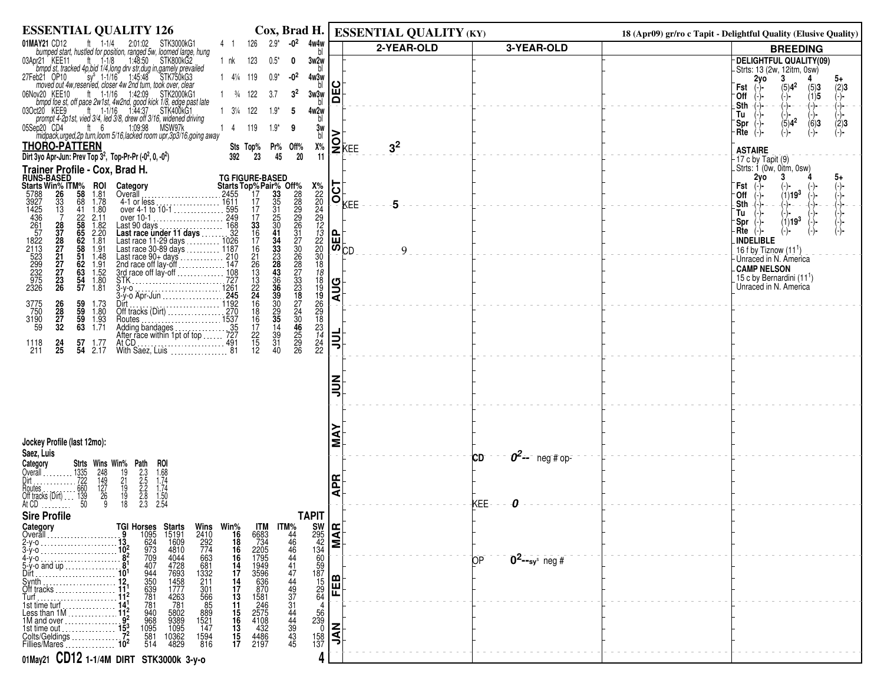# ESSENTIAL QUALITY 126 — Cox, Brad H.

| Date/Track | Cond | Dist | Time | Race | | | Wt | Odds | TG | Post/Path |
|---|---|---|---|---|---|---|---|---|---|---|
| 01MAY21 CD12 | ft | 1-1/4 | 2:01:02 | STK3000kG1 | 4 | 1 | 126 | 2.9* | -0² | 4w4w bl |
| *bumped start, hustled for position, ranged 5w, loomed large, hung* | | | | | | | | | | |
| 03Apr21 KEE11 | ft | 1-1/8 | 1:48:50 | STK800kG2 | 1 | nk | 123 | 0.5* | 0 | 3w2w bl |
| *bmpd st, tracked 4p,bid 1/4,long drv str,dug in,gamely prevailed* | | | | | | | | | | |
| 27Feb21 OP10 | sy[s] | 1-1/16 | 1:45:48 | STK750kG3 | 1 | 4¼ | 119 | 0.9* | -0² | 4w3w bl |
| *moved out 4w,reserved, closer 4w 2nd turn, took over, clear* | | | | | | | | | | |
| 06Nov20 KEE10 | ft | 1-1/16 | 1:42:09 | STK2000kG1 | 1 | ¾ | 122 | 3.7 | 3² | 3w3w bl |
| *bmpd foe st, off pace 2w1st, 4w2nd, good kick 1/8, edge past late* | | | | | | | | | | |
| 03Oct20 KEE9 | ft | 1-1/16 | 1:44:37 | STK400kG1 | 1 | 3¼ | 122 | 1.9* | 5 | 4w2w bl |
| *prompt 4-2p1st, vied 3/4, led 3/8, drew off 3/16, widened driving* | | | | | | | | | | |
| 05Sep20 CD4 | ft | 6 | 1:09:98 | MSW97k | 1 | 4 | 119 | 1.9* | 9 | 3w bl |
| *midpack,urged,2p turn,loom 5/16,lacked room upr,3p3/16,going away* | | | | | | | | | | |

## THORO-PATTERN

| | Sts | Top% | Pr% | Off% | X% |
|---|---|---|---|---|---|
| Dirt 3yo Apr-Jun: Prev Top 3², Top-Pr-Pr (-0², 0, -0²) | 392 | 23 | 45 | 20 | 11 |

## Trainer Profile - Cox, Brad H.

| RUNS-BASED Starts | Win% | ITM% | ROI | Category | TG FIGURE-BASED Starts | Top% | Pair% | Off% | X% |
|---|---|---|---|---|---|---|---|---|---|
| 5788 | 26 | 58 | 1.81 | Overall | 2455 | 17 | 33 | 28 | 22 |
| 3927 | 33 | 68 | 1.78 | 4-1 or less | 1611 | 17 | 35 | 28 | 20 |
| 1425 | 13 | 41 | 1.80 | over 4-1 to 10-1 | 595 | 17 | 31 | 29 | 24 |
| 436 | 7 | 22 | 2.11 | over 10-1 | 249 | 17 | 25 | 29 | 29 |
| 261 | 28 | 58 | 1.82 | Last 90 days | 168 | 33 | 30 | 26 | 12 |
| 57 | 37 | 65 | 2.20 | **Last race under 11 days** | 32 | 16 | 41 | 31 | 13 |
| 1822 | 28 | 62 | 1.81 | Last race 11-29 days | 1026 | 17 | 34 | 27 | 22 |
| 2113 | 27 | 58 | 1.91 | Last race 30-89 days | 1187 | 16 | 33 | 30 | 20 |
| 523 | 21 | 51 | 1.48 | Last race 90+ days | 210 | 21 | 23 | 26 | 30 |
| 299 | 27 | 62 | 1.91 | 2nd race off lay-off | 147 | 26 | 28 | 28 | 18 |
| 232 | 27 | 63 | 1.52 | 3rd race off lay-off | 108 | 13 | 43 | 27 | 18 |
| 975 | 23 | 54 | 1.80 | STK | 727 | 13 | 36 | 33 | 18 |
| 2326 | 26 | 57 | 1.81 | 3-y-o | 1261 | 22 | 36 | 23 | 19 |
| | | | | 3-y-o Apr-Jun | 245 | 24 | 39 | 18 | 19 |
| 3775 | 26 | 59 | 1.73 | Dirt | 1192 | 16 | 30 | 27 | 26 |
| 750 | 28 | 59 | 1.80 | Off tracks (Dirt) | 270 | 18 | 29 | 24 | 29 |
| 3190 | 27 | 59 | 1.93 | Routes | 1537 | 16 | 35 | 30 | 18 |
| 59 | 32 | 63 | 1.71 | Adding bandages | 35 | 17 | 14 | 46 | 23 |
| | | | | After race within 1pt of top | 727 | 22 | 39 | 25 | 14 |
| 1118 | 24 | 57 | 1.77 | At CD | 491 | 15 | 31 | 29 | 24 |
| 211 | 25 | 54 | 2.17 | With Saez, Luis | 81 | 12 | 40 | 26 | 22 |

## Jockey Profile (last 12mo):

Saez, Luis

| Category | Strts | Wins | Win% | Path | ROI |
|---|---|---|---|---|---|
| Overall | 1335 | 248 | 19 | 2.3 | 1.68 |
| Dirt | 722 | 149 | 21 | 2.5 | 1.74 |
| Routes | 660 | 127 | 19 | 2.2 | 1.74 |
| Off tracks (Dirt) | 139 | 26 | 19 | 2.8 | 1.50 |
| At CD | 50 | 9 | 18 | 2.3 | 2.54 |

## Sire Profile — TAPIT

| Category | TGI | Horses | Starts | Wins | Win% | ITM | ITM% | SW |
|---|---|---|---|---|---|---|---|---|
| Overall | 9 | 1095 | 15191 | 2410 | 16 | 6683 | 44 | 295 |
| 2-y-o | 13 | 624 | 1609 | 292 | 18 | 734 | 46 | 42 |
| 3-y-o | 10² | 973 | 4810 | 774 | 16 | 2205 | 46 | 134 |
| 4-y-o | 8² | 709 | 4044 | 663 | 16 | 1795 | 44 | 60 |
| 5-y-o and up | 8¹ | 407 | 4728 | 681 | 14 | 1949 | 41 | 59 |
| Dirt | 10¹ | 944 | 7693 | 1332 | 17 | 3596 | 47 | 187 |
| Synth | 12 | 350 | 1458 | 211 | 14 | 636 | 44 | 15 |
| Off tracks | 11¹ | 639 | 1777 | 301 | 17 | 870 | 49 | 29 |
| Turf | 11² | 781 | 4263 | 566 | 13 | 1581 | 37 | 64 |
| 1st time turf | 14¹ | 781 | 781 | 85 | 11 | 246 | 31 | 4 |
| Less than 1M | 11² | 940 | 5802 | 889 | 15 | 2575 | 44 | 56 |
| 1M and over | 9² | 968 | 9389 | 1521 | 16 | 4108 | 44 | 239 |
| 1st time out | 15³ | 1095 | 1095 | 147 | 13 | 432 | 39 | 0 |
| Colts/Geldings | 7² | 581 | 10362 | 1594 | 15 | 4486 | 43 | 158 |
| Fillies/Mares | 10² | 514 | 4829 | 816 | 17 | 2197 | 45 | 137 |

01May21 CD12 1-1/4M DIRT STK3000k 3-y-o

# ESSENTIAL QUALITY (KY)

18 (Apr09) gr/ro c Tapit - Delightful Quality (Elusive Quality)

| Month | 2-YEAR-OLD | 3-YEAR-OLD |
|---|---|---|
| DEC | | |
| NOV | KEE 3² | |
| OCT | KEE 5 | |
| SEP | CD 9 | |
| AUG | | |
| JUL | | |
| JUN | | |
| MAY | | CD 0²-- neg # op- |
| APR | | KEE 0 |
| MAR | | |
| FEB | | OP 0²--sy[s] neg # |
| JAN | | |

## BREEDING

**DELIGHTFUL QUALITY(09)**
Strts: 13 (2w, 12itm, 0sw)

| | 2yo | 3 | 4 | 5+ |
|---|---|---|---|---|
| Fst | (-)- | (5)4² | (5)3 | (2)3 |
| Off | (-)- | (-)- | (1)5 | (-)- |
| Sth | (-)- | (-)- | (-)- | (-)- |
| Tu | (-)- | (-)- | (-)- | (-)- |
| Spr | (-)- | (5)4² | (6)3 | (2)3 |
| Rte | (-)- | (-)- | (-)- | (-)- |

**ASTAIRE**
17 c by Tapit (9)
Strts: 1 (0w, 0itm, 0sw)

| | 2yo | 3 | 4 | 5+ |
|---|---|---|---|---|
| Fst | (-)- | (-)- | (-)- | (-)- |
| Off | (-)- | (1)19³ | (-)- | (-)- |
| Sth | (-)- | (-)- | (-)- | (-)- |
| Tu | (-)- | (-)- | (-)- | (-)- |
| Spr | (-)- | (1)19³ | (-)- | (-)- |
| Rte | (-)- | (-)- | (-)- | (-)- |

**INDELIBLE**
16 f by Tiznow (11¹)
Unraced in N. America

**CAMP NELSON**
15 c by Bernardini (11¹)
Unraced in N. America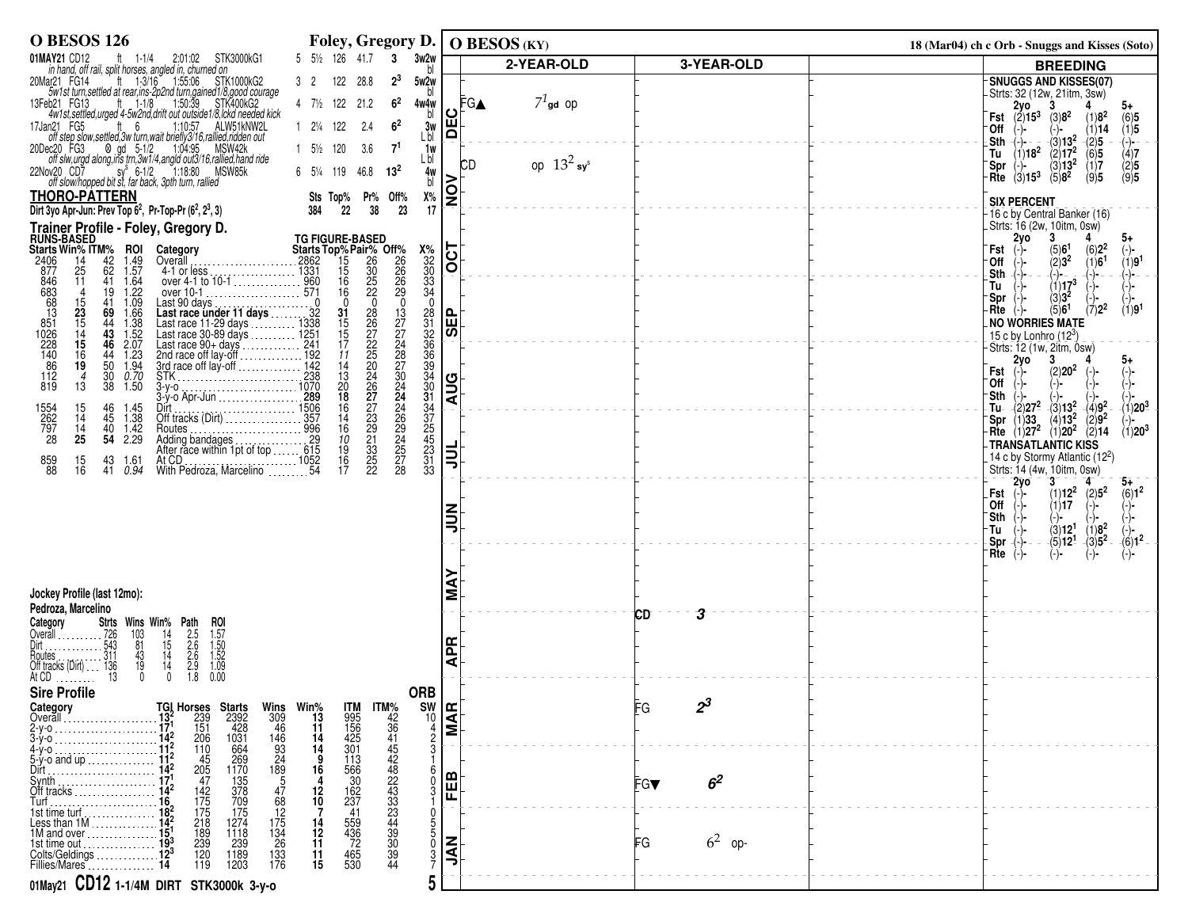# O BESOS 126

**Foley, Gregory D.**

| Date | Track | Surf | Dist | Time | Race | PP | Len | Wt | Odds | Fig | Trip |
|---|---|---|---|---|---|---|---|---|---|---|---|
| 01MAY21 | CD12 | ft | 1-1/4 | 2:01:02 | STK3000kG1 | 5 | 5½ | 126 | 41.7 | 3 | 3w2w bl |
| | *in hand, off rail, split horses, angled in, churned on* | | | | | | | | | | |
| 20Mar21 | FG14 | ft | 1-3/16 | 1:55:06 | STK1000kG2 | 3 | 2 | 122 | 28.8 | $2^3$ | 5w2w bl |
| | *5w1st turn,settled at rear,ins-2p2nd turn,gained1/8,good courage* | | | | | | | | | | |
| 13Feb21 | FG13 | ft | 1-1/8 | 1:50:39 | STK400kG2 | 4 | 7½ | 122 | 21.2 | $6^2$ | 4w4w bl |
| | *4w1st,settled,urged 4-5w2nd,drift out outside1/8,lckd needed kick* | | | | | | | | | | |
| 17Jan21 | FG5 | ft | 6 | 1:10:57 | ALW51kNW2L | 1 | 2¼ | 122 | 2.4 | $6^2$ | 3w L bl |
| | *off step slow,settled,3w turn,wait briefly3/16,rallied,ridden out* | | | | | | | | | | |
| 20Dec20 | FG3 | ⊗ gd | 5-1/2 | 1:04:95 | MSW42k | 1 | 5½ | 120 | 3.6 | $7^1$ | 1w L bl |
| | *off slw,urgd along,ins trn,3w1/4,angld out3/16,rallied,hand ride* | | | | | | | | | | |
| 22Nov20 | CD7 | sy | 6-1/2 | 1:18:80 | MSW85k | 6 | 5¼ | 119 | 46.8 | $13^2$ | 4w bl |
| | *off slow/hopped bit st, far back, 3pth turn, rallied* | | | | | | | | | | |

## THORO-PATTERN

| | Sts | Top% | Pr% | Off% | X% |
|---|---|---|---|---|---|
| Dirt 3yo Apr-Jun: Prev Top $6^2$, Pr-Top-Pr ($6^2$, $2^3$, 3) | 384 | 22 | 38 | 23 | 17 |

## Trainer Profile - Foley, Gregory D.

| Starts | Win% | ITM% | ROI | Category | TG Starts | Top% | Pair% | Off% | X% |
|---|---|---|---|---|---|---|---|---|---|
| 2406 | 14 | 42 | 1.49 | Overall | 2862 | 15 | 26 | 26 | 32 |
| 877 | 25 | 62 | 1.57 | 4-1 or less | 1331 | 15 | 30 | 26 | 30 |
| 846 | 11 | 41 | 1.64 | over 4-1 to 10-1 | 960 | 16 | 25 | 26 | 33 |
| 683 | 4 | 19 | 1.22 | over 10-1 | 571 | 16 | 22 | 29 | 34 |
| 68 | 15 | 41 | 1.09 | Last 90 days | 0 | 0 | 0 | 0 | 0 |
| **13** | **23** | **69** | 1.66 | **Last race under 11 days** | 32 | **31** | 28 | 13 | 28 |
| 851 | 15 | 44 | 1.38 | Last race 11-29 days | 1338 | 15 | 26 | 27 | 31 |
| 1026 | 14 | **43** | 1.52 | Last race 30-89 days | 1251 | 15 | 27 | 27 | 32 |
| 228 | **15** | **46** | 2.07 | Last race 90+ days | 241 | 17 | 22 | 24 | 36 |
| 140 | 16 | 44 | 1.23 | 2nd race off lay-off | 192 | *11* | 25 | 28 | 36 |
| 86 | **19** | 50 | 1.94 | 3rd race off lay-off | 142 | 14 | 20 | 27 | 39 |
| 112 | *4* | 30 | *0.70* | STK | 238 | 13 | 24 | 30 | 34 |
| 819 | 13 | 38 | 1.50 | 3-y-o | 1070 | 20 | 26 | 24 | 30 |
| | | | | 3-y-o Apr-Jun | **289** | **18** | **27** | **24** | **31** |
| 1554 | 15 | 46 | 1.45 | Dirt | 1506 | 16 | 27 | 24 | 34 |
| 262 | 14 | 45 | 1.38 | Off tracks (Dirt) | 357 | 14 | 23 | 26 | 37 |
| 797 | 14 | 40 | 1.42 | Routes | 996 | 16 | 29 | 29 | 25 |
| 28 | **25** | **54** | 2.29 | Adding bandages | 29 | *10* | 21 | 24 | 45 |
| | | | | After race within 1pt of top | 615 | 19 | 33 | 25 | 23 |
| 859 | 15 | 43 | 1.61 | At CD | 1052 | 16 | 25 | 27 | 31 |
| 88 | 16 | 41 | *0.94* | With Pedroza, Marcelino | 54 | 17 | 22 | 28 | 33 |

## Jockey Profile (last 12mo):

**Pedroza, Marcelino**

| Category | Strts | Wins | Win% | Path | ROI |
|---|---|---|---|---|---|
| Overall | 726 | 103 | 14 | 2.5 | 1.57 |
| Dirt | 543 | 81 | 15 | 2.6 | 1.50 |
| Routes | 311 | 43 | 14 | 2.6 | 1.52 |
| Off tracks (Dirt) | 136 | 19 | 14 | 2.9 | 1.09 |
| At CD | 13 | 0 | 0 | 1.8 | 0.00 |

## Sire Profile

| Category | TGI | Horses | Starts | Wins | Win% | ITM | ITM% | ORB SW |
|---|---|---|---|---|---|---|---|---|
| Overall | $13^2$ | 239 | 2392 | 309 | 13 | 995 | 42 | 10 |
| 2-y-o | $17^1$ | 151 | 428 | 46 | 11 | 156 | 36 | 4 |
| 3-y-o | $14^2$ | 206 | 1031 | 146 | 14 | 425 | 41 | 2 |
| 4-y-o | $11^2$ | 110 | 664 | 93 | 14 | 301 | 45 | 3 |
| 5-y-o and up | $11^2$ | 45 | 269 | 24 | 9 | 113 | 42 | 1 |
| Dirt | $14^2$ | 205 | 1170 | 189 | 16 | 566 | 48 | 6 |
| Synth | $17^1$ | 47 | 135 | 5 | 4 | 30 | 22 | 0 |
| Off tracks | $14^2$ | 142 | 378 | 47 | 12 | 162 | 43 | 3 |
| Turf | $16_1$ | 175 | 709 | 68 | 10 | 237 | 33 | 1 |
| 1st time turf | $18^2$ | 175 | 175 | 12 | 7 | 41 | 23 | 0 |
| Less than 1M | $14^2$ | 218 | 1274 | 175 | 14 | 559 | 44 | 5 |
| 1M and over | $15^1$ | 189 | 1118 | 134 | 12 | 436 | 39 | 5 |
| 1st time out | $19^3$ | 239 | 239 | 26 | 11 | 72 | 30 | 0 |
| Colts/Geldings | $12^3$ | 120 | 1189 | 133 | 11 | 465 | 39 | 3 |
| Fillies/Mares | 14 | 119 | 1203 | 176 | 15 | 530 | 44 | 7 |

**01May21 CD12 1-1/4M DIRT STK3000k 3-y-o**

---

# O BESOS (KY)

18 (Mar04) ch c Orb - Snuggs and Kisses (Soto)

| Month | 2-YEAR-OLD | 3-YEAR-OLD |
|---|---|---|
| DEC | FG▲ $7^1$ gd op | |
| NOV | CD op $13^2$ sy | |
| OCT | | |
| SEP | | |
| AUG | | |
| JUL | | |
| JUN | | |
| MAY | | CD 3 |
| APR | | |
| MAR | | FG $2^3$ |
| FEB | | FG▼ $6^2$ |
| JAN | | FG $6^2$ op- |

## BREEDING

**SNUGGS AND KISSES(07)**
Strts: 32 (12w, 21itm, 3sw)

| | 2yo | 3 | 4 | 5+ |
|---|---|---|---|---|
| Fst | (2)$15^3$ | (3)$8^2$ | (1)$8^2$ | (6)5 |
| Off | (-)- | (-)- | (1)14 | (1)5 |
| Sth | (-)- | (3)$13^2$ | (2)5 | (-)- |
| Tu | (1)$18^2$ | (2)$17^2$ | (6)5 | (4)7 |
| Spr | (-)- | (3)$13^2$ | (1)7 | (2)5 |
| Rte | (3)$15^3$ | (5)$8^2$ | (9)5 | (9)5 |

**SIX PERCENT**
16 c by Central Banker (16)
Strts: 16 (2w, 10itm, 0sw)

| | 2yo | 3 | 4 | 5+ |
|---|---|---|---|---|
| Fst | (-)- | (5)$6^1$ | (6)$2^2$ | (-)- |
| Off | (-)- | (2)$3^2$ | (1)$6^1$ | (1)$9^1$ |
| Sth | (-)- | (-)- | (-)- | (-)- |
| Tu | (-)- | (1)$17^3$ | (-)- | (-)- |
| Spr | (-)- | (3)$3^2$ | (-)- | (-)- |
| Rte | (-)- | (5)$6^1$ | (7)$2^2$ | (1)$9^1$ |

**NO WORRIES MATE**
15 c by Lonhro ($12^3$)
Strts: 12 (1w, 2itm, 0sw)

| | 2yo | 3 | 4 | 5+ |
|---|---|---|---|---|
| Fst | (-)- | (2)$20^2$ | (-)- | (-)- |
| Off | (-)- | (-)- | (-)- | (-)- |
| Sth | (-)- | (-)- | (-)- | (-)- |
| Tu | (2)$27^2$ | (3)$13^2$ | (4)$9^2$ | (1)$20^3$ |
| Spr | (1)33 | (4)$13^2$ | (2)$9^2$ | (-)- |
| Rte | (1)$27^2$ | (1)$20^2$ | (2)14 | (1)$20^3$ |

**TRANSATLANTIC KISS**
14 c by Stormy Atlantic ($12^2$)
Strts: 14 (4w, 10itm, 0sw)

| | 2yo | 3 | 4 | 5+ |
|---|---|---|---|---|
| Fst | (-)- | (1)$12^2$ | (2)$5^2$ | (6)$1^2$ |
| Off | (-)- | (1)17 | (-)- | (-)- |
| Sth | (-)- | (-)- | (-)- | (-)- |
| Tu | (-)- | (3)$12^1$ | (1)$8^2$ | (-)- |
| Spr | (-)- | (5)$12^1$ | (3)$5^2$ | (6)$1^2$ |
| Rte | (-)- | (-)- | (-)- | (-)- |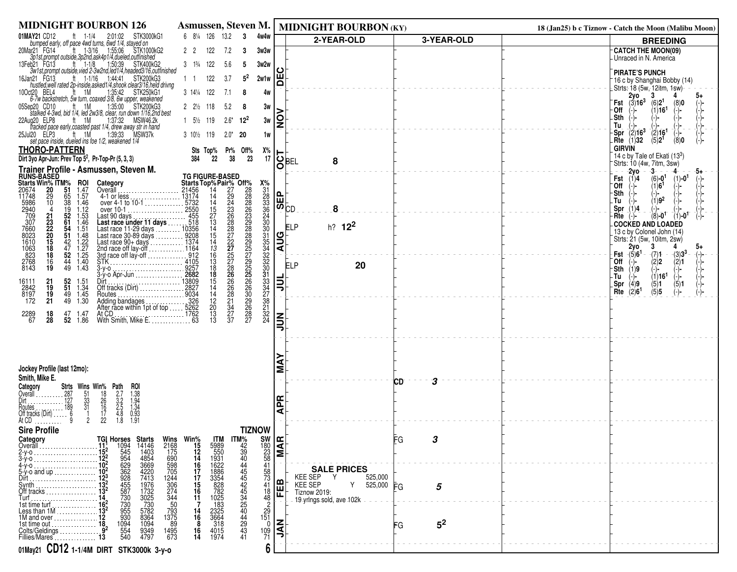## MIDNIGHT BOURBON 126 — Asmussen, Steven M.

| Date | Track | Cond | Dist | Time | Class | PP | Finish | Wt | Odds | TG | Trip |
|---|---|---|---|---|---|---|---|---|---|---|---|
| 01MAY21 | CD12 | ft | 1-1/4 | 2:01:02 | STK3000kG1 | 6 | 8¼ | 126 | 13.2 | 3 | 4w4w |

bumped early, off pace 4wd turns, 6wd 1/4, stayed on

| Date | Track | Cond | Dist | Time | Class | PP | Finish | Wt | Odds | TG | Trip |
|---|---|---|---|---|---|---|---|---|---|---|---|
| 20Mar21 | FG14 | ft | 1-3/16 | 1:55:06 | STK1000kG2 | 2 | 2 | 122 | 7.2 | 3 | 3w3w |

3p1st,prompt outside,3p2nd,ask4p1/4,dueled,outfinished

| Date | Track | Cond | Dist | Time | Class | PP | Finish | Wt | Odds | TG | Trip |
|---|---|---|---|---|---|---|---|---|---|---|---|
| 13Feb21 | FG13 | ft | 1-1/8 | 1:50:39 | STK400kG2 | 3 | 1¾ | 122 | 5.6 | 5 | 3w2w |

3w1st,prompt outside,vied 2-3w2nd,led1/4,headed3/16,outfinished

| Date | Track | Cond | Dist | Time | Class | PP | Finish | Wt | Odds | TG | Trip |
|---|---|---|---|---|---|---|---|---|---|---|---|
| 16Jan21 | FG13 | ft | 1-1/16 | 1:44:41 | STK200kG3 | 1 | 1 | 122 | 3.7 | 5² | 2w1w |

hustled,well rated 2p-inside,asked1/4,shook clear3/16,held drivng

| Date | Track | Cond | Dist | Time | Class | PP | Finish | Wt | Odds | TG | Trip |
|---|---|---|---|---|---|---|---|---|---|---|---|
| 10Oct20 | BEL4 | ft | 1M | 1:35:42 | STK250kG1 | 3 | 14¼ | 122 | 7.1 | 8 | 4w |

6-7w backstretch, 5w turn, coaxed 3/8, 6w upper, weakened

| Date | Track | Cond | Dist | Time | Class | PP | Finish | Wt | Odds | TG | Trip |
|---|---|---|---|---|---|---|---|---|---|---|---|
| 05Sep20 | CD10 | ft | 1M | 1:35:00 | STK200kG3 | 2 | 2½ | 118 | 5.2 | 8 | 3w |

stalked 4-3wd, bid 1/4, led 2w3/8, clear, run down 1/16,2nd best

| Date | Track | Cond | Dist | Time | Class | PP | Finish | Wt | Odds | TG | Trip |
|---|---|---|---|---|---|---|---|---|---|---|---|
| 22Aug20 | ELP8 | ft | 1M | 1:37:32 | MSW46.2k | 1 | 5½ | 119 | 2.6* | 12² | 3w |

tracked pace early,coasted past 1/4, drew away str in hand

| Date | Track | Cond | Dist | Time | Class | PP | Finish | Wt | Odds | TG | Trip |
|---|---|---|---|---|---|---|---|---|---|---|---|
| 25Jul20 | ELP3 | ft | 1M | 1:39:33 | MSW37k | 3 | 10½ | 119 | 2.0* | 20 | 1w |

set pace inside, dueled ins foe 1/2, weakened 1/4

### THORO-PATTERN

| | Sts | Top% | Pr% | Off% | X% |
|---|---|---|---|---|---|
| Dirt 3yo Apr-Jun: Prev Top 5², Pr-Top-Pr (5, 3, 3) | 384 | 22 | 38 | 23 | 17 |

### Trainer Profile - Asmussen, Steven M.

| RUNS-BASED Starts | Win% | ITM% | ROI | Category | TG FIGURE-BASED Starts | Top% | Pair% | Off% | X% |
|---|---|---|---|---|---|---|---|---|---|
| 20674 | 20 | 51 | 1.47 | Overall | 21456 | 14 | 27 | 28 | 31 |
| 11748 | 29 | 65 | 1.57 | 4-1 or less | 13174 | 14 | 29 | 28 | 28 |
| 5986 | 10 | 38 | 1.46 | over 4-1 to 10-1 | 5732 | 14 | 24 | 28 | 33 |
| 2940 | 4 | 19 | 1.12 | over 10-1 | 2550 | 15 | 23 | 26 | 36 |
| 709 | 21 | 52 | 1.53 | Last 90 days | 455 | 27 | 26 | 23 | 24 |
| 307 | 23 | 61 | 1.46 | **Last race under 11 days** | 518 | 13 | 28 | 29 | 30 |
| 7660 | 22 | 54 | 1.51 | Last race 11-29 days | 10356 | 14 | 28 | 28 | 30 |
| 8023 | 20 | 51 | 1.48 | Last race 30-89 days | 9208 | 15 | 27 | 28 | 31 |
| 1610 | 15 | 42 | 1.22 | Last race 90+ days | 1374 | 14 | 22 | 29 | 35 |
| 1063 | 18 | 47 | 1.27 | 2nd race off lay-off | 1164 | 13 | 27 | 25 | 34 |
| 823 | 18 | 52 | 1.25 | 3rd race off lay-off | 912 | 16 | 25 | 27 | 32 |
| 2768 | 16 | 44 | 1.40 | STK | 4105 | 13 | 27 | 29 | 32 |
| 8143 | 19 | 49 | 1.43 | 3-y-o | 9257 | 18 | 28 | 25 | 30 |
| | | | | 3-y-o Apr-Jun | 2682 | 18 | 26 | 25 | 31 |
| 16111 | 21 | 52 | 1.51 | Dirt | 13809 | 15 | 26 | 26 | 33 |
| 2842 | 19 | 51 | 1.34 | Off tracks (Dirt) | 2827 | 14 | 26 | 26 | 34 |
| 8197 | 19 | 49 | 1.45 | Routes | 9034 | 14 | 28 | 30 | 27 |
| 172 | 21 | 49 | 1.30 | Adding bandages | 326 | 12 | 21 | 29 | 38 |
| | | | | After race within 1pt of top | 5262 | 20 | 34 | 26 | 21 |
| 2289 | 18 | 47 | 1.47 | At CD | 1762 | 13 | 27 | 28 | 32 |
| 67 | 28 | 52 | 1.86 | With Smith, Mike E. | 63 | 13 | 37 | 27 | 24 |

### Jockey Profile (last 12mo):
**Smith, Mike E.**

| Category | Strts | Wins | Win% | Path | ROI |
|---|---|---|---|---|---|
| Overall | 287 | 51 | 18 | 2.7 | 1.38 |
| Dirt | 127 | 33 | 26 | 3.2 | 1.94 |
| Routes | 189 | 31 | 16 | 2.5 | 1.34 |
| Off tracks (Dirt) | 6 | 1 | 17 | 4.8 | 0.93 |
| At CD | 9 | 2 | 22 | 1.8 | 1.91 |

### Sire Profile — TIZNOW

| Category | TG | Horses | Starts | Wins | Win% | ITM | ITM% | SW |
|---|---|---|---|---|---|---|---|---|
| Overall | 11 | 1094 | 14146 | 2168 | 15 | 5989 | 42 | 180 |
| 2-y-o | 15² | 545 | 1403 | 175 | 12 | 550 | 39 | 23 |
| 3-y-o | 12² | 954 | 4854 | 690 | 14 | 1931 | 40 | 58 |
| 4-y-o | 10² | 629 | 3669 | 598 | 16 | 1622 | 44 | 41 |
| 5-y-o and up | 10² | 362 | 4220 | 705 | 17 | 1886 | 45 | 58 |
| Dirt | 12³ | 928 | 7413 | 1244 | 17 | 3354 | 45 | 73 |
| Synth | 13² | 455 | 1976 | 306 | 15 | 828 | 42 | 41 |
| Off tracks | 13² | 587 | 1732 | 274 | 16 | 782 | 45 | 18 |
| Turf | 14 | 730 | 3025 | 344 | 11 | 1025 | 34 | 48 |
| 1st time turf | 16² | 730 | 730 | 50 | 7 | 183 | 25 | 2 |
| Less than 1M | 13² | 955 | 5782 | 793 | 14 | 2325 | 40 | 29 |
| 1M and over | 12 | 930 | 8364 | 1375 | 16 | 3664 | 44 | 151 |
| 1st time out | 18 | 1094 | 1094 | 89 | 8 | 318 | 29 | 0 |
| Colts/Geldings | 9² | 554 | 9349 | 1495 | 16 | 4015 | 43 | 109 |
| Fillies/Mares | 13 | 540 | 4797 | 673 | 14 | 1974 | 41 | 71 |

**01May21 CD12 1-1/4M DIRT STK3000k 3-y-o**

## MIDNIGHT BOURBON (KY)
18 (Jan25) b c Tiznow - Catch the Moon (Malibu Moon)

| Month | 2-YEAR-OLD | 3-YEAR-OLD |
|---|---|---|
| DEC | | |
| NOV | | |
| OCT | BEL 8 | |
| SEP | CD 8 | |
| AUG | ELP h? 12² | |
| JUL | ELP 20 | |
| JUN | | |
| MAY | | CD 3 |
| APR | | |
| MAR | | FG 3 |
| FEB | | FG 5 |
| JAN | | FG 5² |

**SALE PRICES**
KEE SEP Y 525,000
KEE SEP Y 525,000
Tiznow 2019:
19 yrlngs sold, ave 102k

### BREEDING

**CATCH THE MOON(09)**
Unraced in N. America

**PIRATE'S PUNCH**
16 c by Shanghai Bobby (14)
Strts: 18 (5w, 12itm, 1sw)

| | 2yo | 3 | 4 | 5+ |
|---|---|---|---|---|
| Fst | (3)16³ | (6)2¹ | (8)0 | (-)- |
| Off | (-)- | (1)16¹ | (-)- | (-)- |
| Sth | (-)- | (-)- | (-)- | (-)- |
| Tu | (-)- | (-)- | (-)- | (-)- |
| Spr | (2)16³ | (2)16¹ | (-)- | (-)- |
| Rte | (1)32 | (5)2¹ | (8)0 | (-)- |

**GIRVIN**
14 c by Tale of Ekati (13³)
Strts: 10 (4w, 7itm, 3sw)

| | 2yo | 3 | 4 | 5+ |
|---|---|---|---|---|
| Fst | (1)4 | (6)-0¹ | (1)-0¹ | (-)- |
| Off | (-)- | (1)6¹ | (-)- | (-)- |
| Sth | (-)- | (-)- | (-)- | (-)- |
| Tu | (-)- | (1)9² | (-)- | (-)- |
| Spr | (1)4 | (-)- | (-)- | (-)- |
| Rte | (-)- | (8)-0¹ | (1)-0¹ | (-)- |

**COCKED AND LOADED**
13 c by Colonel John (14)
Strts: 21 (5w, 10itm, 2sw)

| | 2yo | 3 | 4 | 5+ |
|---|---|---|---|---|
| Fst | (5)6¹ | (7)1 | (3)3³ | (-)- |
| Off | (-)- | (2)2 | (2)1 | (-)- |
| Sth | (1)9 | (-)- | (-)- | (-)- |
| Tu | (-)- | (1)16¹ | (-)- | (-)- |
| Spr | (4)9 | (5)1 | (5)1 | (-)- |
| Rte | (2)6¹ | (5)5 | (-)- | (-)- |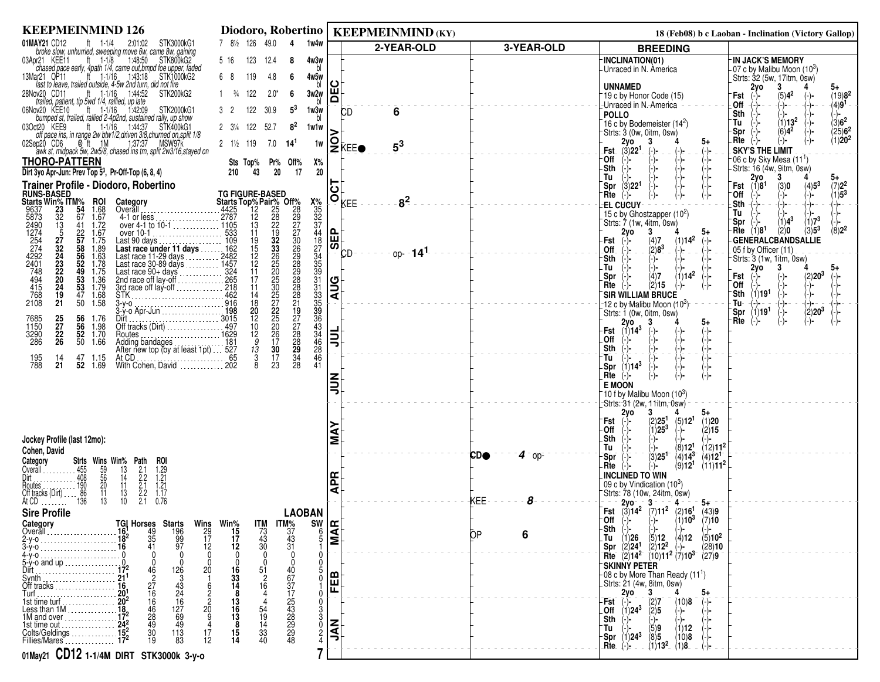## KEEPMEINMIND 126 — Diodoro, Robertino

| Date | Track | Surf | Dist | Time | Race | PP | Odds/Pos | Wt | Odds | Fin | Ptn |
|---|---|---|---|---|---|---|---|---|---|---|---|
| 01MAY21 | CD12 | ft | 1-1/4 | 2:01:02 | STK3000kG1 | 7 | 8½ | 126 | 49.0 | 4 | 1w4w |
| *broke slow, unhurried, sweeping move 6w, came 8w, gaining* | | | | | | | | | | | |
| 03Apr21 | KEE11 | ft | 1-1/8 | 1:48:50 | STK800kG2 | 5 | 16 | 123 | 12.4 | 8 | 4w3w bl |
| *chased pace early, 4path 1/4, came out,bmpd foe upper, faded* | | | | | | | | | | | |
| 13Mar21 | OP11 | ft | 1-1/16 | 1:43:18 | STK1000kG2 | 6 | 8 | 119 | 4.8 | 6 | 4w5w bl |
| *last to leave, trailed outside, 4-5w 2nd turn, did not fire* | | | | | | | | | | | |
| 28Nov20 | CD11 | ft | 1-1/16 | 1:44:52 | STK200kG2 | 1 | ¾ | 122 | 2.0* | 6 | 3w2w bl |
| *trailed, patient, tip 5wd 1/4, rallied, up late* | | | | | | | | | | | |
| 06Nov20 | KEE10 | ft | 1-1/16 | 1:42:09 | STK2000kG1 | 3 | 2 | 122 | 30.9 | $5^3$ | 1w3w bl |
| *bumped st, trailed, rallied 2-4p2nd, sustained rally, up show* | | | | | | | | | | | |
| 03Oct20 | KEE9 | ft | 1-1/16 | 1:44:37 | STK400kG1 | 2 | 3¼ | 122 | 52.7 | $8^2$ | 1w1w |
| *off pace ins, in range 2w btw1/2,driven 3/8,churned on,split 1/8* | | | | | | | | | | | |
| 02Sep20 | CD6 | ⊗ ft | 1M | 1:37:37 | MSW97k | 2 | 1½ | 119 | 7.0 | $14^1$ | 1w |
| *awk st, midpack 5w, 2w5/8, chased ins trn, split 2w3/16,stayed on* | | | | | | | | | | | |

### THORO-PATTERN

| | Sts | Top% | Pr% | Off% | X% |
|---|---|---|---|---|---|
| Dirt 3yo Apr-Jun: Prev Top $5^3$, Pr-Off-Top (6, 8, 4) | 210 | 43 | 20 | 17 | 20 |

### Trainer Profile - Diodoro, Robertino

| Starts | Win% | ITM% | ROI | Category | TG Starts | Top% | Pair% | Off% | X% |
|---|---|---|---|---|---|---|---|---|---|
| 9637 | 23 | 54 | 1.68 | Overall | 4425 | 12 | 25 | 28 | 35 |
| 5873 | 32 | 67 | 1.67 | 4-1 or less | 2787 | 12 | 28 | 29 | 32 |
| 2490 | 13 | 41 | 1.72 | over 4-1 to 10-1 | 1105 | 13 | 22 | 27 | 37 |
| 1274 | 5 | 22 | 1.67 | over 10-1 | 533 | 11 | 19 | 27 | 44 |
| 254 | 27 | 57 | 1.75 | Last 90 days | 109 | 19 | 32 | 30 | 18 |
| 274 | 32 | 58 | 1.89 | **Last race under 11 days** | 162 | 15 | 33 | 26 | 27 |
| 4292 | 24 | 56 | 1.63 | Last race 11-29 days | 2482 | 12 | 26 | 29 | 34 |
| 2401 | 23 | 52 | 1.78 | Last race 30-89 days | 1457 | 12 | 25 | 28 | 35 |
| 748 | 22 | 49 | 1.75 | Last race 90+ days | 324 | 11 | 20 | 29 | 39 |
| 494 | 20 | 53 | 1.36 | 2nd race off lay-off | 265 | 17 | 25 | 28 | 31 |
| 415 | 24 | 53 | 1.79 | 3rd race off lay-off | 218 | 11 | 30 | 28 | 31 |
| 768 | 19 | 47 | 1.68 | STK | 462 | 14 | 25 | 28 | 33 |
| 2108 | 21 | 50 | 1.58 | 3-y-o | 916 | 18 | 27 | 21 | 35 |
| | | | | 3-y-o Apr-Jun | 198 | 20 | 22 | 19 | 39 |
| 7685 | 25 | 56 | 1.76 | Dirt | 3015 | 12 | 25 | 27 | 36 |
| 1150 | 27 | 56 | 1.98 | Off tracks (Dirt) | 497 | 10 | 20 | 27 | 43 |
| 3290 | 22 | 52 | 1.70 | Routes | 1629 | 12 | 26 | 28 | 34 |
| 286 | 26 | 50 | 1.66 | Adding bandages | 181 | 9 | 17 | 28 | 46 |
| | | | | After new top (by at least 1pt) | 527 | 13 | 30 | 29 | 28 |
| 195 | 14 | 47 | 1.15 | At CD | 65 | 3 | 17 | 34 | 46 |
| 788 | 21 | 52 | 1.69 | With Cohen, David | 202 | 8 | 23 | 28 | 41 |

### Jockey Profile (last 12mo): Cohen, David

| Category | Strts | Wins | Win% | Path | ROI |
|---|---|---|---|---|---|
| Overall | 455 | 59 | 13 | 2.1 | 1.29 |
| Dirt | 408 | 56 | 14 | 2.2 | 1.21 |
| Routes | 190 | 20 | 11 | 2.1 | 1.21 |
| Off tracks (Dirt) | 86 | 11 | 13 | 2.2 | 1.17 |
| At CD | 136 | 13 | 10 | 2.1 | 0.76 |

### Sire Profile — LAOBAN

| Category | TG | Horses | Starts | Wins | Win% | ITM | ITM% | SW |
|---|---|---|---|---|---|---|---|---|
| Overall | $16^1$ | 49 | 196 | 29 | 15 | 73 | 37 | 6 |
| 2-y-o | $18^2$ | 35 | 99 | 17 | 17 | 43 | 43 | 5 |
| 3-y-o | 16 | 41 | 97 | 12 | 12 | 30 | 31 | 1 |
| 4-y-o | 0 | 0 | 0 | 0 | 0 | 0 | 0 | 0 |
| 5-y-o and up | 0 | 0 | 0 | 0 | 0 | 0 | 0 | 0 |
| Dirt | $17^2$ | 46 | 126 | 20 | 16 | 51 | 40 | 5 |
| Synth | $21^1$ | 2 | 3 | 1 | 33 | 2 | 67 | 0 |
| Off tracks | 16 | 27 | 43 | 6 | 14 | 16 | 37 | 1 |
| Turf | $20^1$ | 16 | 24 | 2 | 8 | 4 | 17 | 0 |
| 1st time turf | $20^2$ | 16 | 16 | 2 | 13 | 4 | 25 | 0 |
| Less than 1M | 18 | 46 | 127 | 20 | 16 | 54 | 43 | 3 |
| 1M and over | $17^2$ | 28 | 69 | 9 | 13 | 19 | 28 | 3 |
| 1st time out | $24^2$ | 49 | 49 | 4 | 8 | 14 | 29 | 0 |
| Colts/Geldings | $15^2$ | 30 | 113 | 17 | 15 | 33 | 29 | 2 |
| Fillies/Mares | $17^2$ | 19 | 83 | 12 | 14 | 40 | 48 | 4 |

**01May21 CD12 1-1/4M DIRT STK3000k 3-y-o**

## KEEPMEINMIND (KY)

18 (Feb08) b c Laoban - Inclination (Victory Gallop)

| Month | 2-YEAR-OLD | 3-YEAR-OLD |
|---|---|---|
| DEC | | |
| NOV | CD 6; KEE● $5^3$ | |
| OCT | KEE $8^2$ | |
| SEP | CD op- $14^1$ | |
| AUG | | |
| JUL | | |
| JUN | | |
| MAY | | CD● 4 op- |
| APR | | KEE 8 |
| MAR | | OP 6 |
| FEB | | |
| JAN | | |

### BREEDING

**INCLINATION(01)**
Unraced in N. America

**UNNAMED**
19 c by Honor Code (15)
Unraced in N. America

**POLLO**
16 c by Bodemeister ($14^2$)
Strts: 3 (0w, 0itm, 0sw)

| | 2yo | 3 | 4 | 5+ |
|---|---|---|---|---|
| Fst | (3)$22^1$ | (-)- | (-)- | (-)- |
| Off | (-)- | (-)- | (-)- | (-)- |
| Sth | (-)- | (-)- | (-)- | (-)- |
| Tu | (-)- | (-)- | (-)- | (-)- |
| Spr | (3)$22^1$ | (-)- | (-)- | (-)- |
| Rte | (-)- | (-)- | (-)- | (-)- |

**EL CUCUY**
15 c by Ghostzapper ($10^2$)
Strts: 7 (1w, 4itm, 0sw)

| | 2yo | 3 | 4 | 5+ |
|---|---|---|---|---|
| Fst | (-)- | (4)7 | (1)$14^2$ | (-)- |
| Off | (-)- | (2)$8^3$ | (-)- | (-)- |
| Sth | (-)- | (-)- | (-)- | (-)- |
| Tu | (-)- | (-)- | (-)- | (-)- |
| Spr | (-)- | (4)7 | (1)$14^2$ | (-)- |
| Rte | (-)- | (2)15 | (-)- | (-)- |

**SIR WILLIAM BRUCE**
12 c by Malibu Moon ($10^3$)
Strts: 1 (0w, 0itm, 0sw)

| | 2yo | 3 | 4 | 5+ |
|---|---|---|---|---|
| Fst | (1)$14^3$ | (-)- | (-)- | (-)- |
| Off | (-)- | (-)- | (-)- | (-)- |
| Sth | (-)- | (-)- | (-)- | (-)- |
| Tu | (-)- | (-)- | (-)- | (-)- |
| Spr | (1)$14^3$ | (-)- | (-)- | (-)- |
| Rte | (-)- | (-)- | (-)- | (-)- |

**E MOON**
10 f by Malibu Moon ($10^3$)
Strts: 31 (2w, 11itm, 0sw)

| | 2yo | 3 | 4 | 5+ |
|---|---|---|---|---|
| Fst | (-)- | (2)$25^1$ | (5)$12^1$ | (1)20 |
| Off | (-)- | (1)$25^3$ | (-)- | (2)15 |
| Sth | (-)- | (-)- | (-)- | (-)- |
| Tu | (-)- | (-)- | (8)$12^1$ | (12)$11^2$ |
| Spr | (-)- | (3)$25^1$ | (4)$14^3$ | (4)$12^1$ |
| Rte | (-)- | (-)- | (9)$12^1$ | (11)$11^2$ |

**INCLINED TO WIN**
09 c by Vindication ($10^3$)
Strts: 78 (10w, 24itm, 0sw)

| | 2yo | 3 | 4 | 5+ |
|---|---|---|---|---|
| Fst | (3)$14^2$ | (7)$11^2$ | (2)$16^1$ | (43)9 |
| Off | (-)- | (-)- | (1)$10^3$ | (7)10 |
| Sth | (-)- | (-)- | (-)- | (-)- |
| Tu | (1)26 | (5)12 | (4)12 | (5)$10^2$ |
| Spr | (2)$24^1$ | (2)$12^2$ | (-)- | (28)10 |
| Rte | (2)$14^2$ | (10)$11^2$ | (7)$10^3$ | (27)9 |

**SKINNY PETER**
08 c by More Than Ready ($11^1$)
Strts: 21 (4w, 8itm, 0sw)

| | 2yo | 3 | 4 | 5+ |
|---|---|---|---|---|
| Fst | (-)- | (2)7 | (10)8 | (-)- |
| Off | (1)$24^3$ | (2)5 | (-)- | (-)- |
| Sth | (-)- | (-)- | (-)- | (-)- |
| Tu | (-)- | (5)9 | (1)12 | (-)- |
| Spr | (1)$24^3$ | (8)5 | (10)8 | (-)- |
| Rte | (-)- | (1)$13^2$ | (1)8 | (-)- |

**IN JACK'S MEMORY**
07 c by Malibu Moon ($10^3$)
Strts: 32 (5w, 17itm, 0sw)

| | 2yo | 3 | 4 | 5+ |
|---|---|---|---|---|
| Fst | (-)- | (5)$4^2$ | (-)- | (19)$8^2$ |
| Off | (-)- | (-)- | (-)- | (4)$9^1$ |
| Sth | (-)- | (-)- | (-)- | (-)- |
| Tu | (-)- | (1)$13^2$ | (-)- | (3)$6^2$ |
| Spr | (-)- | (6)$4^2$ | (-)- | (25)$6^2$ |
| Rte | (-)- | (-)- | (-)- | (1)$20^2$ |

**SKY'S THE LIMIT**
06 c by Sky Mesa ($11^1$)
Strts: 16 (4w, 9itm, 0sw)

| | 2yo | 3 | 4 | 5+ |
|---|---|---|---|---|
| Fst | (1)$8^1$ | (3)0 | (4)$5^3$ | (7)$2^2$ |
| Off | (-)- | (-)- | (-)- | (1)$5^3$ |
| Sth | (-)- | (-)- | (-)- | (-)- |
| Tu | (-)- | (-)- | (-)- | (-)- |
| Spr | (-)- | (1)$4^3$ | (1)$7^3$ | (-)- |
| Rte | (1)$8^1$ | (2)0 | (3)$5^3$ | (8)$2^2$ |

**GENERALCBANDSALLIE**
05 f by Officer (11)
Strts: 3 (1w, 1itm, 0sw)

| | 2yo | 3 | 4 | 5+ |
|---|---|---|---|---|
| Fst | (-)- | (-)- | (2)$20^3$ | (-)- |
| Off | (-)- | (-)- | (-)- | (-)- |
| Sth | (1)$19^1$ | (-)- | (-)- | (-)- |
| Tu | (-)- | (-)- | (-)- | (-)- |
| Spr | (1)$19^1$ | (-)- | (2)$20^3$ | (-)- |
| Rte | (-)- | (-)- | (-)- | (-)- |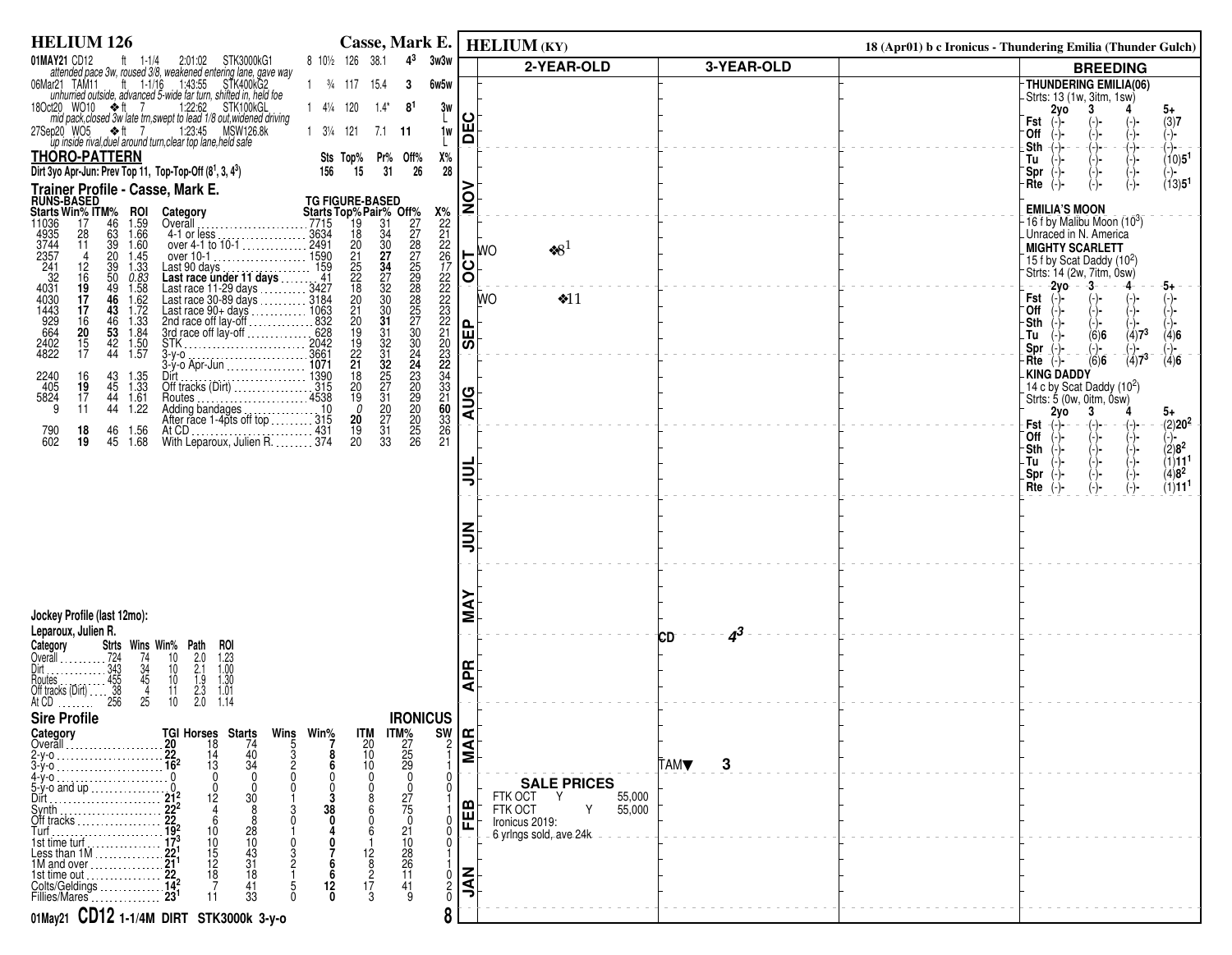# HELIUM 126 — Casse, Mark E.

| Date | Track | Cond | Dist | Time | Race | Field | Odds | Wt | Fig | Finish | Path |
|---|---|---|---|---|---|---|---|---|---|---|---|
| 01MAY21 | CD12 | ft | 1-1/4 | 2:01:02 | STK3000kG1 | 8 | 10½ | 126 | 38.1 | 4³ | 3w3w |
| | | | | | | | | | | | |
| 06Mar21 | TAM11 | ft | 1-1/16 | 1:43:55 | STK400kG2 | 1 | ¾ | 117 | 15.4 | 3 | 6w5w |
| 18Oct20 | WO10 | ❖ft | 7 | 1:22:62 | STK100kGL | 1 | 4¼ | 120 | 1.4* | 8¹ | 3w L |
| 27Sep20 | WO5 | ❖ft | 7 | 1:23:45 | MSW126.8k | 1 | 3¼ | 121 | 7.1 | 11 | 1w L |

- 01MAY21: attended pace 3w, roused 3/8, weakened entering lane, gave way
- 06Mar21: unhurried outside, advanced 5-wide far turn, shifted in, held foe
- 18Oct20: mid pack,closed 3w late trn,swept to lead 1/8 out,widened driving
- 27Sep20: up inside rival,duel around turn,clear top lane,held safe

## THORO-PATTERN

| | Sts | Top% | Pr% | Off% | X% |
|---|---|---|---|---|---|
| Dirt 3yo Apr-Jun: Prev Top 11, Top-Top-Off (8¹, 3, 4³) | 156 | 15 | 31 | 26 | 28 |

## Trainer Profile - Casse, Mark E.

| Starts | Win% | ITM% | ROI | Category | TG Starts | Top% | Pair% | Off% | X% |
|---|---|---|---|---|---|---|---|---|---|
| 11036 | 17 | 46 | 1.59 | Overall | 7715 | 19 | 31 | 27 | 22 |
| 4935 | 28 | 63 | 1.66 | 4-1 or less | 3634 | 18 | 34 | 27 | 21 |
| 3744 | 11 | 39 | 1.60 | over 4-1 to 10-1 | 2491 | 20 | 30 | 28 | 22 |
| 2357 | 4 | 20 | 1.45 | over 10-1 | 1590 | 21 | **27** | 27 | 26 |
| 241 | 12 | 39 | 1.33 | Last 90 days | 159 | 25 | **34** | 25 | *17* |
| 32 | 16 | 50 | *0.83* | **Last race under 11 days** | 41 | 22 | 27 | 29 | 22 |
| 4031 | **19** | 49 | 1.58 | Last race 11-29 days | 3427 | 18 | 32 | 28 | 22 |
| 4030 | **17** | **46** | 1.62 | Last race 30-89 days | 3184 | 20 | 30 | 28 | 22 |
| 1443 | **17** | **43** | 1.72 | Last race 90+ days | 1063 | 21 | 30 | 25 | 23 |
| 929 | 16 | 46 | 1.33 | 2nd race off lay-off | 832 | 20 | **31** | 27 | 22 |
| 664 | **20** | **53** | 1.84 | 3rd race off lay-off | 628 | 19 | 31 | 30 | 21 |
| 2402 | 15 | 42 | 1.50 | STK | 2042 | 19 | 32 | 30 | 20 |
| 4822 | 17 | 44 | 1.57 | 3-y-o | 3661 | 22 | 31 | 24 | 23 |
| | | | | 3-y-o Apr-Jun | **1071** | **21** | **32** | **24** | **22** |
| 2240 | 16 | 43 | 1.35 | Dirt | 1390 | 18 | 25 | 23 | 34 |
| 405 | **19** | 45 | 1.33 | Off tracks (Dirt) | 315 | 20 | 27 | 20 | 33 |
| 5824 | 17 | 44 | 1.61 | Routes | 4538 | 19 | 31 | 29 | 21 |
| 9 | 11 | 44 | 1.22 | Adding bandages | 10 | *0* | 20 | 20 | **60** |
| | | | | After race 1-4pts off top | 315 | **20** | 27 | 20 | 33 |
| 790 | **18** | 46 | 1.56 | At CD | 431 | 19 | 31 | 25 | 26 |
| 602 | **19** | 45 | 1.68 | With Leparoux, Julien R. | 374 | 20 | 33 | 26 | 21 |

## Jockey Profile (last 12mo): Leparoux, Julien R.

| Category | Strts | Wins | Win% | Path | ROI |
|---|---|---|---|---|---|
| Overall | 724 | 74 | 10 | 2.0 | 1.23 |
| Dirt | 343 | 34 | 10 | 2.1 | 1.00 |
| Routes | 455 | 45 | 10 | 1.9 | 1.30 |
| Off tracks (Dirt) | 38 | 4 | 11 | 2.3 | 1.01 |
| At CD | 256 | 25 | 10 | 2.0 | 1.14 |

## Sire Profile — IRONICUS

| Category | TGI | Horses | Starts | Wins | Win% | ITM | ITM% | SW |
|---|---|---|---|---|---|---|---|---|
| Overall | **20** | 18 | 74 | 5 | **7** | 20 | 27 | 2 |
| 2-y-o | **22** | 14 | 40 | 3 | **8** | 10 | 25 | 1 |
| 3-y-o | **16²** | 13 | 34 | 2 | **6** | 10 | 29 | 1 |
| 4-y-o | 0 | 0 | 0 | 0 | 0 | 0 | 0 | 0 |
| 5-y-o and up | 0 | 0 | 0 | 0 | 0 | 0 | 0 | 0 |
| Dirt | **21²** | 12 | 30 | 1 | **3** | 8 | 27 | 1 |
| Synth | **22²** | 4 | 8 | 3 | **38** | 6 | 75 | 1 |
| Off tracks | **22** | 6 | 8 | 0 | **0** | 0 | 0 | 0 |
| Turf | **19²** | 10 | 28 | 1 | **4** | 6 | 21 | 0 |
| 1st time turf | **17³** | 10 | 10 | 0 | **0** | 1 | 10 | 0 |
| Less than 1M | **22¹** | 15 | 43 | 3 | **7** | 12 | 28 | 1 |
| 1M and over | **21¹** | 12 | 31 | 2 | **6** | 8 | 26 | 1 |
| 1st time out | **22** | 18 | 18 | 1 | **6** | 2 | 11 | 0 |
| Colts/Geldings | **14²** | 7 | 41 | 5 | **12** | 17 | 41 | 2 |
| Fillies/Mares | **23¹** | 11 | 33 | 0 | **0** | 3 | 9 | 0 |

**01May21 CD12 1-1/4M DIRT STK3000k 3-y-o**

# HELIUM (KY)

18 (Apr01) b c Ironicus - Thundering Emilia (Thunder Gulch)

| Month | 2-YEAR-OLD | 3-YEAR-OLD |
|---|---|---|
| OCT | WO ❖8¹ | |
| SEP | WO ❖11 | |
| APR | | CD 4³ |
| MAR | | TAM▼ 3 |

### SALE PRICES

- FTK OCT Y 55,000
- FTK OCT Y 55,000
- Ironicus 2019: 6 yrlngs sold, ave 24k

## BREEDING

**THUNDERING EMILIA(06)**
Strts: 13 (1w, 3itm, 1sw)

| | 2yo | 3 | 4 | 5+ |
|---|---|---|---|---|
| Fst | (-)- | (-)- | (-)- | (3)**7** |
| Off | (-)- | (-)- | (-)- | (-)- |
| Sth | (-)- | (-)- | (-)- | (-)- |
| Tu | (-)- | (-)- | (-)- | (10)**5¹** |
| Spr | (-)- | (-)- | (-)- | (-)- |
| Rte | (-)- | (-)- | (-)- | (13)**5¹** |

**EMILIA'S MOON**
16 f by Malibu Moon (10³)
Unraced in N. America

**MIGHTY SCARLETT**
15 f by Scat Daddy (10²)
Strts: 14 (2w, 7itm, 0sw)

| | 2yo | 3 | 4 | 5+ |
|---|---|---|---|---|
| Fst | (-)- | (-)- | (-)- | (-)- |
| Off | (-)- | (-)- | (-)- | (-)- |
| Sth | (-)- | (-)- | (-)- | (-)- |
| Tu | (-)- | (6)**6** | (4)**7³** | (4)**6** |
| Spr | (-)- | (-)- | (-)- | (-)- |
| Rte | (-)- | (6)**6** | (4)**7³** | (4)**6** |

**KING DADDY**
14 c by Scat Daddy (10²)
Strts: 5 (0w, 0itm, 0sw)

| | 2yo | 3 | 4 | 5+ |
|---|---|---|---|---|
| Fst | (-)- | (-)- | (-)- | (2)**20²** |
| Off | (-)- | (-)- | (-)- | (-)- |
| Sth | (-)- | (-)- | (-)- | (2)**8²** |
| Tu | (-)- | (-)- | (-)- | (1)**11¹** |
| Spr | (-)- | (-)- | (-)- | (4)**8²** |
| Rte | (-)- | (-)- | (-)- | (1)**11¹** |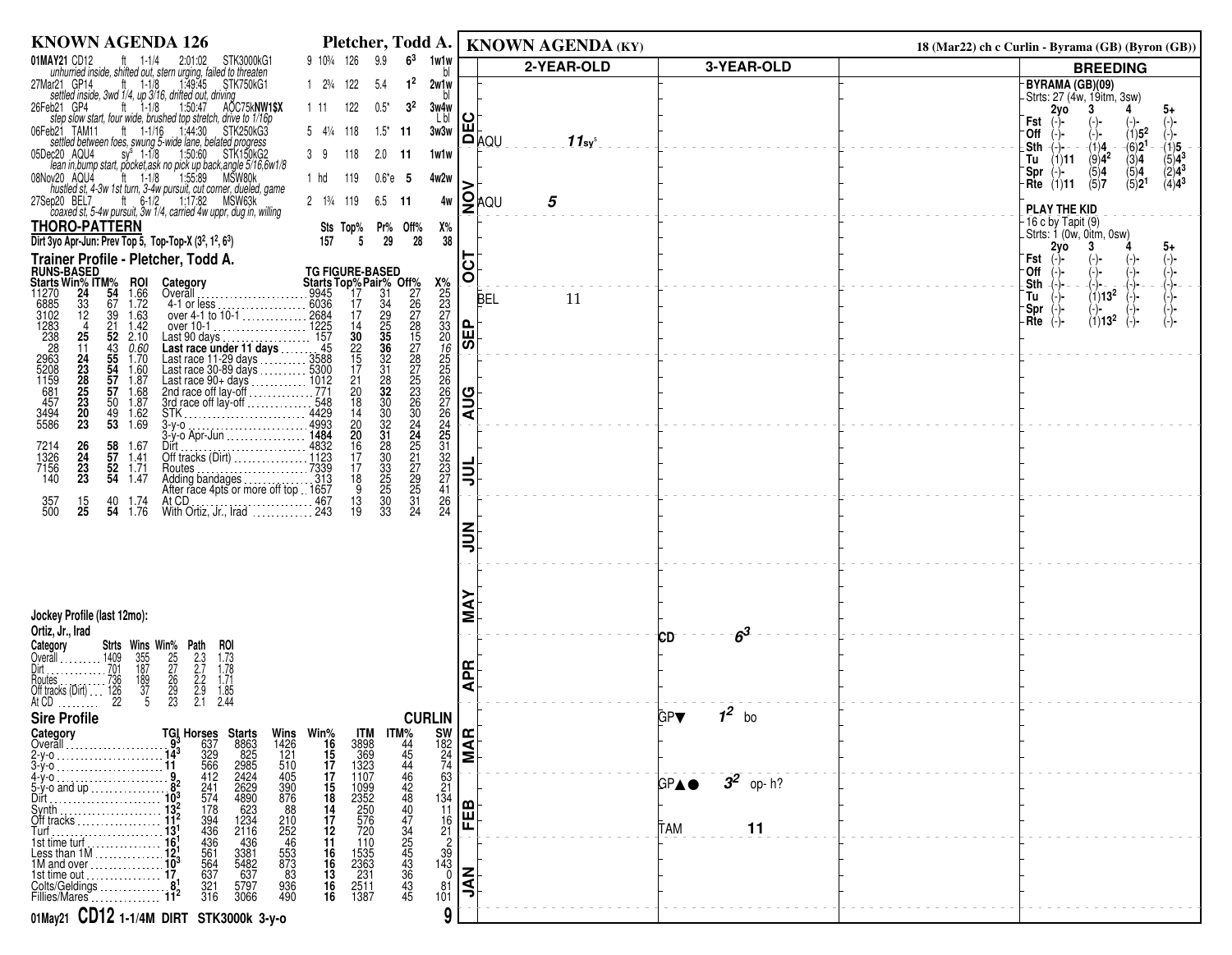# KNOWN AGENDA 126 — Pletcher, Todd A.

| Date/Race | Surface | Dist | Time | Class | PP | Margin | Wt | Odds | TG | Notes |
|---|---|---|---|---|---|---|---|---|---|---|
| 01MAY21 CD12 | ft | 1-1/4 | 2:01:02 | STK3000kG1 | 9 | 10¾ | 126 | 9.9 | $6^3$ | 1w1w bl |
| *unhurried inside, shifted out, stern urging, failed to threaten* | | | | | | | | | | |
| 27Mar21 GP14 | ft | 1-1/8 | 1:49:45 | STK750kG1 | 1 | 2¾ | 122 | 5.4 | $1^2$ | 2w1w bl |
| *settled inside, 3wd 1/4, up 3/16, drifted out, driving* | | | | | | | | | | |
| 26Feb21 GP4 | ft | 1-1/8 | 1:50:47 | AOC75kNW1$X | 1 | 11 | 122 | 0.5* | $3^2$ | 3w4w L bl |
| *step slow start, four wide, brushed top stretch, drive to 1/16p* | | | | | | | | | | |
| 06Feb21 TAM11 | ft | 1-1/16 | 1:44:30 | STK250kG3 | 5 | 4¼ | 118 | 1.5* | 11 | 3w3w |
| *settled between foes, swung 5-wide lane, belated progress* | | | | | | | | | | |
| 05Dec20 AQU4 | sy$^s$ | 1-1/8 | 1:50:60 | STK150kG2 | 3 | 9 | 118 | 2.0 | 11 | 1w1w |
| *lean in,bump start, pocket,ask no pick up back,angle 5/16,6w1/8* | | | | | | | | | | |
| 08Nov20 AQU4 | ft | 1-1/8 | 1:55:89 | MSW80k | 1 | hd | 119 | 0.6*e | 5 | 4w2w |
| *hustled st, 4-3w 1st turn, 3-4w pursuit, cut corner, dueled, game* | | | | | | | | | | |
| 27Sep20 BEL7 | ft | 6-1/2 | 1:17:82 | MSW63k | 2 | 1¾ | 119 | 6.5 | 11 | 4w |
| *coaxed st, 5-4w pursuit, 3w 1/4, carried 4w uppr, dug in, willing* | | | | | | | | | | |

## THORO-PATTERN

| | Sts | Top% | Pr% | Off% | X% |
|---|---|---|---|---|---|
| Dirt 3yo Apr-Jun: Prev Top 5, Top-Top-X ($3^2$, $1^2$, $6^3$) | 157 | 5 | 29 | 28 | 38 |

## Trainer Profile - Pletcher, Todd A.

| Starts | Win% | ITM% | ROI | Category | TG Starts | Top% | Pair% | Off% | X% |
|---|---|---|---|---|---|---|---|---|---|
| 11270 | **24** | **54** | 1.66 | Overall | 9945 | 17 | 31 | 27 | 25 |
| 6885 | 33 | 67 | 1.72 | 4-1 or less | 6036 | 17 | 34 | 26 | 23 |
| 3102 | 12 | 39 | 1.63 | over 4-1 to 10-1 | 2684 | 17 | 29 | 27 | 27 |
| 1283 | 4 | 21 | 1.42 | over 10-1 | 1225 | 14 | 25 | 28 | 33 |
| 238 | **25** | **52** | 2.10 | Last 90 days | 157 | **30** | **35** | 15 | 20 |
| 28 | 11 | 43 | *0.60* | **Last race under 11 days** | 45 | 22 | **36** | 27 | *16* |
| 2963 | **24** | **55** | 1.70 | Last race 11-29 days | 3588 | 15 | 32 | 28 | 25 |
| 5208 | **23** | **54** | 1.60 | Last race 30-89 days | 5300 | 17 | 31 | 27 | 25 |
| 1159 | **28** | **57** | 1.87 | Last race 90+ days | 1012 | 21 | 28 | 25 | 26 |
| 681 | **25** | **57** | 1.68 | 2nd race off lay-off | 771 | 20 | **32** | 23 | 26 |
| 457 | **23** | 50 | 1.87 | 3rd race off lay-off | 548 | 18 | 30 | 26 | 27 |
| 3494 | **20** | 49 | 1.62 | STK | 4429 | 14 | 30 | 30 | 26 |
| 5586 | **23** | **53** | 1.69 | 3-y-o | 4993 | 20 | 32 | 24 | 24 |
| | | | | 3-y-o Apr-Jun | **1484** | **20** | **31** | **24** | **25** |
| 7214 | **26** | **58** | 1.67 | Dirt | 4832 | 16 | 28 | 25 | 31 |
| 1326 | **24** | **57** | 1.41 | Off tracks (Dirt) | 1123 | 17 | 30 | 21 | 32 |
| 7156 | **23** | **52** | 1.71 | Routes | 7339 | 17 | 33 | 27 | 23 |
| 140 | **23** | **54** | 1.47 | Adding bandages | 313 | 18 | 25 | 29 | 27 |
| | | | | After race 4pts or more off top | 1657 | 9 | 25 | 25 | 41 |
| 357 | 15 | 40 | 1.74 | At CD | 467 | 13 | 30 | 31 | 26 |
| 500 | **25** | **54** | 1.76 | With Ortiz, Jr., Irad | 243 | 19 | 33 | 24 | 24 |

## Jockey Profile (last 12mo):

**Ortiz, Jr., Irad**

| Category | Strts | Wins | Win% | Path | ROI |
|---|---|---|---|---|---|
| Overall | 1409 | 355 | 25 | 2.3 | 1.73 |
| Dirt | 701 | 187 | 27 | 2.7 | 1.78 |
| Routes | 736 | 189 | 26 | 2.2 | 1.71 |
| Off tracks (Dirt) | 126 | 37 | 29 | 2.9 | 1.85 |
| At CD | 22 | 5 | 23 | 2.1 | 2.44 |

## Sire Profile — CURLIN

| Category | TGI | Horses | Starts | Wins | Win% | ITM | ITM% | SW |
|---|---|---|---|---|---|---|---|---|
| Overall | $9^3$ | 637 | 8863 | 1426 | 16 | 3898 | 44 | 182 |
| 2-y-o | $14^3$ | 329 | 825 | 121 | 15 | 369 | 45 | 24 |
| 3-y-o | 11 | 566 | 2985 | 510 | 17 | 1323 | 44 | 74 |
| 4-y-o | 9 | 412 | 2424 | 405 | 17 | 1107 | 46 | 63 |
| 5-y-o and up | $8^2$ | 241 | 2629 | 390 | 15 | 1099 | 42 | 21 |
| Dirt | $10^3$ | 574 | 4890 | 876 | 18 | 2352 | 48 | 134 |
| Synth | $13^2$ | 178 | 623 | 88 | 14 | 250 | 40 | 11 |
| Off tracks | $11^2$ | 394 | 1234 | 210 | 17 | 576 | 47 | 16 |
| Turf | $13^1$ | 436 | 2116 | 252 | 12 | 720 | 34 | 21 |
| 1st time turf | $16^1$ | 436 | 436 | 46 | 11 | 110 | 25 | 2 |
| Less than 1M | $12^1$ | 561 | 3381 | 553 | 16 | 1535 | 45 | 39 |
| 1M and over | $10^3$ | 564 | 5482 | 873 | 16 | 2363 | 43 | 143 |
| 1st time out | 17 | 637 | 637 | 83 | 13 | 231 | 36 | 0 |
| Colts/Geldings | $8^1$ | 321 | 5797 | 936 | 16 | 2511 | 43 | 81 |
| Fillies/Mares | $11^2$ | 316 | 3066 | 490 | 16 | 1387 | 45 | 101 |

**01May21 CD12 1-1/4M DIRT STK3000k 3-y-o**

# KNOWN AGENDA (KY)

18 (Mar22) ch c Curlin - Byrama (GB) (Byron (GB))

| Month | 2-YEAR-OLD | 3-YEAR-OLD |
|---|---|---|
| DEC | AQU $11_{sy^s}$ | |
| NOV | AQU 5 | |
| OCT | | |
| SEP | BEL 11 | |
| AUG | | |
| JUL | | |
| JUN | | |
| MAY | | CD $6^3$ |
| APR | | |
| MAR | | GP▼ $1^2$ bo |
| FEB | | GP▲● $3^2$ op- h? |
| | | TAM 11 |
| JAN | | |

## BREEDING

**BYRAMA (GB)(09)**
Strts: 27 (4w, 19itm, 3sw)

| | 2yo | 3 | 4 | 5+ |
|---|---|---|---|---|
| Fst | (-)- | (-)- | (-)- | (-)- |
| Off | (-)- | (-)- | (1)$5^2$ | (-)- |
| Sth | (-)- | (1)4 | (6)$2^1$ | (1)5 |
| Tu | (1)11 | (9)$4^2$ | (3)4 | (5)$4^3$ |
| Spr | (-)- | (5)4 | (5)4 | (2)$4^3$ |
| Rte | (1)11 | (5)7 | (5)$2^1$ | (4)$4^3$ |

**PLAY THE KID**
16 c by Tapit (9)
Strts: 1 (0w, 0itm, 0sw)

| | 2yo | 3 | 4 | 5+ |
|---|---|---|---|---|
| Fst | (-)- | (-)- | (-)- | (-)- |
| Off | (-)- | (-)- | (-)- | (-)- |
| Sth | (-)- | (-)- | (-)- | (-)- |
| Tu | (-)- | (1)$13^2$ | (-)- | (-)- |
| Spr | (-)- | (-)- | (-)- | (-)- |
| Rte | (-)- | (1)$13^2$ | (-)- | (-)- |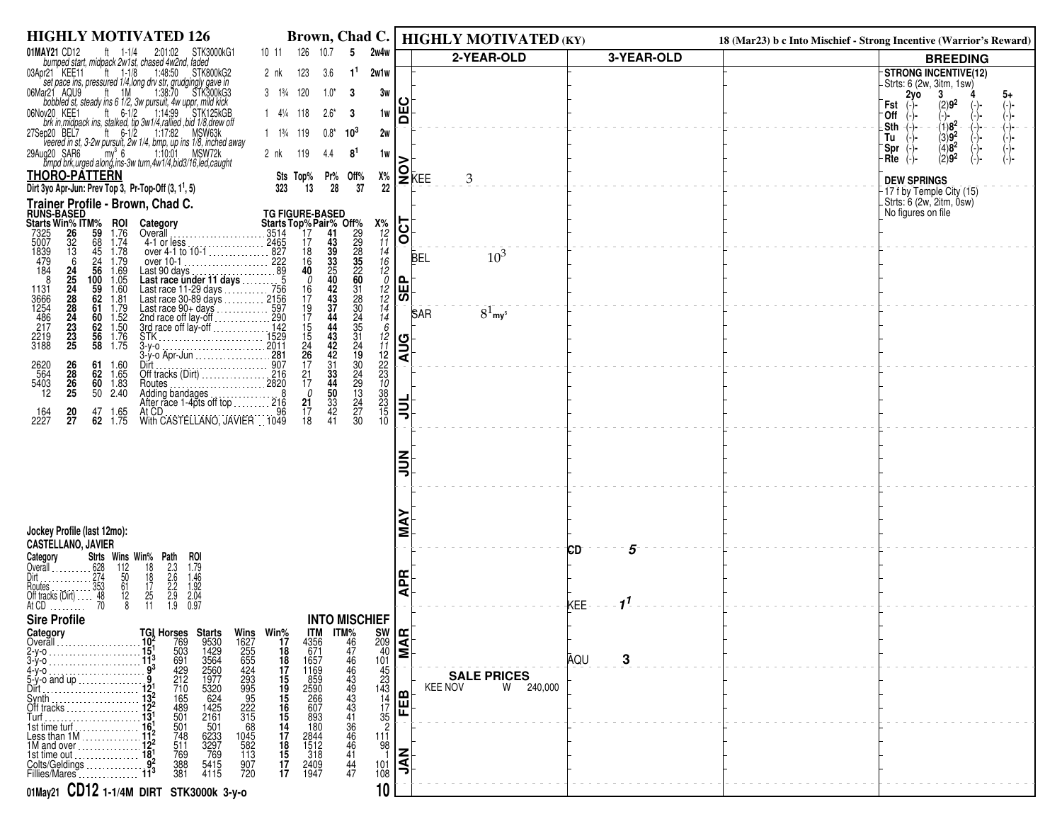# HIGHLY MOTIVATED 126 — Brown, Chad C.

| Date | Track | Surf | Dist | Time | Race | PP | Margin | Wt | Odds | Fig | Comment |
|---|---|---|---|---|---|---|---|---|---|---|---|
| 01MAY21 | CD12 | ft | 1-1/4 | 2:01:02 | STK3000kG1 | 10 | 11 | 126 | 10.7 | 5 | 2w4w |
| | | | | | | | | | | | bumped start, midpack 2w1st, chased 4w2nd, faded |
| 03Apr21 | KEE11 | ft | 1-1/8 | 1:48:50 | STK800kG2 | 2 | nk | 123 | 3.6 | $1^1$ | 2w1w |
| | | | | | | | | | | | set pace ins, pressured 1/4,long drv str, grudgingly gave in |
| 06Mar21 | AQU9 | ft | 1M | 1:38:70 | STK300kG3 | 3 | 1¾ | 120 | 1.0* | 3 | 3w |
| | | | | | | | | | | | bobbled st, steady ins 6 1/2, 3w pursuit, 4w uppr, mild kick |
| 06Nov20 | KEE1 | ft | 6-1/2 | 1:14:99 | STK125kGB | 1 | 4¼ | 118 | 2.6* | 3 | 1w |
| | | | | | | | | | | | brk in,midpack ins, stalked, tip 3w1/4,rallied ,bid 1/8,drew off |
| 27Sep20 | BEL7 | ft | 6-1/2 | 1:17:82 | MSW63k | 1 | 1¾ | 119 | 0.8* | $10^3$ | 2w |
| | | | | | | | | | | | veered in st, 3-2w pursuit, 2w 1/4, bmp, up ins 1/8, inched away |
| 29Aug20 | SAR6 | my$^s$ | 6 | 1:10:01 | MSW72k | 2 | nk | 119 | 4.4 | $8^1$ | 1w |
| | | | | | | | | | | | bmpd brk,urged along,ins-3w turn,4w1/4,bid3/16,led,caught |

## THORO-PATTERN

| | Sts | Top% | Pr% | Off% | X% |
|---|---|---|---|---|---|
| Dirt 3yo Apr-Jun: Prev Top 3, Pr-Top-Off (3, $1^1$, 5) | 323 | 13 | 28 | 37 | 22 |

## Trainer Profile - Brown, Chad C.

| Starts | Win% | ITM% | ROI | Category | Starts | Top% | Pair% | Off% | X% |
|---|---|---|---|---|---|---|---|---|---|
| | RUNS-BASED | | | | TG FIGURE-BASED | | | | |
| 7325 | 26 | 59 | 1.76 | Overall | 3514 | 17 | 41 | 29 | 12 |
| 5007 | 32 | 68 | 1.74 | 4-1 or less | 2465 | 17 | 43 | 29 | 11 |
| 1839 | 13 | 45 | 1.78 | over 4-1 to 10-1 | 827 | 18 | 39 | 28 | 14 |
| 479 | 6 | 24 | 1.79 | over 10-1 | 222 | 16 | 33 | 35 | 16 |
| 184 | 24 | 56 | 1.69 | Last 90 days | 89 | 40 | 25 | 22 | 12 |
| 8 | 25 | 100 | 1.05 | **Last race under 11 days** | 5 | 0 | 40 | 60 | 0 |
| 1131 | 24 | 59 | 1.60 | Last race 11-29 days | 756 | 16 | 42 | 31 | 12 |
| 3666 | 28 | 62 | 1.81 | Last race 30-89 days | 2156 | 17 | 43 | 28 | 12 |
| 1254 | 28 | 61 | 1.79 | Last race 90+ days | 597 | 19 | 37 | 30 | 14 |
| 486 | 24 | 60 | 1.52 | 2nd race off lay-off | 290 | 17 | 44 | 24 | 14 |
| 217 | 23 | 62 | 1.50 | 3rd race off lay-off | 142 | 15 | 44 | 35 | 6 |
| 2219 | 23 | 56 | 1.76 | STK | 1529 | 15 | 43 | 31 | 12 |
| 3188 | 25 | 58 | 1.75 | 3-y-o | 2011 | 24 | 42 | 24 | 11 |
| | | | | 3-y-o Apr-Jun | 281 | 26 | 42 | 19 | 12 |
| 2620 | 26 | 61 | 1.60 | Dirt | 907 | 17 | 31 | 30 | 22 |
| 564 | 28 | 62 | 1.65 | Off tracks (Dirt) | 216 | 21 | 33 | 24 | 23 |
| 5403 | 26 | 60 | 1.83 | Routes | 2820 | 17 | 44 | 29 | 10 |
| 12 | 25 | 50 | 2.40 | Adding bandages | 8 | 0 | 50 | 13 | 38 |
| | | | | After race 1-4pts off top | 216 | 21 | 33 | 24 | 23 |
| 164 | 20 | 47 | 1.65 | At CD | 96 | 17 | 42 | 27 | 15 |
| 2227 | 27 | 62 | 1.75 | With CASTELLANO, JAVIER | 1049 | 18 | 41 | 30 | 10 |

## Jockey Profile (last 12mo):

**CASTELLANO, JAVIER**

| Category | Strts | Wins | Win% | Path | ROI |
|---|---|---|---|---|---|
| Overall | 628 | 112 | 18 | 2.3 | 1.79 |
| Dirt | 274 | 50 | 18 | 2.6 | 1.46 |
| Routes | 353 | 61 | 17 | 2.2 | 1.92 |
| Off tracks (Dirt) | 48 | 12 | 25 | 2.9 | 2.04 |
| At CD | 70 | 8 | 11 | 1.9 | 0.97 |

## Sire Profile — INTO MISCHIEF

| Category | TGI | Horses | Starts | Wins | Win% | ITM | ITM% | SW |
|---|---|---|---|---|---|---|---|---|
| Overall | $10^2$ | 769 | 9530 | 1627 | 17 | 4356 | 46 | 209 |
| 2-y-o | $15^1$ | 503 | 1429 | 255 | 18 | 671 | 47 | 40 |
| 3-y-o | $11^3$ | 691 | 3564 | 655 | 18 | 1657 | 46 | 101 |
| 4-y-o | $9^3$ | 429 | 2560 | 424 | 17 | 1169 | 46 | 45 |
| 5-y-o and up | 9 | 212 | 1977 | 293 | 15 | 859 | 43 | 23 |
| Dirt | $12^1$ | 710 | 5320 | 995 | 19 | 2590 | 49 | 143 |
| Synth | $13^2$ | 165 | 624 | 95 | 15 | 266 | 43 | 14 |
| Off tracks | $12^2$ | 489 | 1425 | 222 | 16 | 607 | 43 | 17 |
| Turf | $13^1$ | 501 | 2161 | 315 | 15 | 893 | 41 | 35 |
| 1st time turf | $16^1$ | 501 | 501 | 68 | 14 | 180 | 36 | 2 |
| Less than 1M | $11^2$ | 748 | 6233 | 1045 | 17 | 2844 | 46 | 111 |
| 1M and over | $12^2$ | 511 | 3297 | 582 | 18 | 1512 | 46 | 98 |
| 1st time out | $18^1$ | 769 | 769 | 113 | 15 | 318 | 41 | 1 |
| Colts/Geldings | $9^2$ | 388 | 5415 | 907 | 17 | 2409 | 44 | 101 |
| Fillies/Mares | $11^3$ | 381 | 4115 | 720 | 17 | 1947 | 47 | 108 |

01May21 **CD12** 1-1/4M DIRT STK3000k 3-y-o

---

# HIGHLY MOTIVATED (KY)

18 (Mar23) b c Into Mischief - Strong Incentive (Warrior's Reward)

| Month | 2-YEAR-OLD | 3-YEAR-OLD |
|---|---|---|
| DEC | | |
| NOV | KEE 3 | |
| OCT | | |
| SEP | BEL $10^3$ | |
| AUG | SAR $8^1$ my$^s$ | |
| JUL | | |
| JUN | | |
| MAY | | CD 5 |
| APR | | KEE $1^1$ |
| MAR | | AQU 3 |
| FEB | SALE PRICES: KEE NOV W 240,000 | |
| JAN | | |

## BREEDING

**STRONG INCENTIVE(12)**
Strts: 6 (2w, 3itm, 1sw)

| | 2yo | 3 | 4 | 5+ |
|---|---|---|---|---|
| Fst | (-)- | (2)$9^2$ | (-)- | (-)- |
| Off | (-)- | (-)- | (-)- | (-)- |
| Sth | (-)- | (1)$8^2$ | (-)- | (-)- |
| Tu | (-)- | (3)$9^2$ | (-)- | (-)- |
| Spr | (-)- | (4)$8^2$ | (-)- | (-)- |
| Rte | (-)- | (2)$9^2$ | (-)- | (-)- |

**DEW SPRINGS**
17 f by Temple City (15)
Strts: 6 (2w, 2itm, 0sw)
No figures on file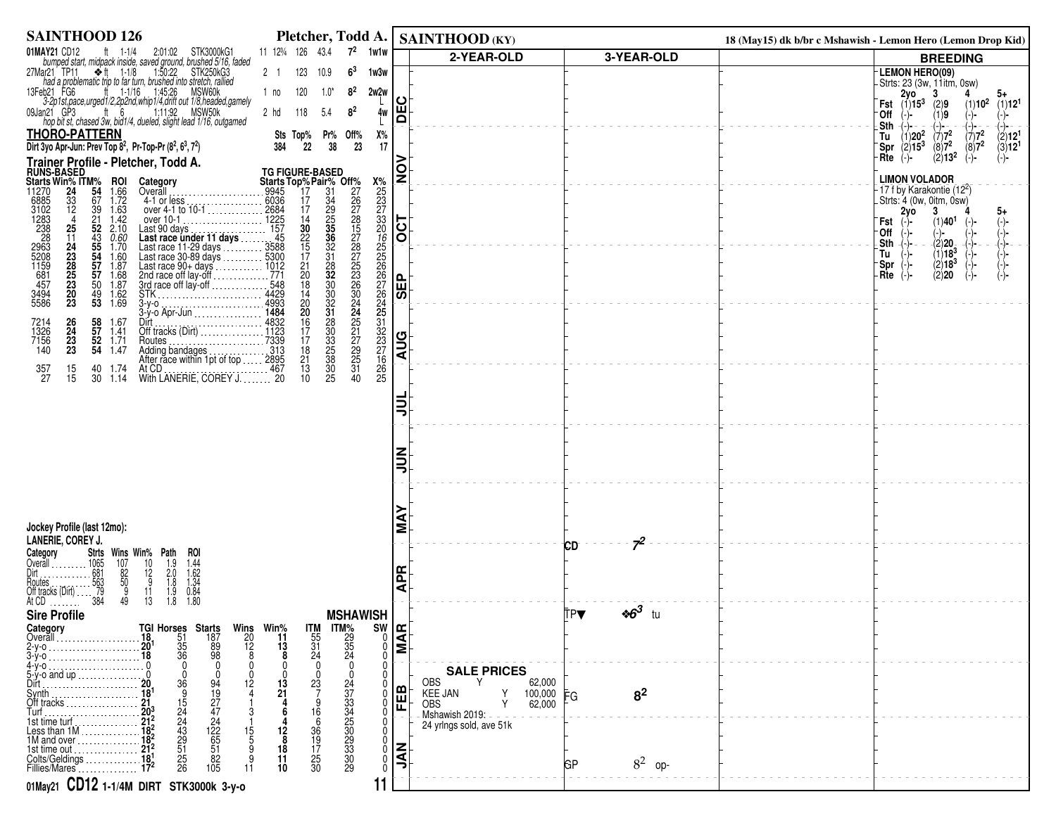# SAINTHOOD 126 — Pletcher, Todd A.

| Date/Track | Cond | Dist | Time | Class | | | Wt | Odds | Fig | |
|---|---|---|---|---|---|---|---|---|---|---|
| 01MAY21 CD12 | ft | 1-1/4 | 2:01:02 | STK3000kG1 | 11 | 12¾ | 126 | 43.4 | $7^2$ | 1w1w |
| *bumped start, midpack inside, saved ground, brushed 5/16, faded* | | | | | | | | | | |
| 27Mar21 TP11 | ❖ ft | 1-1/8 | 1:50:22 | STK250kG3 | 2 | 1 | 123 | 10.9 | $6^3$ | 1w3w |
| *had a problematic trip to far turn, brushed into stretch, rallied* | | | | | | | | | | |
| 13Feb21 FG6 | ft | 1-1/16 | 1:45:26 | MSW60k | 1 | no | 120 | 1.0* | $8^2$ | 2w2w L |
| *3-2p1st,pace,urged1/2,2p2nd,whip1/4,drift out 1/8,headed,gamely* | | | | | | | | | | |
| 09Jan21 GP3 | ft | 6 | 1:11:92 | MSW50k | 2 | hd | 118 | 5.4 | $8^2$ | 4w L |
| *hop bit st, chased 3w, bid1/4, dueled, slight lead 1/16, outgamed* | | | | | | | | | | |

## THORO-PATTERN

| | Sts | Top% | Pr% | Off% | X% |
|---|---|---|---|---|---|
| Dirt 3yo Apr-Jun: Prev Top $8^2$, Pr-Top-Pr ($8^2$, $6^3$, $7^2$) | 384 | 22 | 38 | 23 | 17 |

## Trainer Profile - Pletcher, Todd A.

| RUNS-BASED Starts | Win% | ITM% | ROI | Category | TG FIGURE-BASED Starts | Top% | Pair% | Off% | X% |
|---|---|---|---|---|---|---|---|---|---|
| 11270 | 24 | 54 | 1.66 | Overall | 9945 | 17 | 31 | 27 | 25 |
| 6885 | 33 | 67 | 1.72 | 4-1 or less | 6036 | 17 | 34 | 26 | 23 |
| 3102 | 12 | 39 | 1.63 | over 4-1 to 10-1 | 2684 | 17 | 29 | 27 | 27 |
| 1283 | 4 | 21 | 1.42 | over 10-1 | 1225 | 14 | 25 | 28 | 33 |
| 238 | **25** | **52** | 2.10 | Last 90 days | 157 | **30** | **35** | 15 | 20 |
| 28 | 11 | 43 | *0.60* | **Last race under 11 days** | 45 | 22 | **36** | 27 | *16* |
| 2963 | **24** | **55** | 1.70 | Last race 11-29 days | 3588 | 15 | 32 | 28 | 25 |
| 5208 | **23** | **54** | 1.60 | Last race 30-89 days | 5300 | 17 | 31 | 27 | 25 |
| 1159 | **28** | **57** | 1.87 | Last race 90+ days | 1012 | 21 | 28 | 25 | 26 |
| 681 | **25** | **57** | 1.68 | 2nd race off lay-off | 771 | 20 | **32** | 23 | 26 |
| 457 | **23** | 50 | 1.87 | 3rd race off lay-off | 548 | 18 | 30 | 26 | 27 |
| 3494 | **20** | 49 | 1.62 | STK | 4429 | 14 | 30 | 30 | 26 |
| 5586 | **23** | **53** | 1.69 | 3-y-o | 4993 | 20 | 32 | 24 | 24 |
| | | | | 3-y-o Apr-Jun | **1484** | **20** | **31** | **24** | **25** |
| 7214 | **26** | **58** | 1.67 | Dirt | 4832 | 16 | 28 | 25 | 31 |
| 1326 | **24** | **57** | 1.41 | Off tracks (Dirt) | 1123 | 17 | 30 | 21 | 32 |
| 7156 | **23** | **52** | 1.71 | Routes | 7339 | 17 | 33 | 27 | 23 |
| 140 | **23** | **54** | 1.47 | Adding bandages | 313 | 18 | 25 | 29 | 27 |
| | | | | After race within 1pt of top | 2895 | 21 | 38 | 25 | 16 |
| 357 | 15 | 40 | 1.74 | At CD | 467 | 13 | 30 | 31 | 26 |
| 27 | 15 | 30 | 1.14 | With LANERIE, COREY J. | 20 | 10 | 25 | 40 | 25 |

## Jockey Profile (last 12mo):

**LANERIE, COREY J.**

| Category | Strts | Wins | Win% | Path | ROI |
|---|---|---|---|---|---|
| Overall | 1065 | 107 | 10 | 1.9 | 1.44 |
| Dirt | 681 | 82 | 12 | 2.0 | 1.62 |
| Routes | 563 | 50 | 9 | 1.8 | 1.34 |
| Off tracks (Dirt) | 79 | 9 | 11 | 1.9 | 0.84 |
| At CD | 384 | 49 | 13 | 1.8 | 1.80 |

## Sire Profile — MSHAWISH

| Category | TGI | Horses | Starts | Wins | Win% | ITM | ITM% | SW |
|---|---|---|---|---|---|---|---|---|
| Overall | **18** | 51 | 187 | 20 | **11** | 55 | 29 | 0 |
| 2-y-o | **20**[1] | 35 | 89 | 12 | **13** | 31 | 35 | 0 |
| 3-y-o | **18** | 36 | 98 | 8 | **8** | 24 | 24 | 0 |
| 4-y-o | 0 | 0 | 0 | 0 | 0 | 0 | 0 | 0 |
| 5-y-o and up | 0 | 0 | 0 | 0 | 0 | 0 | 0 | 0 |
| Dirt | **20** | 36 | 94 | 12 | **13** | 23 | 24 | 0 |
| Synth | **18**[1] | 9 | 19 | 4 | **21** | 7 | 37 | 0 |
| Off tracks | **21** | 15 | 27 | 1 | **4** | 9 | 33 | 0 |
| Turf | **20**[3] | 24 | 47 | 3 | **6** | 16 | 34 | 0 |
| 1st time turf | **21**[2] | 24 | 24 | 1 | **4** | 6 | 25 | 0 |
| Less than 1M | **18**[2] | 43 | 122 | 15 | **12** | 36 | 30 | 0 |
| 1M and over | **18**[2] | 29 | 65 | 5 | **8** | 19 | 29 | 0 |
| 1st time out | **21**[2] | 51 | 51 | 9 | **18** | 17 | 33 | 0 |
| Colts/Geldings | **18**[1] | 25 | 82 | 9 | **11** | 25 | 30 | 0 |
| Fillies/Mares | **17**[2] | 26 | 105 | 11 | **10** | 30 | 29 | 0 |

**01May21 CD12 1-1/4M DIRT STK3000k 3-y-o**

---

# SAINTHOOD (KY)

18 (May15) dk b/br c Mshawish - Lemon Hero (Lemon Drop Kid)

| Month | 2-YEAR-OLD | 3-YEAR-OLD |
|---|---|---|
| DEC | | |
| NOV | | |
| OCT | | |
| SEP | | |
| AUG | | |
| JUL | | |
| JUN | | |
| MAY | | CD $7^2$ |
| APR | | |
| MAR | | TP▼ ❖$6^3$ tu |
| FEB | **SALE PRICES** OBS Y 62,000; KEE JAN Y 100,000; OBS Y 62,000; Mshawish 2019: 24 yrlngs sold, ave 51k | FG $8^2$ |
| JAN | | GP $8^2$ op- |

## BREEDING

**LEMON HERO(09)**
Strts: 23 (3w, 11itm, 0sw)

| | 2yo | 3 | 4 | 5+ |
|---|---|---|---|---|
| Fst | (1)$15^3$ | (2)9 | (1)$10^2$ | (1)$12^1$ |
| Off | (-)- | (1)9 | (-)- | (-)- |
| Sth | (-)- | (-)- | (-)- | (-)- |
| Tu | (1)$20^2$ | (7)$7^2$ | (7)$7^2$ | (2)$12^1$ |
| Spr | (2)$15^3$ | (8)$7^2$ | (8)$7^2$ | (3)$12^1$ |
| Rte | (-)- | (2)$13^2$ | (-)- | (-)- |

**LIMON VOLADOR**
17 f by Karakontie ($12^2$)
Strts: 4 (0w, 0itm, 0sw)

| | 2yo | 3 | 4 | 5+ |
|---|---|---|---|---|
| Fst | (-)- | (1)$40^1$ | (-)- | (-)- |
| Off | (-)- | (-)- | (-)- | (-)- |
| Sth | (-)- | (2)20 | (-)- | (-)- |
| Tu | (-)- | (1)$18^3$ | (-)- | (-)- |
| Spr | (-)- | (2)$18^3$ | (-)- | (-)- |
| Rte | (-)- | (2)20 | (-)- | (-)- |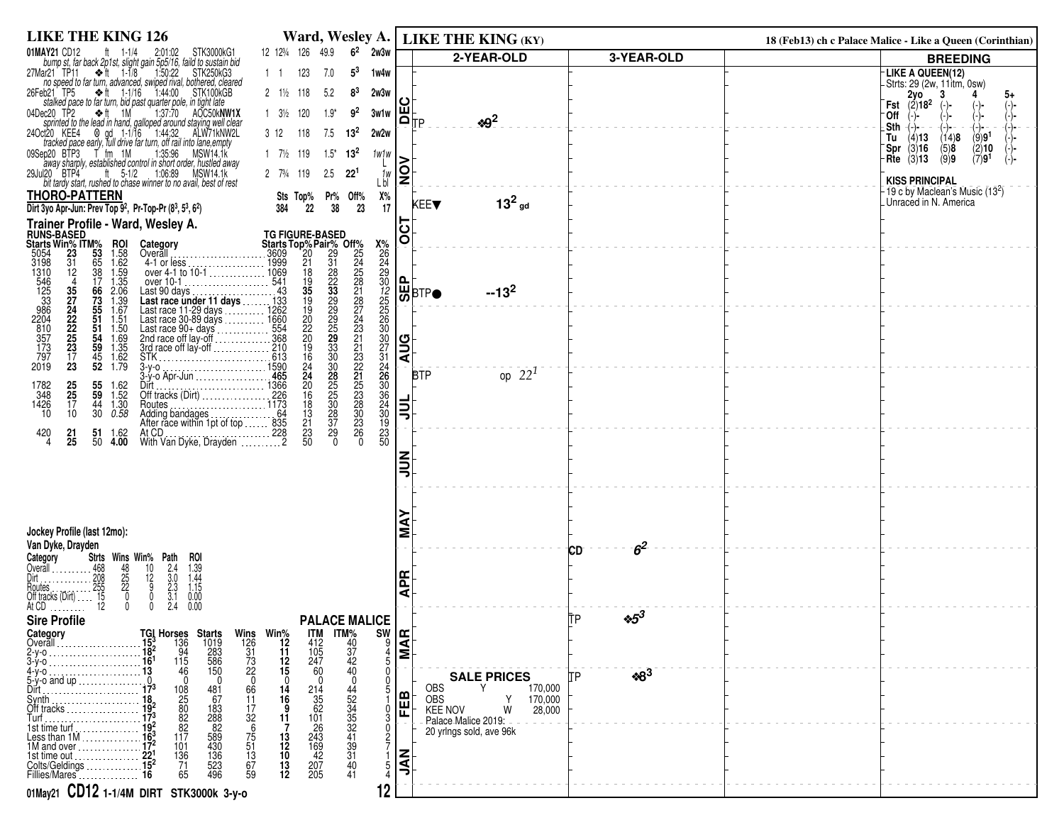# LIKE THE KING 126 — Ward, Wesley A.

| Date | Race | Surface | Dist | Time | Class | PP | Margin | Wt | Odds | Fig | Trip |
|---|---|---|---|---|---|---|---|---|---|---|---|
| 01MAY21 CD12 | | ft | 1-1/4 | 2:01:02 | STK3000kG1 | 12 | 12¾ | 126 | 49.9 | $6^2$ | 2w3w |
| *bump st, far back 2p1st, slight gain 5p5/16, faild to sustain bid* | | | | | | | | | | | |
| 27Mar21 TP11 | | ❖ft | 1-1/8 | 1:50:22 | STK250kG3 | 1 | 1 | 123 | 7.0 | $5^3$ | 1w4w |
| *no speed to far turn, advanced, swiped rival, bothered, cleared* | | | | | | | | | | | |
| 26Feb21 TP5 | | ❖ft | 1-1/16 | 1:44:00 | STK100kGB | 2 | 1½ | 118 | 5.2 | $8^3$ | 2w3w |
| *stalked pace to far turn, bid past quarter pole, in tight late* | | | | | | | | | | | |
| 04Dec20 TP2 | | ❖ft | 1M | 1:37:70 | AOC50kNW1X | 1 | 3½ | 120 | 1.9* | $9^2$ | 3w1w |
| *sprinted to the lead in hand, galloped around staying well clear* | | | | | | | | | | | |
| 24Oct20 KEE4 | | ⊗ gd | 1-1/16 | 1:44:32 | ALW71kNW2L | 3 | 12 | 118 | 7.5 | $13^2$ | 2w2w |
| *tracked pace early, full drive far turn, off rail into lane,empty* | | | | | | | | | | | |
| 09Sep20 BTP3 | | T fm | 1M | 1:35:96 | MSW14.1k | 1 | 7½ | 119 | 1.5* | $13^2$ | 1w1w L |
| *away sharply, established control in short order, hustled away* | | | | | | | | | | | |
| 29Jul20 BTP4 | | ft | 5-1/2 | 1:06:89 | MSW14.1k | 2 | 7¾ | 119 | 2.5 | $22^1$ | 1w L bl |
| *bit tardy start, rushed to chase winner to no avail, best of rest* | | | | | | | | | | | |

## THORO-PATTERN

| | Sts | Top% | Pr% | Off% | X% |
|---|---|---|---|---|---|
| Dirt 3yo Apr-Jun: Prev Top $9^2$, Pr-Top-Pr ($8^3$, $5^3$, $6^2$) | 384 | 22 | 38 | 23 | 17 |

## Trainer Profile - Ward, Wesley A.

| Starts | Win% | ITM% | ROI | Category | TG Starts | Top% | Pair% | Off% | X% |
|---|---|---|---|---|---|---|---|---|---|
| 5054 | 23 | 53 | 1.58 | Overall | 3609 | 20 | 29 | 25 | 26 |
| 3198 | 31 | 65 | 1.62 | 4-1 or less | 1999 | 21 | 31 | 24 | 24 |
| 1310 | 12 | 38 | 1.59 | over 4-1 to 10-1 | 1069 | 18 | 28 | 25 | 29 |
| 546 | 4 | 17 | 1.35 | over 10-1 | 541 | 19 | 22 | 28 | 30 |
| 125 | 35 | 66 | 2.06 | Last 90 days | 43 | 35 | 33 | 21 | 12 |
| 33 | 27 | 73 | 1.39 | **Last race under 11 days** | 133 | 19 | 29 | 28 | 25 |
| 986 | 24 | 55 | 1.67 | Last race 11-29 days | 1262 | 19 | 29 | 27 | 25 |
| 2204 | 22 | 51 | 1.51 | Last race 30-89 days | 1660 | 20 | 29 | 24 | 26 |
| 810 | 22 | 51 | 1.50 | Last race 90+ days | 554 | 22 | 25 | 23 | 30 |
| 357 | 25 | 54 | 1.69 | 2nd race off lay-off | 368 | 20 | 29 | 21 | 30 |
| 173 | 23 | 59 | 1.35 | 3rd race off lay-off | 210 | 19 | 33 | 21 | 27 |
| 797 | 17 | 45 | 1.62 | STK | 613 | 16 | 30 | 23 | 31 |
| 2019 | 23 | 52 | 1.79 | 3-y-o | 1590 | 24 | 30 | 22 | 24 |
| | | | | 3-y-o Apr-Jun | 465 | 24 | 28 | 21 | 26 |
| 1782 | 25 | 55 | 1.62 | Dirt | 1366 | 20 | 25 | 25 | 30 |
| 348 | 25 | 59 | 1.52 | Off tracks (Dirt) | 226 | 16 | 25 | 23 | 36 |
| 1426 | 17 | 44 | 1.30 | Routes | 1173 | 18 | 30 | 28 | 24 |
| 10 | 10 | 30 | 0.58 | Adding bandages | 64 | 13 | 28 | 30 | 30 |
| | | | | After race within 1pt of top | 835 | 21 | 37 | 23 | 19 |
| 420 | 21 | 51 | 1.62 | At CD | 228 | 23 | 29 | 26 | 23 |
| 4 | 25 | 50 | 4.00 | With Van Dyke, Drayden | 2 | 50 | 0 | 0 | 50 |

## Jockey Profile (last 12mo):
Van Dyke, Drayden

| Category | Strts | Wins | Win% | Path | ROI |
|---|---|---|---|---|---|
| Overall | 468 | 48 | 10 | 2.4 | 1.39 |
| Dirt | 208 | 25 | 12 | 3.0 | 1.44 |
| Routes | 255 | 22 | 9 | 2.3 | 1.15 |
| Off tracks (Dirt) | 15 | 0 | 0 | 3.1 | 0.00 |
| At CD | 12 | 0 | 0 | 2.4 | 0.00 |

## Sire Profile — PALACE MALICE

| Category | TGI | Horses | Starts | Wins | Win% | ITM | ITM% | SW |
|---|---|---|---|---|---|---|---|---|
| Overall | $15^3$ | 136 | 1019 | 126 | 12 | 412 | 40 | 9 |
| 2-y-o | $18^2$ | 94 | 283 | 31 | 11 | 105 | 37 | 4 |
| 3-y-o | $16^1$ | 115 | 586 | 73 | 12 | 247 | 42 | 5 |
| 4-y-o | 13 | 46 | 150 | 22 | 15 | 60 | 40 | 0 |
| 5-y-o and up | 0 | 0 | 0 | 0 | 0 | 0 | 0 | 0 |
| Dirt | $17^3$ | 108 | 481 | 66 | 14 | 214 | 44 | 5 |
| Synth | 18 | 25 | 67 | 11 | 16 | 35 | 52 | 1 |
| Off tracks | $19^2$ | 80 | 183 | 17 | 9 | 62 | 34 | 0 |
| Turf | $17^3$ | 82 | 288 | 32 | 11 | 101 | 35 | 3 |
| 1st time turf | $19^2$ | 82 | 82 | 6 | 7 | 26 | 32 | 0 |
| Less than 1M | $16^3$ | 117 | 589 | 75 | 13 | 243 | 41 | 2 |
| 1M and over | $17^2$ | 101 | 430 | 51 | 12 | 169 | 39 | 7 |
| 1st time out | $22^1$ | 136 | 136 | 13 | 10 | 42 | 31 | 1 |
| Colts/Geldings | $15^2$ | 71 | 523 | 67 | 13 | 207 | 40 | 5 |
| Fillies/Mares | 16 | 65 | 496 | 59 | 12 | 205 | 41 | 4 |

01May21 **CD12** 1-1/4M DIRT STK3000k 3-y-o

# LIKE THE KING (KY)

18 (Feb13) ch c Palace Malice - Like a Queen (Corinthian)

| Month | 2-YEAR-OLD | 3-YEAR-OLD |
|---|---|---|
| DEC | TP ❖$9^2$ | |
| NOV | | |
| OCT | KEE▼ $13^2$ gd | |
| SEP | BTP● --$13^2$ | |
| AUG | | |
| JUL | BTP op $22^1$ | |
| JUN | | |
| MAY | | CD $6^2$ |
| APR | | |
| MAR | | TP ❖$5^3$ |
| FEB | | TP ❖$8^3$ |
| JAN | | |

## SALE PRICES

| | | | |
|---|---|---|---|
| OBS | Y | | 170,000 |
| OBS | | Y | 170,000 |
| KEE NOV | | W | 28,000 |

Palace Malice 2019:
20 yrlngs sold, ave 96k

## BREEDING

**LIKE A QUEEN(12)**
Strts: 29 (2w, 11itm, 0sw)

| | 2yo | 3 | 4 | 5+ |
|---|---|---|---|---|
| Fst | (2)**$18^2$** | (-)- | (-)- | (-)- |
| Off | (-)- | (-)- | (-)- | (-)- |
| Sth | (-)- | (-)- | (-)- | (-)- |
| Tu | (4)**13** | (14)**8** | (9)**$9^1$** | (-)- |
| Spr | (3)**16** | (5)**8** | (2)**10** | (-)- |
| Rte | (3)**13** | (9)**9** | (7)**$9^1$** | (-)- |

**KISS PRINCIPAL**
19 c by Maclean's Music ($13^2$)
Unraced in N. America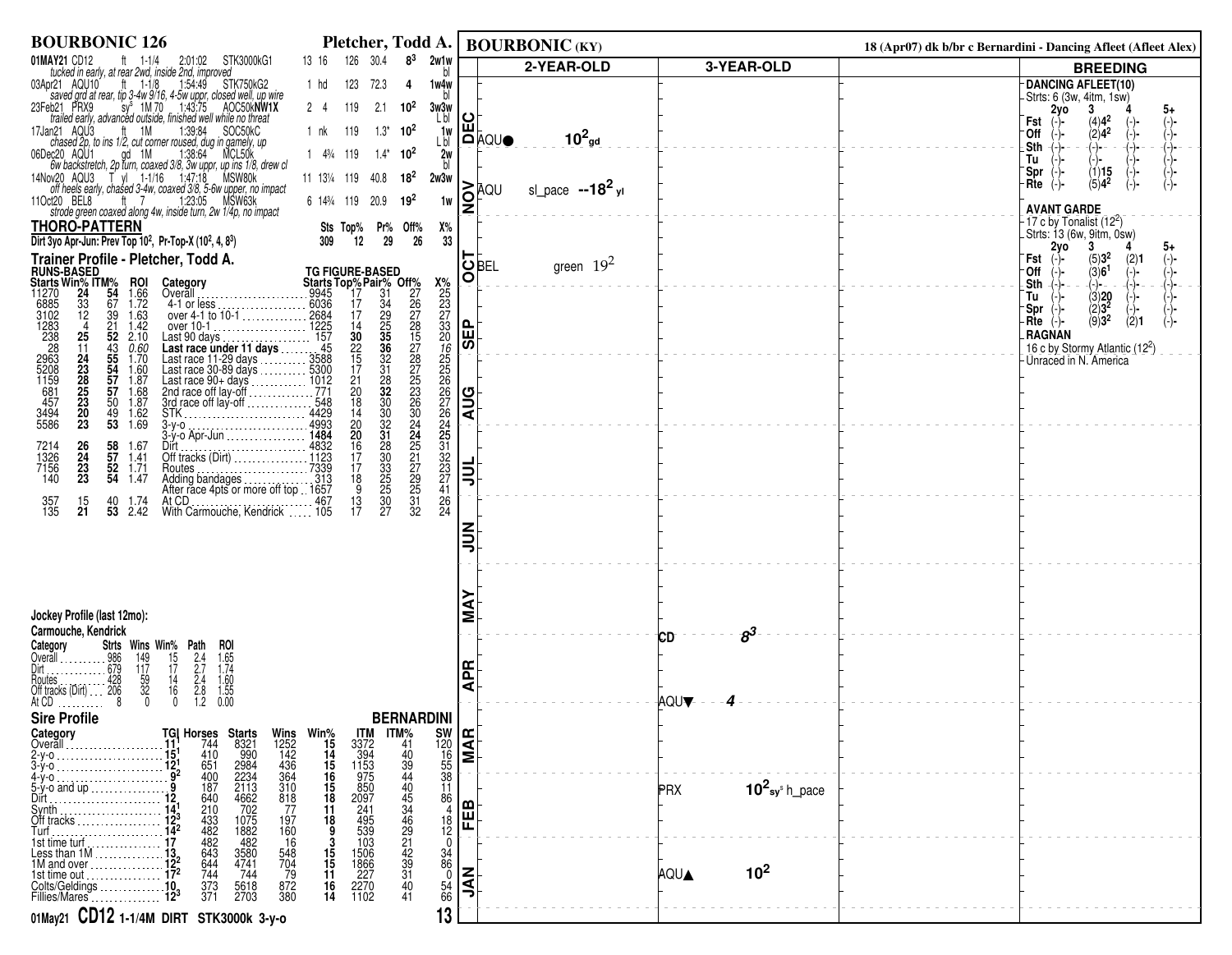# BOURBONIC 126 — Pletcher, Todd A.

| Date | Race | Surface | Dist | Time | Class | Post | Finish | Wt | Odds | TG | Comment |
|---|---|---|---|---|---|---|---|---|---|---|---|
| 01MAY21 | CD12 | ft | 1-1/4 | 2:01:02 | STK3000kG1 | 13 | 16 | 126 | 30.4 | $8^3$ | 2w1w bl |
| | | | | | | | | | | | tucked in early, at rear 2wd, inside 2nd, improved |
| 03Apr21 | AQU10 | ft | 1-1/8 | 1:54:49 | STK750kG2 | 1 | hd | 123 | 72.3 | 4 | 1w4w bl |
| | | | | | | | | | | | saved grd at rear, tip 3-4w 9/16, 4-5w uppr, closed well, up wire |
| 23Feb21 | PRX9 | sy | 1M 70 | 1:43:75 | AOC50kNW1X | 2 | 4 | 119 | 2.1 | $10^2$ | 3w3w L bl |
| | | | | | | | | | | | trailed early, advanced outside, finished well while no threat |
| 17Jan21 | AQU3 | ft | 1M | 1:39:84 | SOC50kC | 1 | nk | 119 | 1.3* | $10^2$ | 1w L bl |
| | | | | | | | | | | | chased 2p, to ins 1/2, cut corner roused, dug in gamely, up |
| 06Dec20 | AQU1 | gd | 1M | 1:38:64 | MCL50k | 1 | 4¾ | 119 | 1.4* | $10^2$ | 2w bl |
| | | | | | | | | | | | 6w backstretch, 2p turn, coaxed 3/8, 3w uppr, up ins 1/8, drew cl |
| 14Nov20 | AQU3 | T yl | 1-1/16 | 1:47:18 | MSW80k | 11 | 13¼ | 119 | 40.8 | $18^2$ | 2w3w |
| | | | | | | | | | | | off heels early, chased 3-4w, coaxed 3/8, 5-6w upper, no impact |
| 11Oct20 | BEL8 | ft | 7 | 1:23:05 | MSW63k | 6 | 14¾ | 119 | 20.9 | $19^2$ | 1w |
| | | | | | | | | | | | strode green coaxed along 4w, inside turn, 2w 1/4p, no impact |

## THORO-PATTERN

| | Sts | Top% | Pr% | Off% | X% |
|---|---|---|---|---|---|
| Dirt 3yo Apr-Jun: Prev Top $10^2$, Pr-Top-X ($10^2$, 4, $8^3$) | 309 | 12 | 29 | 26 | 33 |

## Trainer Profile - Pletcher, Todd A.

| Starts | Win% | ITM% | ROI | Category | Starts | Top% | Pair% | Off% | X% |
|---|---|---|---|---|---|---|---|---|---|
| | | RUNS-BASED | | | | TG FIGURE-BASED | | | |
| 11270 | 24 | 54 | 1.66 | Overall | 9945 | 17 | 31 | 27 | 25 |
| 6885 | 33 | 67 | 1.72 | 4-1 or less | 6036 | 17 | 34 | 26 | 23 |
| 3102 | 12 | 39 | 1.63 | over 4-1 to 10-1 | 2684 | 17 | 29 | 27 | 27 |
| 1283 | 4 | 21 | 1.42 | over 10-1 | 1225 | 14 | 25 | 28 | 33 |
| 238 | 25 | 52 | 2.10 | Last 90 days | 157 | 30 | 35 | 15 | 20 |
| 28 | 11 | 43 | 0.60 | Last race under 11 days | 45 | 22 | 36 | 27 | 16 |
| 2963 | 24 | 55 | 1.70 | Last race 11-29 days | 3588 | 15 | 32 | 28 | 25 |
| 5208 | 23 | 54 | 1.60 | Last race 30-89 days | 5300 | 17 | 31 | 27 | 25 |
| 1159 | 28 | 57 | 1.87 | Last race 90+ days | 1012 | 21 | 28 | 25 | 26 |
| 681 | 25 | 57 | 1.68 | 2nd race off lay-off | 771 | 20 | 32 | 23 | 26 |
| 457 | 23 | 50 | 1.87 | 3rd race off lay-off | 548 | 18 | 30 | 26 | 27 |
| 3494 | 20 | 49 | 1.62 | STK | 4429 | 14 | 30 | 30 | 26 |
| 5586 | 23 | 53 | 1.69 | 3-y-o | 4993 | 20 | 32 | 24 | 24 |
| | | | | 3-y-o Apr-Jun | 1484 | 20 | 31 | 24 | 25 |
| 7214 | 26 | 58 | 1.67 | Dirt | 4832 | 16 | 28 | 25 | 31 |
| 1326 | 24 | 57 | 1.41 | Off tracks (Dirt) | 1123 | 17 | 30 | 21 | 32 |
| 7156 | 23 | 52 | 1.71 | Routes | 7339 | 17 | 33 | 27 | 23 |
| 140 | 23 | 54 | 1.47 | Adding bandages | 313 | 18 | 25 | 29 | 27 |
| | | | | After race 4pts or more off top | 1657 | 9 | 25 | 25 | 41 |
| 357 | 15 | 40 | 1.74 | At CD | 467 | 13 | 30 | 31 | 26 |
| 135 | 21 | 53 | 2.42 | With Carmouche, Kendrick | 105 | 17 | 27 | 32 | 24 |

## Jockey Profile (last 12mo): Carmouche, Kendrick

| Category | Strts | Wins | Win% | Path | ROI |
|---|---|---|---|---|---|
| Overall | 986 | 149 | 15 | 2.4 | 1.65 |
| Dirt | 679 | 117 | 17 | 2.7 | 1.74 |
| Routes | 428 | 59 | 14 | 2.4 | 1.60 |
| Off tracks (Dirt) | 206 | 32 | 16 | 2.8 | 1.55 |
| At CD | 8 | 0 | 0 | 1.2 | 0.00 |

## Sire Profile — BERNARDINI

| Category | TG | Horses | Starts | Wins | Win% | ITM | ITM% | SW |
|---|---|---|---|---|---|---|---|---|
| Overall | $11^1$ | 744 | 8321 | 1252 | 15 | 3372 | 41 | 120 |
| 2-y-o | $15^1$ | 410 | 990 | 142 | 14 | 394 | 40 | 16 |
| 3-y-o | $12^1$ | 651 | 2984 | 436 | 15 | 1153 | 39 | 55 |
| 4-y-o | $9^2$ | 400 | 2234 | 364 | 16 | 975 | 44 | 38 |
| 5-y-o and up | 9 | 187 | 2113 | 310 | 15 | 850 | 40 | 11 |
| Dirt | 12 | 640 | 4662 | 818 | 18 | 2097 | 45 | 86 |
| Synth | $14^1$ | 210 | 702 | 77 | 11 | 241 | 34 | 4 |
| Off tracks | $12^3$ | 433 | 1075 | 197 | 18 | 495 | 46 | 18 |
| Turf | $14^2$ | 482 | 1882 | 160 | 9 | 539 | 29 | 12 |
| 1st time turf | 17 | 482 | 482 | 16 | 3 | 103 | 21 | 0 |
| Less than 1M | 13 | 643 | 3580 | 548 | 15 | 1506 | 42 | 34 |
| 1M and over | $12^2$ | 644 | 4741 | 704 | 15 | 1866 | 39 | 86 |
| 1st time out | $17^2$ | 744 | 744 | 79 | 11 | 227 | 31 | 0 |
| Colts/Geldings | 10 | 373 | 5618 | 872 | 16 | 2270 | 40 | 54 |
| Fillies/Mares | $12^3$ | 371 | 2703 | 380 | 14 | 1102 | 41 | 66 |

**01May21 CD12 1-1/4M DIRT STK3000k 3-y-o**

# BOURBONIC (KY)

18 (Apr07) dk b/br c Bernardini - Dancing Afleet (Afleet Alex)

| Month | 2-YEAR-OLD | 3-YEAR-OLD |
|---|---|---|
| DEC | AQU● $10^2_{gd}$ | |
| NOV | AQU sl_pace --$18^2_{yl}$ | |
| OCT | BEL green $19^2$ | |
| SEP | | |
| AUG | | |
| JUL | | |
| JUN | | |
| MAY | | CD $8^3$ |
| APR | | AQU▼ 4 |
| MAR | | |
| FEB | | PRX $10^2_{sy^s}$ h_pace |
| JAN | | AQU▲ $10^2$ |

## BREEDING

**DANCING AFLEET(10)**
Strts: 6 (3w, 4itm, 1sw)

| | 2yo | 3 | 4 | 5+ |
|---|---|---|---|---|
| Fst | (-)- | (4)$4^2$ | (-)- | (-)- |
| Off | (-)- | (2)$4^2$ | (-)- | (-)- |
| Sth | (-)- | (-)- | (-)- | (-)- |
| Tu | (-)- | (-)- | (-)- | (-)- |
| Spr | (-)- | (1)15 | (-)- | (-)- |
| Rte | (-)- | (5)$4^2$ | (-)- | (-)- |

**AVANT GARDE**
17 c by Tonalist ($12^2$)
Strts: 13 (6w, 9itm, 0sw)

| | 2yo | 3 | 4 | 5+ |
|---|---|---|---|---|
| Fst | (-)- | (5)$3^2$ | (2)1 | (-)- |
| Off | (-)- | (3)$6^1$ | (-)- | (-)- |
| Sth | (-)- | (-)- | (-)- | (-)- |
| Tu | (-)- | (3)20 | (-)- | (-)- |
| Spr | (-)- | (2)$3^2$ | (-)- | (-)- |
| Rte | (-)- | (9)$3^2$ | (2)1 | (-)- |

**RAGNAN**
16 c by Stormy Atlantic ($12^2$)
Unraced in N. America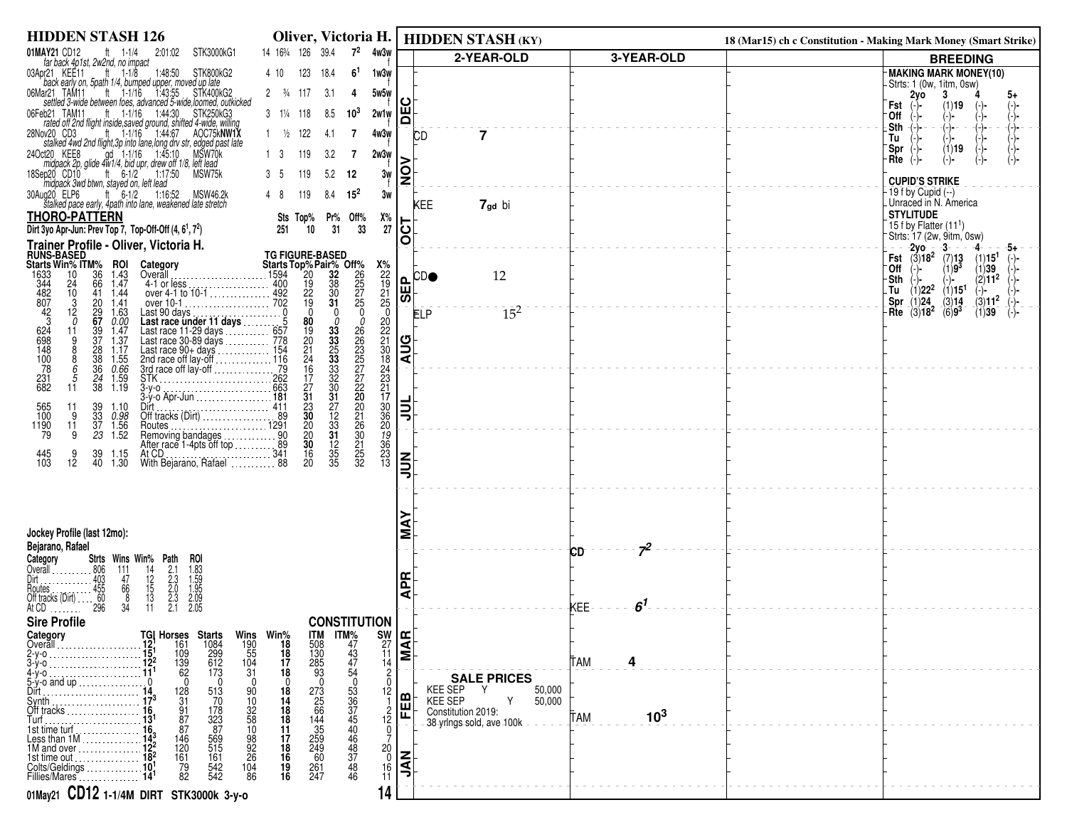# HIDDEN STASH 126

**Oliver, Victoria H.**

| Date/Track | Cond | Dist | Time | Race | | | Wt | Odds | Fin | Path |
|---|---|---|---|---|---|---|---|---|---|---|
| 01MAY21 CD12 | ft | 1-1/4 | 2:01:02 | STK3000kG1 | 14 | 16¾ | 126 | 39.4 | 7² | 4w3w |
| *far back 4p1st, 2w2nd, no impact* | | | | | | | | | | |
| 03Apr21 KEE11 | ft | 1-1/8 | 1:48:50 | STK800kG2 | 4 | 10 | 123 | 18.4 | 6¹ | 1w3w |
| *back early on, 5path 1/4, bumped upper, moved up late* | | | | | | | | | | |
| 06Mar21 TAM11 | ft | 1-1/16 | 1:43:55 | STK400kG2 | 2 | ¾ | 117 | 3.1 | 4 | 5w5w |
| *settled 3-wide between foes, advanced 5-wide,loomed, outkicked* | | | | | | | | | | |
| 06Feb21 TAM11 | ft | 1-1/16 | 1:44:30 | STK250kG3 | 3 | 1¼ | 118 | 8.5 | 10³ | 2w1w |
| *rated off 2nd flight inside,saved ground, shifted 4-wide, willing* | | | | | | | | | | |
| 28Nov20 CD3 | ft | 1-1/16 | 1:44:67 | AOC75kNW1X | 1 | ½ | 122 | 4.1 | 7 | 4w3w |
| *stalked 4wd 2nd flight,3p into lane,long drv str, edged past late* | | | | | | | | | | |
| 24Oct20 KEE8 | gd | 1-1/16 | 1:45:10 | MSW70k | 1 | 3 | 119 | 3.2 | 7 | 2w3w |
| *midpack 2p, glide 4w1/4, bid upr, drew off 1/8, left lead* | | | | | | | | | | |
| 18Sep20 CD10 | ft | 6-1/2 | 1:17:50 | MSW75k | 3 | 5 | 119 | 5.2 | 12 | 3w |
| *midpack 3wd btwn, stayed on, left lead* | | | | | | | | | | |
| 30Aug20 ELP6 | ft | 6-1/2 | 1:16:52 | MSW46.2k | 4 | 8 | 119 | 8.4 | 15² | 3w |
| *stalked pace early, 4path into lane, weakened late stretch* | | | | | | | | | | |

## THORO-PATTERN

| | Sts | Top% | Pr% | Off% | X% |
|---|---|---|---|---|---|
| Dirt 3yo Apr-Jun: Prev Top 7, Top-Off-Off (4, 6¹, 7²) | 251 | 10 | 31 | 33 | 27 |

## Trainer Profile - Oliver, Victoria H.

| Starts | Win% | ITM% | ROI | Category | Starts | Top% | Pair% | Off% | X% |
|---|---|---|---|---|---|---|---|---|---|
| | | | | | **TG FIGURE-BASED** | | | | |
| 1633 | 10 | 36 | 1.43 | Overall | 1594 | 20 | 32 | 26 | 22 |
| 344 | 24 | 66 | 1.47 | 4-1 or less | 400 | 19 | 38 | 25 | 19 |
| 482 | 10 | 41 | 1.44 | over 4-1 to 10-1 | 492 | 22 | 30 | 27 | 21 |
| 807 | 3 | 20 | 1.41 | over 10-1 | 702 | 19 | 31 | 25 | 25 |
| 42 | 12 | 29 | 1.63 | Last 90 days | 0 | 0 | 0 | 0 | 0 |
| 3 | 0 | 67 | 0.00 | **Last race under 11 days** | 5 | 80 | 0 | 0 | 20 |
| 624 | 11 | 39 | 1.47 | Last race 11-29 days | 657 | 19 | 33 | 26 | 22 |
| 698 | 9 | 37 | 1.37 | Last race 30-89 days | 778 | 20 | 33 | 26 | 21 |
| 148 | 8 | 28 | 1.17 | Last race 90+ days | 154 | 21 | 25 | 23 | 30 |
| 100 | 8 | 38 | 1.55 | 2nd race off lay-off | 116 | 24 | 33 | 25 | 18 |
| 78 | 6 | 36 | 0.66 | 3rd race off lay-off | 79 | 16 | 33 | 27 | 24 |
| 231 | 5 | 24 | 1.59 | STK | 262 | 17 | 32 | 27 | 23 |
| 682 | 11 | 38 | 1.19 | 3-y-o | 663 | 27 | 30 | 22 | 21 |
| | | | | 3-y-o Apr-Jun | 181 | 31 | 31 | 20 | 17 |
| 565 | 11 | 39 | 1.10 | Dirt | 411 | 23 | 27 | 20 | 30 |
| 100 | 9 | 33 | 0.98 | Off tracks (Dirt) | 89 | 30 | 12 | 21 | 36 |
| 1190 | 11 | 37 | 1.56 | Routes | 1291 | 20 | 33 | 26 | 20 |
| 79 | 9 | 23 | 1.52 | Removing bandages | 90 | 20 | 31 | 30 | 19 |
| | | | | After race 1-4pts off top | 89 | 30 | 12 | 21 | 36 |
| 445 | 9 | 39 | 1.15 | At CD | 341 | 16 | 35 | 25 | 23 |
| 103 | 12 | 40 | 1.30 | With Bejarano, Rafael | 88 | 20 | 35 | 32 | 13 |

## Jockey Profile (last 12mo): Bejarano, Rafael

| Category | Strts | Wins | Win% | Path | ROI |
|---|---|---|---|---|---|
| Overall | 806 | 111 | 14 | 2.1 | 1.83 |
| Dirt | 403 | 47 | 12 | 2.3 | 1.59 |
| Routes | 455 | 66 | 15 | 2.0 | 1.95 |
| Off tracks (Dirt) | 60 | 8 | 13 | 2.3 | 2.09 |
| At CD | 296 | 34 | 11 | 2.1 | 2.05 |

## Sire Profile — CONSTITUTION

| Category | TG | Horses | Starts | Wins | Win% | ITM | ITM% | SW |
|---|---|---|---|---|---|---|---|---|
| Overall | 12¹ | 161 | 1084 | 190 | 18 | 508 | 47 | 27 |
| 2-y-o | 15¹ | 109 | 299 | 55 | 18 | 130 | 43 | 11 |
| 3-y-o | 12² | 139 | 612 | 104 | 17 | 285 | 47 | 14 |
| 4-y-o | 11¹ | 62 | 173 | 31 | 18 | 93 | 54 | 2 |
| 5-y-o and up | 0 | 0 | 0 | 0 | 0 | 0 | 0 | 0 |
| Dirt | 14 | 128 | 513 | 90 | 18 | 273 | 53 | 12 |
| Synth | 17³ | 31 | 70 | 10 | 14 | 25 | 36 | 1 |
| Off tracks | 16 | 91 | 178 | 32 | 18 | 66 | 37 | 2 |
| Turf | 13¹ | 87 | 323 | 58 | 18 | 144 | 45 | 12 |
| 1st time turf | 16 | 87 | 87 | 10 | 11 | 35 | 40 | 0 |
| Less than 1M | 14³ | 146 | 569 | 98 | 17 | 259 | 46 | 7 |
| 1M and over | 12² | 120 | 515 | 92 | 18 | 249 | 48 | 20 |
| 1st time out | 18² | 161 | 161 | 26 | 16 | 60 | 37 | 0 |
| Colts/Geldings | 10¹ | 79 | 542 | 104 | 19 | 261 | 48 | 16 |
| Fillies/Mares | 14¹ | 82 | 542 | 86 | 16 | 247 | 46 | 11 |

**01May21 CD12 1-1/4M DIRT STK3000k 3-y-o**

# HIDDEN STASH (KY)

18 (Mar15) ch c Constitution - Making Mark Money (Smart Strike)

| Month | 2-YEAR-OLD | 3-YEAR-OLD |
|---|---|---|
| DEC | | |
| NOV | CD 7 | |
| OCT | KEE 7gd bi | |
| SEP | CD● 12 | |
| AUG | ELP 15² | |
| JUL | | |
| JUN | | |
| MAY | | CD 7² |
| APR | | KEE 6¹ |
| MAR | | TAM 4 |
| FEB | | TAM 10³ |
| JAN | | |

**SALE PRICES**

- KEE SEP Y 50,000
- KEE SEP Y 50,000
- Constitution 2019: 38 yrlngs sold, ave 100k

## BREEDING

**MAKING MARK MONEY(10)**
Strts: 1 (0w, 1itm, 0sw)

| | 2yo | 3 | 4 | 5+ |
|---|---|---|---|---|
| Fst | (-)- | (1)19 | (-)- | (-)- |
| Off | (-)- | (-)- | (-)- | (-)- |
| Sth | (-)- | (-)- | (-)- | (-)- |
| Tu | (-)- | (-)- | (-)- | (-)- |
| Spr | (-)- | (1)19 | (-)- | (-)- |
| Rte | (-)- | (-)- | (-)- | (-)- |

**CUPID'S STRIKE**
19 f by Cupid (--)
Unraced in N. America

**STYLITUDE**
15 f by Flatter (11¹)
Strts: 17 (2w, 9itm, 0sw)

| | 2yo | 3 | 4 | 5+ |
|---|---|---|---|---|
| Fst | (3)18² | (7)13 | (1)15¹ | (-)- |
| Off | (-)- | (1)9³ | (1)39 | (-)- |
| Sth | (-)- | (-)- | (2)11² | (-)- |
| Tu | (1)22² | (1)15¹ | (-)- | (-)- |
| Spr | (1)24 | (3)14 | (3)11² | (-)- |
| Rte | (3)18² | (6)9³ | (1)39 | (-)- |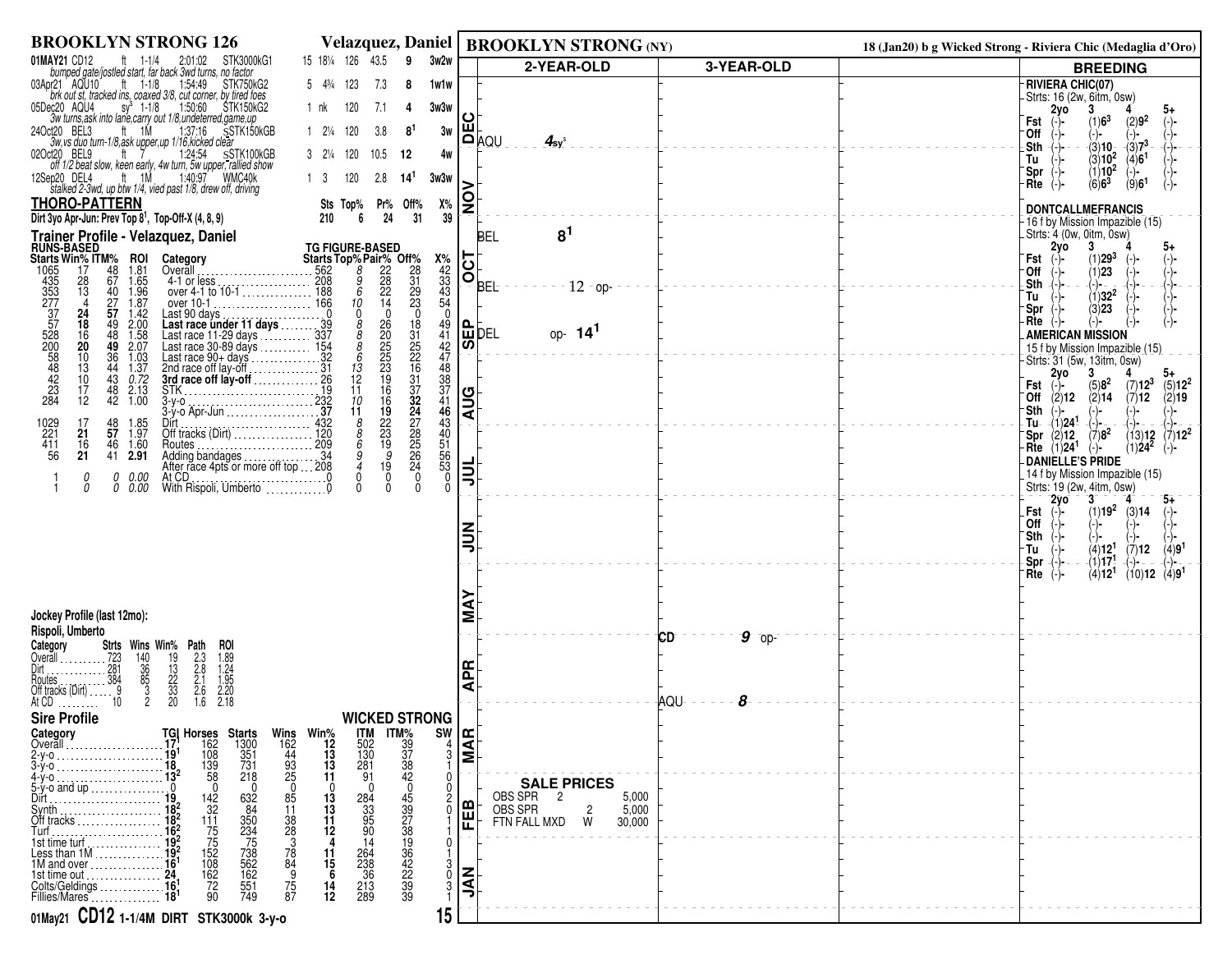## BROOKLYN STRONG 126 — Velazquez, Daniel

| Date | Track | Cond | Dist | Time | Race | PP | Margin | Wt | Odds | TG | Path |
|---|---|---|---|---|---|---|---|---|---|---|---|
| 01MAY21 | CD12 | ft | 1-1/4 | 2:01:02 | STK3000kG1 | 15 | 18¼ | 126 | 43.5 | 9 | 3w2w |
| | *bumped gate/jostled start, far back 3wd turns, no factor* | | | | | | | | | | |
| 03Apr21 | AQU10 | ft | 1-1/8 | 1:54:49 | STK750kG2 | 5 | 4¾ | 123 | 7.3 | 8 | 1w1w |
| | *brk out st, tracked ins, coaxed 3/8, cut corner, by tired foes* | | | | | | | | | | |
| 05Dec20 | AQU4 | sy[s] | 1-1/8 | 1:50:60 | STK150kG2 | 1 | nk | 120 | 7.1 | 4 | 3w3w |
| | *3w turns,ask into lane,carry out 1/8,undeterred,game,up* | | | | | | | | | | |
| 24Oct20 | BEL3 | ft | 1M | 1:37:16 | sSTK150kGB | 1 | 2¼ | 120 | 3.8 | 8[1] | 3w |
| | *3w,vs duo turn-1/8,ask upper,up 1/16,kicked clear* | | | | | | | | | | |
| 02Oct20 | BEL9 | ft | 7 | 1:24:54 | sSTK100kGB | 3 | 2¼ | 120 | 10.5 | 12 | 4w |
| | *off 1/2 beat slow, keen early, 4w turn, 5w upper, rallied show* | | | | | | | | | | |
| 12Sep20 | DEL4 | ft | 1M | 1:40:97 | WMC40k | 1 | 3 | 120 | 2.8 | 14[1] | 3w3w |
| | *stalked 2-3wd, up btw 1/4, vied past 1/8, drew off, driving* | | | | | | | | | | |

### THORO-PATTERN

| | Sts | Top% | Pr% | Off% | X% |
|---|---|---|---|---|---|
| Dirt 3yo Apr-Jun: Prev Top 8[1], Top-Off-X (4, 8, 9) | 210 | 6 | 24 | 31 | 39 |

### Trainer Profile - Velazquez, Daniel

| Starts | Win% | ITM% | ROI | Category | Starts | Top% | Pair% | Off% | X% |
|---|---|---|---|---|---|---|---|---|---|
| | | RUNS-BASED | | | | TG FIGURE-BASED | | | |
| 1065 | 17 | 48 | 1.81 | Overall | 562 | 8 | 22 | 28 | 42 |
| 435 | 28 | 67 | 1.65 | 4-1 or less | 208 | 9 | 28 | 31 | 33 |
| 353 | 13 | 40 | 1.96 | over 4-1 to 10-1 | 188 | 6 | 22 | 29 | 43 |
| 277 | 4 | 27 | 1.87 | over 10-1 | 166 | 10 | 14 | 23 | 54 |
| 37 | 24 | 57 | 1.42 | Last 90 days | 0 | 0 | 0 | 0 | 0 |
| 57 | 18 | 49 | 2.00 | **Last race under 11 days** | 39 | 8 | 26 | 18 | 49 |
| 528 | 16 | 48 | 1.58 | Last race 11-29 days | 337 | 8 | 20 | 31 | 41 |
| 200 | 20 | 49 | 2.07 | Last race 30-89 days | 154 | 8 | 25 | 25 | 42 |
| 58 | 10 | 36 | 1.03 | Last race 90+ days | 32 | 6 | 25 | 22 | 47 |
| 48 | 13 | 44 | 1.37 | 2nd race off lay-off | 31 | 13 | 23 | 16 | 48 |
| 42 | 10 | 43 | 0.72 | **3rd race off lay-off** | 26 | 12 | 19 | 31 | 38 |
| 23 | 17 | 48 | 2.13 | STK | 19 | 11 | 16 | 37 | 37 |
| 284 | 12 | 42 | 1.00 | 3-y-o | 232 | 10 | 16 | 32 | 41 |
| | | | | 3-y-o Apr-Jun | 37 | 11 | 19 | 24 | 46 |
| 1029 | 17 | 48 | 1.85 | Dirt | 432 | 8 | 22 | 27 | 43 |
| 221 | 21 | 57 | 1.97 | Off tracks (Dirt) | 120 | 8 | 23 | 28 | 40 |
| 411 | 16 | 46 | 1.60 | Routes | 209 | 6 | 19 | 25 | 51 |
| 56 | 21 | 41 | 2.91 | Adding bandages | 34 | 9 | 9 | 26 | 56 |
| | | | | After race 4pts or more off top | 208 | 4 | 19 | 24 | 53 |
| 1 | 0 | 0 | 0.00 | At CD | 0 | 0 | 0 | 0 | 0 |
| 1 | 0 | 0 | 0.00 | With Rispoli, Umberto | 0 | 0 | 0 | 0 | 0 |

### Jockey Profile (last 12mo):
**Rispoli, Umberto**

| Category | Strts | Wins | Win% | Path | ROI |
|---|---|---|---|---|---|
| Overall | 723 | 140 | 19 | 2.3 | 1.89 |
| Dirt | 281 | 36 | 13 | 2.8 | 1.24 |
| Routes | 384 | 85 | 22 | 2.1 | 1.95 |
| Off tracks (Dirt) | 9 | 3 | 33 | 2.6 | 2.20 |
| At CD | 10 | 2 | 20 | 1.6 | 2.18 |

### Sire Profile — WICKED STRONG

| Category | TG | Horses | Starts | Wins | Win% | ITM | ITM% | SW |
|---|---|---|---|---|---|---|---|---|
| Overall | 17[1] | 162 | 1300 | 162 | 12 | 502 | 39 | 4 |
| 2-y-o | 19[1] | 108 | 351 | 44 | 13 | 130 | 37 | 3 |
| 3-y-o | 18 | 139 | 731 | 93 | 13 | 281 | 38 | 1 |
| 4-y-o | 13[2] | 58 | 218 | 25 | 11 | 91 | 42 | 0 |
| 5-y-o and up | 0 | 0 | 0 | 0 | 0 | 0 | 0 | 0 |
| Dirt | 19 | 142 | 632 | 85 | 13 | 284 | 45 | 2 |
| Synth | 18[2] | 32 | 84 | 11 | 13 | 33 | 39 | 0 |
| Off tracks | 18[2] | 111 | 350 | 38 | 11 | 95 | 27 | 1 |
| Turf | 16[2] | 75 | 234 | 28 | 12 | 90 | 38 | 1 |
| 1st time turf | 19[2] | 75 | 75 | 3 | 4 | 14 | 19 | 0 |
| Less than 1M | 19[2] | 152 | 738 | 78 | 11 | 264 | 36 | 1 |
| 1M and over | 16[1] | 108 | 562 | 84 | 15 | 238 | 42 | 3 |
| 1st time out | 24 | 162 | 162 | 9 | 6 | 36 | 22 | 0 |
| Colts/Geldings | 16[1] | 72 | 551 | 75 | 14 | 213 | 39 | 3 |
| Fillies/Mares | 18[1] | 90 | 749 | 87 | 12 | 289 | 39 | 1 |

**01May21 CD12 1-1/4M DIRT STK3000k 3-y-o** — 15

## BROOKLYN STRONG (NY)

18 (Jan20) b g Wicked Strong - Riviera Chic (Medaglia d'Oro)

| Month | 2-YEAR-OLD | 3-YEAR-OLD |
|---|---|---|
| DEC | AQU 4sy[s] | |
| NOV | | |
| OCT | BEL 8[1]; BEL 12 op- | |
| SEP | DEL op- 14[1] | |
| AUG | | |
| JUL | | |
| JUN | | |
| MAY | | CD 9 op- |
| APR | | AQU 8 |
| MAR | | |
| FEB | | |
| JAN | | |

**SALE PRICES**

| | | | |
|---|---|---|---|
| OBS SPR | 2 | | 5,000 |
| OBS SPR | | 2 | 5,000 |
| FTN FALL MXD | W | | 30,000 |

### BREEDING

**RIVIERA CHIC(07)**
Strts: 16 (2w, 6itm, 0sw)

| | 2yo | 3 | 4 | 5+ |
|---|---|---|---|---|
| Fst | (-)- | (1)6[3] | (2)9[2] | (-)- |
| Off | (-)- | (-)- | (-)- | (-)- |
| Sth | (-)- | (3)10 | (3)7[3] | (-)- |
| Tu | (-)- | (3)10[2] | (4)6[1] | (-)- |
| Spr | (-)- | (1)10[2] | (-)- | (-)- |
| Rte | (-)- | (6)6[3] | (9)6[1] | (-)- |

**DONTCALLMEFRANCIS**
16 f by Mission Impazible (15)
Strts: 4 (0w, 0itm, 0sw)

| | 2yo | 3 | 4 | 5+ |
|---|---|---|---|---|
| Fst | (-)- | (1)29[3] | (-)- | (-)- |
| Off | (-)- | (1)23 | (-)- | (-)- |
| Sth | (-)- | (-)- | (-)- | (-)- |
| Tu | (-)- | (1)32[2] | (-)- | (-)- |
| Spr | (-)- | (3)23 | (-)- | (-)- |
| Rte | (-)- | (-)- | (-)- | (-)- |

**AMERICAN MISSION**
15 f by Mission Impazible (15)
Strts: 31 (5w, 13itm, 0sw)

| | 2yo | 3 | 4 | 5+ |
|---|---|---|---|---|
| Fst | (-)- | (5)8[2] | (7)12[3] | (5)12[2] |
| Off | (2)12 | (2)14 | (7)12 | (2)19 |
| Sth | (-)- | (-)- | (-)- | (-)- |
| Tu | (1)24[1] | (-)- | (-)- | (-)- |
| Spr | (2)12 | (7)8[2] | (13)12 | (7)12[2] |
| Rte | (1)24[1] | (-)- | (1)24[2] | (-)- |

**DANIELLE'S PRIDE**
14 f by Mission Impazible (15)
Strts: 19 (2w, 4itm, 0sw)

| | 2yo | 3 | 4 | 5+ |
|---|---|---|---|---|
| Fst | (-)- | (1)19[2] | (3)14 | (-)- |
| Off | (-)- | (-)- | (-)- | (-)- |
| Sth | (-)- | (-)- | (-)- | (-)- |
| Tu | (-)- | (4)12[1] | (7)12 | (4)9[1] |
| Spr | (-)- | (1)17[1] | (-)- | (-)- |
| Rte | (-)- | (4)12[1] | (10)12 | (4)9[1] |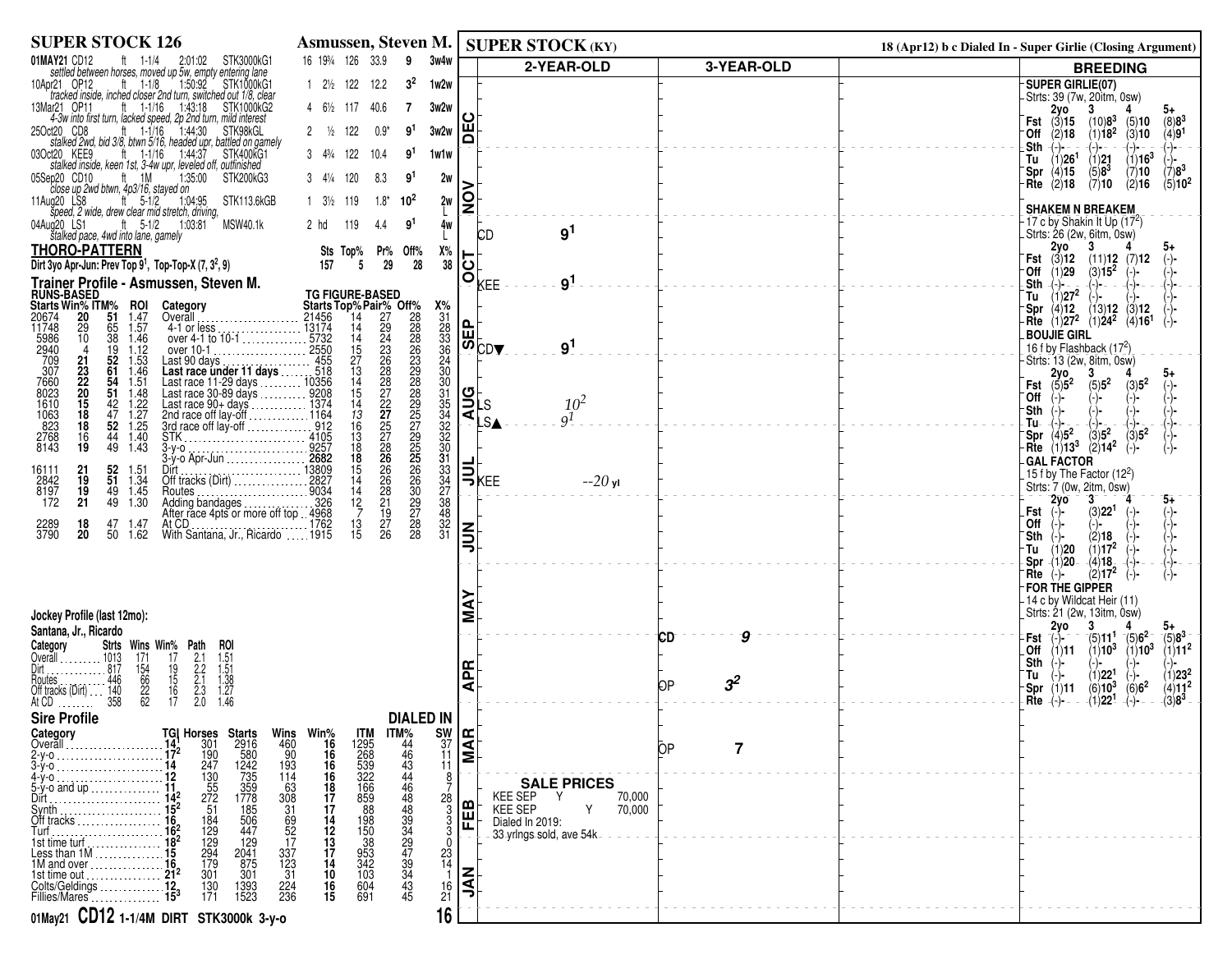## SUPER STOCK 126

**Asmussen, Steven M.**

| Date/Track | Cond | Dist | Time | Race | Pos | Odds | Wt | Beyer | Fig | Trip |
|---|---|---|---|---|---|---|---|---|---|---|
| 01MAY21 CD12 | ft | 1-1/4 | 2:01:02 | STK3000kG1 | 16 | 19¾ 126 | 33.9 | 9 | | 3w4w |

*settled between horses, moved up 5w, empty entering lane*

| Date/Track | Cond | Dist | Time | Race | Pos | Btn | Wt | Odds | Fig | Trip |
|---|---|---|---|---|---|---|---|---|---|---|
| 01MAY21 CD12 | ft | 1-1/4 | 2:01:02 | STK3000kG1 | 16 | 19¾ | 126 | 33.9 | 9 | 3w4w |
| 10Apr21 OP12 | ft | 1-1/8 | 1:50:92 | STK1000kG1 | 1 | 2½ | 122 | 12.2 | $3^2$ | 1w2w |
| 13Mar21 OP11 | ft | 1-1/16 | 1:43:18 | STK1000kG2 | 4 | 6½ | 117 | 40.6 | 7 | 3w2w |
| 25Oct20 CD8 | ft | 1-1/16 | 1:44:30 | STK98kGL | 2 | ½ | 122 | 0.9* | $9^1$ | 3w2w |
| 03Oct20 KEE9 | ft | 1-1/16 | 1:44:37 | STK400kG1 | 3 | 4¾ | 122 | 10.4 | $9^1$ | 1w1w |
| 05Sep20 CD10 | ft | 1M | 1:35:00 | STK200kG3 | 3 | 4¼ | 120 | 8.3 | $9^1$ | 2w |
| 11Aug20 LS8 | ft | 5-1/2 | 1:04:95 | STK113.6kGB | 1 | 3½ | 119 | 1.8* | $10^2$ | 2w L |
| 04Aug20 LS1 | ft | 5-1/2 | 1:03:81 | MSW40.1k | 2 | hd | 119 | 4.4 | $9^1$ | 4w L |

Trip notes:
- 01MAY21: settled between horses, moved up 5w, empty entering lane
- 10Apr21: tracked inside, inched closer 2nd turn, switched out 1/8, clear
- 13Mar21: 4-3w into first turn, lacked speed, 2p 2nd turn, mild interest
- 25Oct20: stalked 2wd, bid 3/8, btwn 5/16, headed upr, battled on gamely
- 03Oct20: stalked inside, keen 1st, 3-4w upr, leveled off, outfinished
- 05Sep20: close up 2wd btwn, 4p3/16, stayed on
- 11Aug20: speed, 2 wide, drew clear mid stretch, driving,
- 04Aug20: stalked pace, 4wd into lane, gamely

### THORO-PATTERN

| | Sts | Top% | Pr% | Off% | X% |
|---|---|---|---|---|---|
| Dirt 3yo Apr-Jun: Prev Top $9^1$, Top-Top-X (7, $3^2$, 9) | 157 | 5 | 29 | 28 | 38 |

### Trainer Profile - Asmussen, Steven M.

| Starts | Win% | ITM% | ROI | Category | Starts | Top% | Pair% | Off% | X% |
|---|---|---|---|---|---|---|---|---|---|
| 20674 | 20 | 51 | 1.47 | Overall | 21456 | 14 | 27 | 28 | 31 |
| 11748 | 29 | 65 | 1.57 | 4-1 or less | 13174 | 14 | 29 | 28 | 28 |
| 5986 | 10 | 38 | 1.46 | over 4-1 to 10-1 | 5732 | 14 | 24 | 28 | 33 |
| 2940 | 4 | 19 | 1.12 | over 10-1 | 2550 | 15 | 23 | 26 | 36 |
| 709 | 21 | 52 | 1.53 | Last 90 days | 455 | 27 | 26 | 23 | 24 |
| 307 | 23 | 61 | 1.46 | **Last race under 11 days** | 518 | 13 | 28 | 29 | 30 |
| 7660 | 22 | 54 | 1.51 | Last race 11-29 days | 10356 | 14 | 28 | 28 | 30 |
| 8023 | 20 | 51 | 1.48 | Last race 30-89 days | 9208 | 15 | 27 | 28 | 31 |
| 1610 | 15 | 42 | 1.22 | Last race 90+ days | 1374 | 14 | 22 | 29 | 35 |
| 1063 | 18 | 47 | 1.27 | 2nd race off lay-off | 1164 | 13 | 27 | 25 | 34 |
| 823 | 18 | 52 | 1.25 | 3rd race off lay-off | 912 | 16 | 25 | 27 | 32 |
| 2768 | 16 | 44 | 1.40 | STK | 4105 | 13 | 27 | 29 | 32 |
| 8143 | 19 | 49 | 1.43 | 3-y-o | 9257 | 18 | 28 | 25 | 30 |
| | | | | 3-y-o Apr-Jun | 2682 | 18 | 26 | 25 | 31 |
| 16111 | 21 | 52 | 1.51 | Dirt | 13809 | 15 | 26 | 26 | 33 |
| 2842 | 19 | 51 | 1.34 | Off tracks (Dirt) | 2827 | 14 | 26 | 26 | 34 |
| 8197 | 19 | 49 | 1.45 | Routes | 9034 | 14 | 28 | 30 | 27 |
| 172 | 21 | 49 | 1.30 | Adding bandages | 326 | 12 | 21 | 29 | 38 |
| | | | | After race 4pts or more off top | 4968 | 7 | 19 | 27 | 48 |
| 2289 | 18 | 47 | 1.47 | At CD | 1762 | 13 | 27 | 28 | 32 |
| 3790 | 20 | 50 | 1.62 | With Santana, Jr., Ricardo | 1915 | 15 | 26 | 28 | 31 |

### Jockey Profile (last 12mo):

**Santana, Jr., Ricardo**

| Category | Strts | Wins | Win% | Path | ROI |
|---|---|---|---|---|---|
| Overall | 1013 | 171 | 17 | 2.1 | 1.51 |
| Dirt | 817 | 154 | 19 | 2.2 | 1.51 |
| Routes | 446 | 66 | 15 | 2.1 | 1.38 |
| Off tracks (Dirt) | 140 | 22 | 16 | 2.3 | 1.27 |
| At CD | 358 | 62 | 17 | 2.0 | 1.46 |

### Sire Profile — DIALED IN

| Category | TG | Horses | Starts | Wins | Win% | ITM | ITM% | SW |
|---|---|---|---|---|---|---|---|---|
| Overall | 14 | 301 | 2916 | 460 | 16 | 1295 | 44 | 37 |
| 2-y-o | $17^2$ | 190 | 580 | 90 | 16 | 268 | 46 | 11 |
| 3-y-o | 14 | 247 | 1242 | 193 | 16 | 539 | 43 | 11 |
| 4-y-o | 12 | 130 | 735 | 114 | 16 | 322 | 44 | 8 |
| 5-y-o and up | 11 | 55 | 359 | 63 | 18 | 166 | 46 | 7 |
| Dirt | $14^2$ | 272 | 1778 | 308 | 17 | 859 | 48 | 28 |
| Synth | $15^2$ | 51 | 185 | 31 | 17 | 88 | 48 | 3 |
| Off tracks | 16 | 184 | 506 | 69 | 14 | 198 | 39 | 3 |
| Turf | $16^2$ | 129 | 447 | 52 | 12 | 150 | 34 | 3 |
| 1st time turf | $18^2$ | 129 | 129 | 17 | 13 | 38 | 29 | 0 |
| Less than 1M | 15 | 294 | 2041 | 337 | 17 | 953 | 47 | 23 |
| 1M and over | 16 | 179 | 875 | 123 | 14 | 342 | 39 | 14 |
| 1st time out | $21^2$ | 301 | 301 | 31 | 10 | 103 | 34 | 1 |
| Colts/Geldings | 12 | 130 | 1393 | 224 | 16 | 604 | 43 | 16 |
| Fillies/Mares | $15^3$ | 171 | 1523 | 236 | 15 | 691 | 45 | 21 |

**01May21 CD12 1-1/4M DIRT STK3000k 3-y-o**

## SUPER STOCK (KY)

18 (Apr12) b c Dialed In - Super Girlie (Closing Argument)

| Month | 2-YEAR-OLD | 3-YEAR-OLD |
|---|---|---|
| DEC | | |
| NOV | | |
| OCT | CD $9^1$; KEE $9^1$ | |
| SEP | CD▼ $9^1$ | |
| AUG | LS $10^2$; LS▲ $9^1$ | |
| JUL | KEE --20 yl | |
| JUN | | |
| MAY | | CD 9 |
| APR | | OP $3^2$ |
| MAR | | OP 7 |
| FEB | | |
| JAN | | |

**SALE PRICES**
- KEE SEP Y 70,000
- KEE SEP Y 70,000
- Dialed In 2019: 33 yrlings sold, ave 54k

### BREEDING

**SUPER GIRLIE(07)**
Strts: 39 (7w, 20itm, 0sw)

| | 2yo | 3 | 4 | 5+ |
|---|---|---|---|---|
| Fst | (3)15 | (10)$8^3$ | (5)10 | (8)$8^3$ |
| Off | (2)18 | (1)$18^2$ | (3)10 | (4)$9^1$ |
| Sth | (-)- | (-)- | (-)- | (-)- |
| Tu | (1)$26^1$ | (1)21 | (1)$16^3$ | (-)- |
| Spr | (4)15 | (5)$8^3$ | (7)10 | (7)$8^3$ |
| Rte | (2)18 | (7)10 | (2)16 | (5)$10^2$ |

**SHAKEM N BREAKEM**
17 c by Shakin It Up ($17^2$)
Strts: 26 (2w, 6itm, 0sw)

| | 2yo | 3 | 4 | 5+ |
|---|---|---|---|---|
| Fst | (3)12 | (11)12 | (7)12 | (-)- |
| Off | (1)29 | (3)$15^2$ | (-)- | (-)- |
| Sth | (-)- | (-)- | (-)- | (-)- |
| Tu | (1)$27^2$ | (-)- | (-)- | (-)- |
| Spr | (4)12 | (13)12 | (3)12 | (-)- |
| Rte | (1)$27^2$ | (1)$24^2$ | (4)$16^1$ | (-)- |

**BOUJIE GIRL**
16 f by Flashback ($17^2$)
Strts: 13 (2w, 8itm, 0sw)

| | 2yo | 3 | 4 | 5+ |
|---|---|---|---|---|
| Fst | (5)$5^2$ | (5)$5^2$ | (3)$5^2$ | (-)- |
| Off | (-)- | (-)- | (-)- | (-)- |
| Sth | (-)- | (-)- | (-)- | (-)- |
| Tu | (-)- | (-)- | (-)- | (-)- |
| Spr | (4)$5^2$ | (3)$5^2$ | (3)$5^2$ | (-)- |
| Rte | (1)$13^3$ | (2)$14^2$ | (-)- | (-)- |

**GAL FACTOR**
15 f by The Factor ($12^2$)
Strts: 7 (0w, 2itm, 0sw)

| | 2yo | 3 | 4 | 5+ |
|---|---|---|---|---|
| Fst | (-)- | (3)$22^1$ | (-)- | (-)- |
| Off | (-)- | (-)- | (-)- | (-)- |
| Sth | (-)- | (2)18 | (-)- | (-)- |
| Tu | (1)20 | (1)$17^2$ | (-)- | (-)- |
| Spr | (1)20 | (4)18 | (-)- | (-)- |
| Rte | (-)- | (2)$17^2$ | (-)- | (-)- |

**FOR THE GIPPER**
14 c by Wildcat Heir (11)
Strts: 21 (2w, 13itm, 0sw)

| | 2yo | 3 | 4 | 5+ |
|---|---|---|---|---|
| Fst | (-)- | (5)$11^1$ | (5)$6^2$ | (5)$8^3$ |
| Off | (1)11 | (1)$10^3$ | (1)$10^3$ | (1)$11^2$ |
| Sth | (-)- | (-)- | (-)- | (-)- |
| Tu | (-)- | (1)$22^1$ | (-)- | (1)$23^2$ |
| Spr | (1)11 | (6)$10^3$ | (6)$6^2$ | (4)$11^2$ |
| Rte | (-)- | (1)$22^1$ | (-)- | (3)$8^3$ |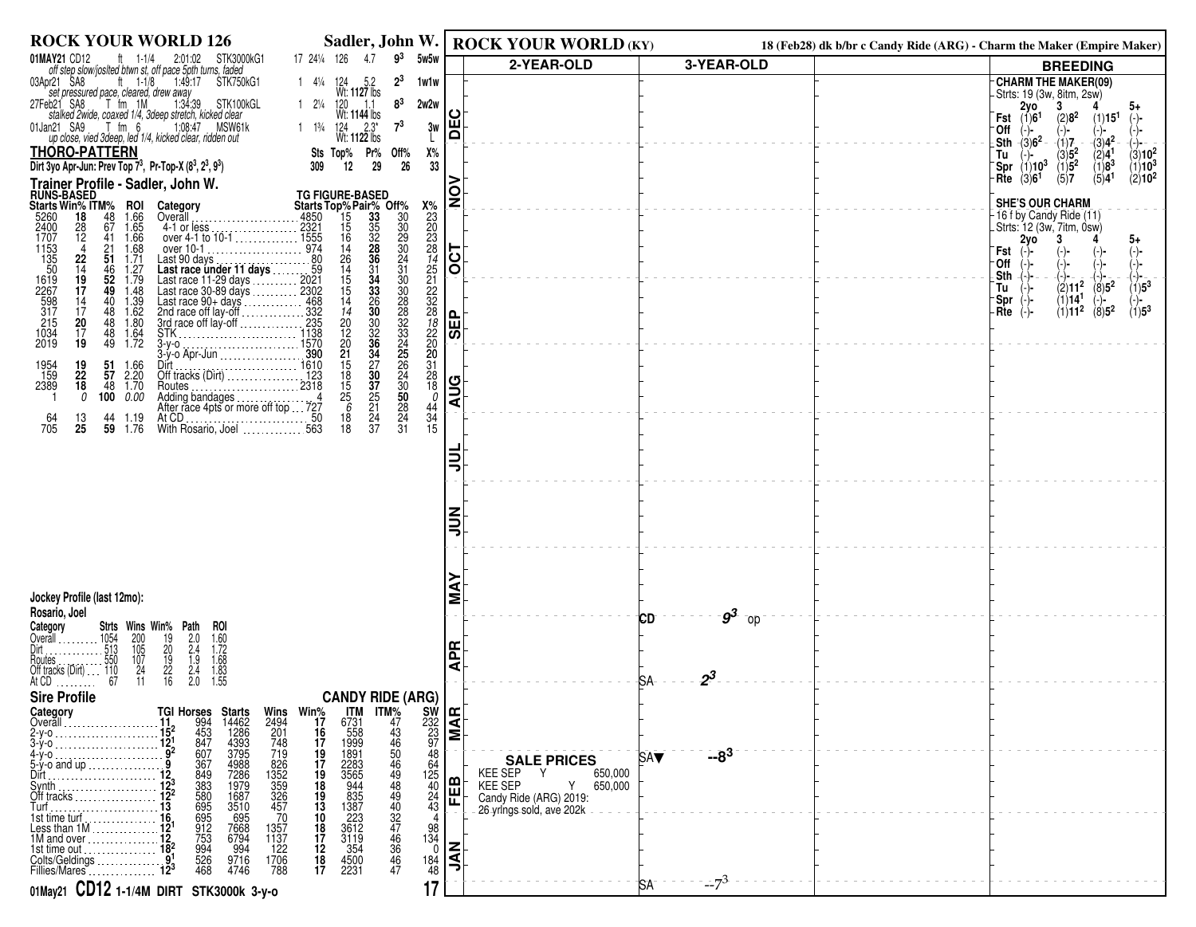## ROCK YOUR WORLD 126 — Sadler, John W.

| Date/Track | Surf | Dist | Time | Race | Field | Pos | Wt | Odds | TG | Trip |
|---|---|---|---|---|---|---|---|---|---|---|
| 01MAY21 CD12 | ft | 1-1/4 | 2:01:02 | STK3000kG1 | 17 | 24¼ | 126 | 4.7 | $9^3$ | 5w5w |
| *off step slow/jostled btwn st, off pace 5th turns, faded* | | | | | | | | | | |
| 03Apr21 SA8 | ft | 1-1/8 | 1:49:17 | STK750kG1 | 1 | 4¼ | 124 | 5.2 | $2^3$ | 1w1w |
| *set pressured pace, cleared, drew away* | | | | | | | Wt: 1127 lbs | | | |
| 27Feb21 SA8 | T fm | 1M | 1:34:39 | STK100kGL | 1 | 2¼ | 120 | 1.1 | $8^3$ | 2w2w |
| *stalked 2wide, coaxed 1/4, 3deep stretch, kicked clear* | | | | | | | Wt: 1144 lbs | | | |
| 01Jan21 SA9 | T fm | 6 | 1:08:47 | MSW61k | 1 | 1¾ | 124 | 2.3* | $7^3$ | 3w L |
| *up close, vied 3deep, led 1/4, kicked clear, ridden out* | | | | | | | Wt: 1122 lbs | | | |

### THORO-PATTERN

| Pattern | Sts | Top% | Pr% | Off% | X% |
|---|---|---|---|---|---|
| Dirt 3yo Apr-Jun: Prev Top $7^3$, Pr-Top-X ($8^3$, $2^3$, $9^3$) | 309 | 12 | 29 | 26 | 33 |

### Trainer Profile - Sadler, John W.

| Starts | Win% | ITM% | ROI | Category | TG Starts | Top% | Pair% | Off% | X% |
|---|---|---|---|---|---|---|---|---|---|
| 5260 | 18 | 48 | 1.66 | Overall | 4850 | 15 | 33 | 30 | 23 |
| 2400 | 28 | 67 | 1.65 | 4-1 or less | 2321 | 15 | 35 | 30 | 20 |
| 1707 | 12 | 41 | 1.66 | over 4-1 to 10-1 | 1555 | 16 | 32 | 29 | 23 |
| 1153 | 4 | 21 | 1.68 | over 10-1 | 974 | 14 | 28 | 30 | 28 |
| 135 | 22 | 51 | 1.71 | Last 90 days | 80 | 26 | 36 | 24 | 14 |
| 50 | 14 | 46 | 1.27 | **Last race under 11 days** | 59 | 14 | 31 | 31 | 25 |
| 1619 | 19 | 52 | 1.79 | Last race 11-29 days | 2021 | 15 | 34 | 30 | 21 |
| 2267 | 17 | 49 | 1.48 | Last race 30-89 days | 2302 | 15 | 33 | 30 | 22 |
| 598 | 14 | 40 | 1.39 | Last race 90+ days | 468 | 14 | 26 | 28 | 32 |
| 317 | 17 | 48 | 1.62 | 2nd race off lay-off | 332 | 14 | 30 | 28 | 28 |
| 215 | 20 | 48 | 1.80 | 3rd race off lay-off | 235 | 20 | 30 | 32 | 18 |
| 1034 | 17 | 48 | 1.64 | STK | 1138 | 12 | 32 | 33 | 22 |
| 2019 | 19 | 49 | 1.72 | 3-y-o | 1570 | 20 | 36 | 24 | 20 |
| | | | | 3-y-o Apr-Jun | 390 | 21 | 34 | 25 | 20 |
| 1954 | 19 | 51 | 1.66 | Dirt | 1610 | 15 | 27 | 26 | 31 |
| 159 | 22 | 57 | 2.20 | Off tracks (Dirt) | 123 | 18 | 30 | 24 | 28 |
| 2389 | 18 | 48 | 1.70 | Routes | 2318 | 15 | 37 | 30 | 18 |
| 1 | 0 | 100 | 0.00 | Adding bandages | 4 | 25 | 25 | 50 | 0 |
| | | | | After race 4pts or more off top | 727 | 6 | 21 | 28 | 44 |
| 64 | 13 | 44 | 1.19 | At CD | 50 | 18 | 24 | 24 | 34 |
| 705 | 25 | 59 | 1.76 | With Rosario, Joel | 563 | 18 | 37 | 31 | 15 |

### Jockey Profile (last 12mo): Rosario, Joel

| Category | Strts | Wins | Win% | Path | ROI |
|---|---|---|---|---|---|
| Overall | 1054 | 200 | 19 | 2.0 | 1.60 |
| Dirt | 513 | 105 | 20 | 2.4 | 1.72 |
| Routes | 550 | 107 | 19 | 1.9 | 1.68 |
| Off tracks (Dirt) | 110 | 24 | 22 | 2.4 | 1.83 |
| At CD | 67 | 11 | 16 | 2.0 | 1.55 |

### Sire Profile — CANDY RIDE (ARG)

| Category | TGI | Horses | Starts | Wins | Win% | ITM | ITM% | SW |
|---|---|---|---|---|---|---|---|---|
| Overall | 11 | 994 | 14462 | 2494 | 17 | 6731 | 47 | 232 |
| 2-y-o | $15^2$ | 453 | 1286 | 201 | 16 | 558 | 43 | 23 |
| 3-y-o | $12^1$ | 847 | 4393 | 748 | 17 | 1999 | 46 | 97 |
| 4-y-o | $9^2$ | 607 | 3795 | 719 | 19 | 1891 | 50 | 48 |
| 5-y-o and up | 9 | 367 | 4988 | 826 | 17 | 2283 | 46 | 64 |
| Dirt | 12 | 849 | 7286 | 1352 | 19 | 3565 | 49 | 125 |
| Synth | $12^3$ | 383 | 1979 | 359 | 18 | 944 | 48 | 40 |
| Off tracks | $12^2$ | 580 | 1687 | 326 | 19 | 835 | 49 | 24 |
| Turf | 13 | 695 | 3510 | 457 | 13 | 1387 | 40 | 43 |
| 1st time turf | 16 | 695 | 695 | 70 | 10 | 223 | 32 | 4 |
| Less than 1M | $12^1$ | 912 | 7668 | 1357 | 18 | 3612 | 47 | 98 |
| 1M and over | 12 | 753 | 6794 | 1137 | 17 | 3119 | 46 | 134 |
| 1st time out | $18^2$ | 994 | 994 | 122 | 12 | 354 | 36 | 0 |
| Colts/Geldings | $9^1$ | 526 | 9716 | 1706 | 18 | 4500 | 46 | 184 |
| Fillies/Mares | $12^3$ | 468 | 4746 | 788 | 17 | 2231 | 47 | 48 |

**01May21 CD12 1-1/4M DIRT STK3000k 3-y-o** — 17

## ROCK YOUR WORLD (KY)

18 (Feb28) dk b/br c Candy Ride (ARG) - Charm the Maker (Empire Maker)

### 3-YEAR-OLD

| Month | Track | Figure |
|---|---|---|
| MAY | CD | $9^3$ op |
| APR | SA | $2^3$ |
| FEB | SA▼ | --$8^3$ |
| JAN | SA | --$7^3$ |

### SALE PRICES

| Sale | | Price |
|---|---|---|
| KEE SEP | Y | 650,000 |
| KEE SEP | Y | 650,000 |

Candy Ride (ARG) 2019: 26 yrlngs sold, ave 202k

### BREEDING

**CHARM THE MAKER(09)**
Strts: 19 (3w, 8itm, 2sw)

| | 2yo | 3 | 4 | 5+ |
|---|---|---|---|---|
| Fst | (1)$6^1$ | (2)$8^2$ | (1)$15^1$ | (-)- |
| Off | (-)- | (-)- | (-)- | (-)- |
| Sth | (3)$6^2$ | (1)7 | (3)$4^2$ | (-)- |
| Tu | (-)- | (3)$5^2$ | (2)$4^1$ | (3)$10^2$ |
| Spr | (1)$10^3$ | (1)$5^2$ | (1)$8^3$ | (1)$10^3$ |
| Rte | (3)$6^1$ | (5)7 | (5)$4^1$ | (2)$10^2$ |

**SHE'S OUR CHARM**
16 f by Candy Ride (11)
Strts: 12 (3w, 7itm, 0sw)

| | 2yo | 3 | 4 | 5+ |
|---|---|---|---|---|
| Fst | (-)- | (-)- | (-)- | (-)- |
| Off | (-)- | (-)- | (-)- | (-)- |
| Sth | (-)- | (-)- | (-)- | (-)- |
| Tu | (-)- | (2)$11^2$ | (8)$5^2$ | (1)$5^3$ |
| Spr | (-)- | (1)$14^1$ | (-)- | (-)- |
| Rte | (-)- | (1)$11^2$ | (8)$5^2$ | (1)$5^3$ |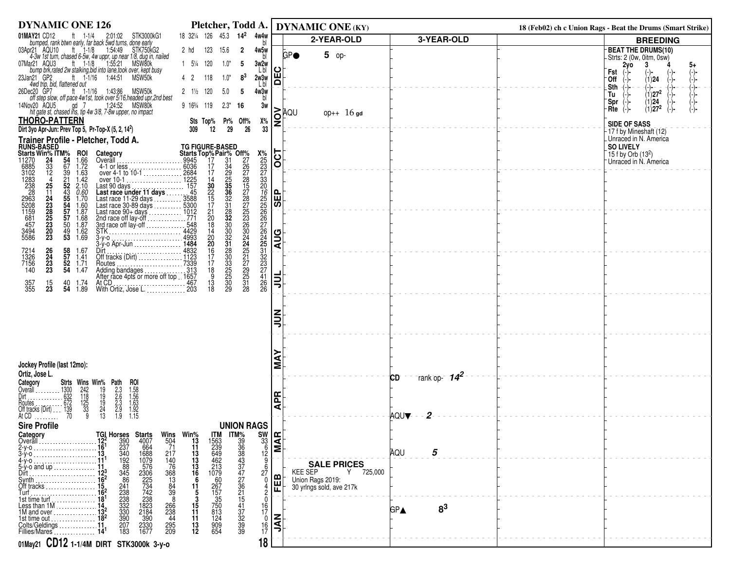# DYNAMIC ONE 126 — Pletcher, Todd A.

| Date | Race | Surface | Dist | Time | Class | | | | | | |
|---|---|---|---|---|---|---|---|---|---|---|---|
| 01MAY21 | CD12 | ft | 1-1/4 | 2:01:02 | STK3000kG1 | 18 | 32¼ | 126 | 45.3 | $14^2$ | 4w4w bl |
| *bumped, rank btwn early, far back 5wd turns, done early* | | | | | | | | | | | |
| 03Apr21 | AQU10 | ft | 1-1/8 | 1:54:49 | STK750kG2 | 2 | hd | 123 | 15.6 | 2 | 4w5w bl |
| *4-3w 1st turn, chased 6-5w, 4w uppr, up near 1/8, dug in, nailed* | | | | | | | | | | | |
| 07Mar21 | AQU3 | ft | 1-1/8 | 1:55:21 | MSW80k | 1 | 5¼ | 120 | 1.0* | 5 | 3w2w L bl |
| *bump brk,rated 2w stalking,bid into lane,took over, kept busy* | | | | | | | | | | | |
| 23Jan21 | GP2 | ft | 1-1/16 | 1:44:51 | MSW50k | 4 | 2 | 118 | 1.0* | $8^3$ | 2w3w L bl |
| *4wd trip, bid, flattened out* | | | | | | | | | | | |
| 26Dec20 | GP7 | ft | 1-1/16 | 1:43:86 | MSW50k | 2 | 1½ | 120 | 5.0 | 5 | 4w3w bl |
| *off step slow, off pace 4w1st, took over 5/16,headed upr,2nd best* | | | | | | | | | | | |
| 14Nov20 | AQU5 | gd | 7 | 1:24:52 | MSW80k | 9 | 16¾ | 119 | 2.3* | 16 | 3w |
| *hit gate st, chased ins, tip 4w 3/8, 7-8w upper, no impact* | | | | | | | | | | | |

## THORO-PATTERN

| | Sts | Top% | Pr% | Off% | X% |
|---|---|---|---|---|---|
| Dirt 3yo Apr-Jun: Prev Top 5, Pr-Top-X (5, 2, $14^2$) | 309 | 12 | 29 | 26 | 33 |

## Trainer Profile - Pletcher, Todd A.

| Starts | Win% | ITM% | ROI | Category | Starts | Top% | Pair% | Off% | X% |
|---|---|---|---|---|---|---|---|---|---|
| | | | | RUNS-BASED / TG FIGURE-BASED | | | | | |
| 11270 | 24 | 54 | 1.66 | Overall | 9945 | 17 | 31 | 27 | 25 |
| 6885 | 33 | 67 | 1.72 | 4-1 or less | 6036 | 17 | 34 | 26 | 23 |
| 3102 | 12 | 39 | 1.63 | over 4-1 to 10-1 | 2684 | 17 | 29 | 27 | 27 |
| 1283 | 4 | 21 | 1.42 | over 10-1 | 1225 | 14 | 25 | 28 | 33 |
| 238 | 25 | 52 | 2.10 | Last 90 days | 157 | 30 | 35 | 15 | 20 |
| 28 | 11 | 43 | 0.60 | Last race under 11 days | 45 | 22 | 36 | 27 | 16 |
| 2963 | 24 | 55 | 1.70 | Last race 11-29 days | 3588 | 15 | 32 | 28 | 25 |
| 5208 | 23 | 54 | 1.60 | Last race 30-89 days | 5300 | 17 | 31 | 27 | 25 |
| 1159 | 28 | 57 | 1.87 | Last race 90+ days | 1012 | 21 | 28 | 25 | 26 |
| 681 | 25 | 57 | 1.68 | 2nd race off lay-off | 771 | 20 | 32 | 23 | 26 |
| 457 | 23 | 50 | 1.87 | 3rd race off lay-off | 548 | 18 | 30 | 26 | 27 |
| 3494 | 20 | 49 | 1.62 | STK | 4429 | 14 | 30 | 30 | 26 |
| 5586 | 23 | 53 | 1.69 | 3-y-o | 4993 | 20 | 32 | 24 | 24 |
| | | | | 3-y-o Apr-Jun | 1484 | 20 | 31 | 24 | 25 |
| 7214 | 26 | 58 | 1.67 | Dirt | 4832 | 16 | 28 | 25 | 31 |
| 1326 | 24 | 57 | 1.41 | Off tracks (Dirt) | 1123 | 17 | 30 | 21 | 32 |
| 7156 | 23 | 52 | 1.71 | Routes | 7339 | 17 | 33 | 27 | 23 |
| 140 | 23 | 54 | 1.47 | Adding bandages | 313 | 18 | 25 | 29 | 27 |
| | | | | After race 4pts or more off top | 1657 | 9 | 25 | 25 | 41 |
| 357 | 15 | 40 | 1.74 | At CD | 467 | 13 | 30 | 31 | 26 |
| 355 | 23 | 54 | 1.89 | With Ortiz, Jose L. | 203 | 18 | 29 | 28 | 26 |

## Jockey Profile (last 12mo): Ortiz, Jose L.

| Category | Strts | Wins | Win% | Path | ROI |
|---|---|---|---|---|---|
| Overall | 1300 | 242 | 19 | 2.3 | 1.58 |
| Dirt | 632 | 118 | 19 | 2.6 | 1.56 |
| Routes | 672 | 125 | 19 | 2.3 | 1.63 |
| Off tracks (Dirt) | 139 | 33 | 24 | 2.9 | 1.92 |
| At CD | 70 | 9 | 13 | 1.9 | 1.15 |

## Sire Profile — UNION RAGS

| Category | TGI | Horses | Starts | Wins | Win% | ITM | ITM% | SW |
|---|---|---|---|---|---|---|---|---|
| Overall | $12^2$ | 390 | 4007 | 504 | 13 | 1563 | 39 | 33 |
| 2-y-o | $16^1$ | 237 | 664 | 71 | 11 | 239 | 36 | 6 |
| 3-y-o | 13 | 340 | 1688 | 217 | 13 | 649 | 38 | 12 |
| 4-y-o | $11^1$ | 192 | 1079 | 140 | 13 | 462 | 43 | 9 |
| 5-y-o and up | 11 | 88 | 576 | 76 | 13 | 213 | 37 | 6 |
| Dirt | $12^3$ | 345 | 2306 | 368 | 16 | 1079 | 47 | 27 |
| Synth | $16^2$ | 86 | 225 | 13 | 6 | 60 | 27 | 0 |
| Off tracks | 15 | 241 | 734 | 84 | 11 | 267 | 36 | 4 |
| Turf | $16^2$ | 238 | 742 | 39 | 5 | 157 | 21 | 2 |
| 1st time turf | $18^1$ | 238 | 238 | 8 | 3 | 35 | 15 | 0 |
| Less than 1M | 14 | 332 | 1823 | 266 | 15 | 750 | 41 | 16 |
| 1M and over | $13^2$ | 330 | 2184 | 238 | 11 | 813 | 37 | 17 |
| 1st time out | $18^2$ | 390 | 390 | 44 | 11 | 124 | 32 | 0 |
| Colts/Geldings | 11 | 207 | 2330 | 295 | 13 | 909 | 39 | 16 |
| Fillies/Mares | $14^1$ | 183 | 1677 | 209 | 12 | 654 | 39 | 17 |

**01May21 CD12 1-1/4M DIRT STK3000k 3-y-o**

# DYNAMIC ONE (KY)

18 (Feb02) ch c Union Rags - Beat the Drums (Smart Strike)

| Month | 2-YEAR-OLD | 3-YEAR-OLD |
|---|---|---|
| DEC | GP● 5 op- | |
| NOV | AQU op++ 16 gd | |
| OCT | | |
| SEP | | |
| AUG | | |
| JUL | | |
| JUN | | |
| MAY | | CD rank op- $14^2$ |
| APR | | AQU▼ 2 |
| MAR | | AQU 5 |
| FEB | | |
| JAN | | GP▲ $8^3$ |

**SALE PRICES**
KEE SEP Y 725,000
Union Rags 2019:
30 yrlngs sold, ave 217k

## BREEDING

**BEAT THE DRUMS(10)**
Strts: 2 (0w, 0itm, 0sw)

| | 2yo | 3 | 4 | 5+ |
|---|---|---|---|---|
| Fst | (-)- | (-)- | (-)- | (-)- |
| Off | (-)- | (1)24 | (-)- | (-)- |
| Sth | (-)- | (-)- | (-)- | (-)- |
| Tu | (-)- | (1)$27^2$ | (-)- | (-)- |
| Spr | (-)- | (1)24 | (-)- | (-)- |
| Rte | (-)- | (1)$27^2$ | (-)- | (-)- |

**SIDE OF SASS**
17 f by Mineshaft (12)
Unraced in N. America

**SO LIVELY**
15 f by Orb ($13^2$)
Unraced in N. America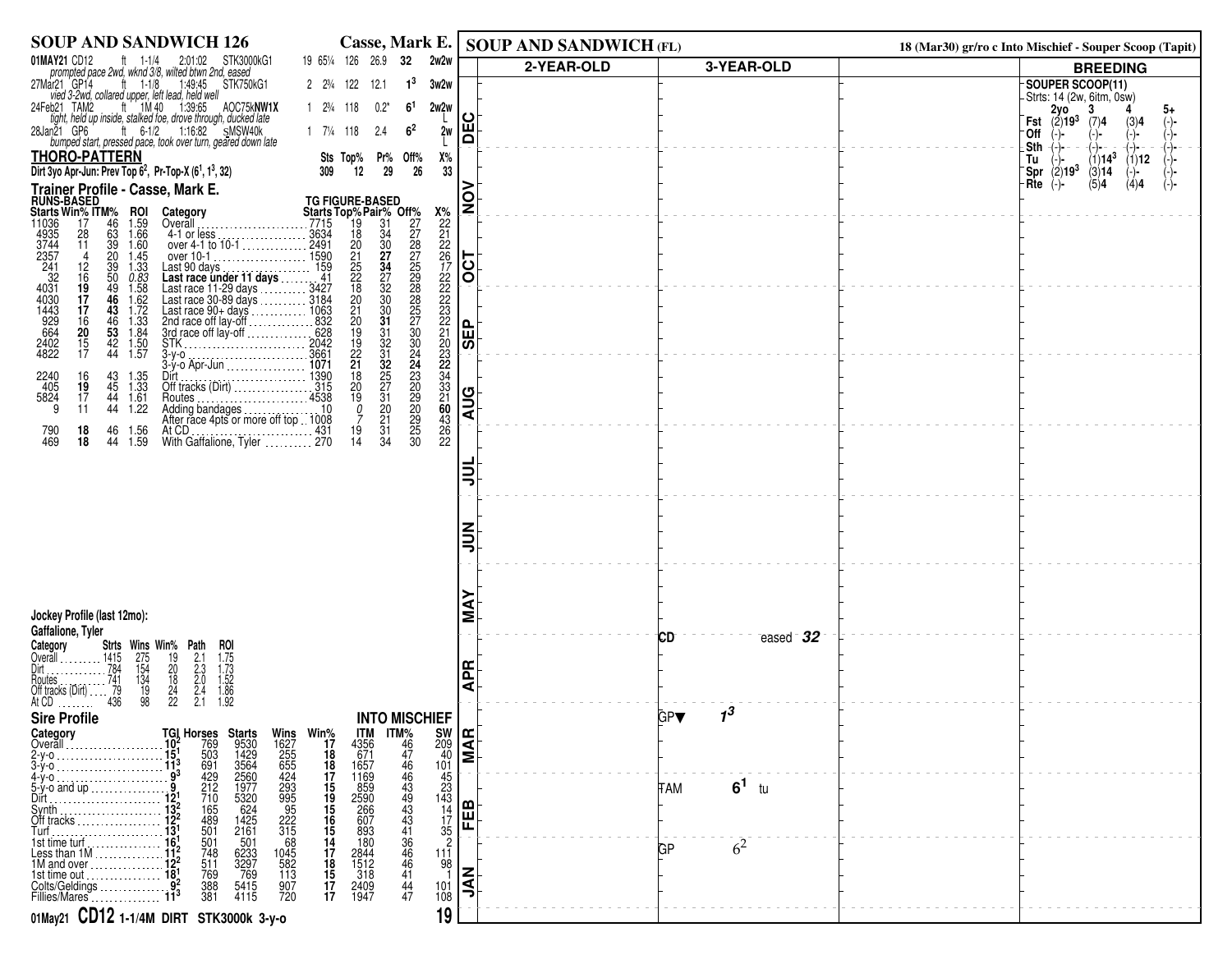# SOUP AND SANDWICH 126 — Casse, Mark E.

| | | | | | | | | | |
|---|---|---|---|---|---|---|---|---|---|
| 01MAY21 CD12 ft 1-1/4 2:01:02 STK3000kG1 | 19 | 65¼ | 126 | 26.9 | **32** | **2w2w** | | | |
| *prompted pace 2wd, wknd 3/8, wilted btwn 2nd, eased* | | | | | | | | | |
| 27Mar21 GP14 ft 1-1/8 1:49:45 STK750kG1 | 2 | 2¾ | 122 | 12.1 | **1**[3] | **3w2w** | | | |
| *vied 3-2wd, collared upper, left lead, held well* | | | | | | | | | |
| 24Feb21 TAM2 ft 1M 40 1:39:65 AOC75kNW1X | 1 | 2¾ | 118 | 0.2* | **6**[1] | **2w2w** L | | | |
| *tight, held up inside, stalked foe, drove through, ducked late* | | | | | | | | | |
| 28Jan21 GP6 ft 6-1/2 1:16:82 SMSW40k | 1 | 7¼ | 118 | 2.4 | **6**[2] | **2w** L | | | |
| *bumped start, pressed pace, took over turn, geared down late* | | | | | | | | | |

## THORO-PATTERN

| | Sts | Top% | Pr% | Off% | X% |
|---|---|---|---|---|---|
| Dirt 3yo Apr-Jun: Prev Top 6[2], Pr-Top-X (6[1], 1[3], 32) | 309 | 12 | 29 | 26 | 33 |

## Trainer Profile - Casse, Mark E.

| RUNS-BASED Starts | Win% | ITM% | ROI | Category | TG FIGURE-BASED Starts | Top% | Pair% | Off% | X% |
|---|---|---|---|---|---|---|---|---|---|
| 11036 | 17 | 46 | 1.59 | Overall | 7715 | 19 | 31 | 27 | 22 |
| 4935 | 28 | 63 | 1.66 | 4-1 or less | 3634 | 18 | 34 | 27 | 21 |
| 3744 | 11 | 39 | 1.60 | over 4-1 to 10-1 | 2491 | 20 | 30 | 28 | 22 |
| 2357 | 4 | 20 | 1.45 | over 10-1 | 1590 | 21 | **27** | 27 | 26 |
| 241 | 12 | 39 | 1.33 | Last 90 days | 159 | 25 | **34** | 25 | *17* |
| 32 | 16 | 50 | *0.83* | **Last race under 11 days** | 41 | 22 | 27 | 29 | 22 |
| 4031 | **19** | 49 | 1.58 | Last race 11-29 days | 3427 | 18 | 32 | 28 | 22 |
| 4030 | **17** | **46** | 1.62 | Last race 30-89 days | 3184 | 20 | 30 | 28 | 22 |
| 1443 | **17** | **43** | 1.72 | Last race 90+ days | 1063 | 21 | 30 | 25 | 23 |
| 929 | 16 | 46 | 1.33 | 2nd race off lay-off | 832 | 20 | **31** | 27 | 22 |
| 664 | **20** | **53** | 1.84 | 3rd race off lay-off | 628 | 19 | 31 | 30 | 21 |
| 2402 | 15 | 42 | 1.50 | STK | 2042 | 19 | 32 | 30 | 20 |
| 4822 | 17 | 44 | 1.57 | 3-y-o | 3661 | 22 | 31 | 24 | 23 |
| | | | | 3-y-o Apr-Jun | **1071** | **21** | **32** | **24** | **22** |
| 2240 | 16 | 43 | 1.35 | Dirt | 1390 | 18 | 25 | 23 | 34 |
| 405 | **19** | 45 | 1.33 | Off tracks (Dirt) | 315 | 20 | 27 | 20 | 33 |
| 5824 | 17 | 44 | 1.61 | Routes | 4538 | 19 | 31 | 29 | 21 |
| 9 | 11 | 44 | 1.22 | Adding bandages | 10 | *0* | 20 | 20 | **60** |
| | | | | After race 4pts or more off top | 1008 | *7* | 21 | 29 | 43 |
| 790 | **18** | 46 | 1.56 | At CD | 431 | 19 | 31 | 25 | 26 |
| 469 | **18** | 44 | 1.59 | With Gaffalione, Tyler | 270 | 14 | 34 | 30 | 22 |

## Jockey Profile (last 12mo):

**Gaffalione, Tyler**

| Category | Strts | Wins | Win% | Path | ROI |
|---|---|---|---|---|---|
| Overall | 1415 | 275 | 19 | 2.1 | 1.75 |
| Dirt | 784 | 154 | 20 | 2.3 | 1.73 |
| Routes | 741 | 134 | 18 | 2.0 | 1.52 |
| Off tracks (Dirt) | 79 | 19 | 24 | 2.4 | 1.86 |
| At CD | 436 | 98 | 22 | 2.1 | 1.92 |

## Sire Profile — INTO MISCHIEF

| Category | TGI | Horses | Starts | Wins | Win% | ITM | ITM% | SW |
|---|---|---|---|---|---|---|---|---|
| Overall | **10**[2] | 769 | 9530 | 1627 | **17** | 4356 | 46 | 209 |
| 2-y-o | **15**[1] | 503 | 1429 | 255 | **18** | 671 | 47 | 40 |
| 3-y-o | **11**[3] | 691 | 3564 | 655 | **18** | 1657 | 46 | 101 |
| 4-y-o | **9**[3] | 429 | 2560 | 424 | **17** | 1169 | 46 | 45 |
| 5-y-o and up | **9** | 212 | 1977 | 293 | **15** | 859 | 43 | 23 |
| Dirt | **12**[1] | 710 | 5320 | 995 | **19** | 2590 | 49 | 143 |
| Synth | **13**[2] | 165 | 624 | 95 | **15** | 266 | 43 | 14 |
| Off tracks | **12**[2] | 489 | 1425 | 222 | **16** | 607 | 43 | 17 |
| Turf | **13**[1] | 501 | 2161 | 315 | **15** | 893 | 41 | 35 |
| 1st time turf | **16**[1] | 501 | 501 | 68 | **14** | 180 | 36 | 2 |
| Less than 1M | **11**[2] | 748 | 6233 | 1045 | **17** | 2844 | 46 | 111 |
| 1M and over | **12**[2] | 511 | 3297 | 582 | **18** | 1512 | 46 | 98 |
| 1st time out | **18**[1] | 769 | 769 | 113 | **15** | 318 | 41 | 1 |
| Colts/Geldings | **9**[2] | 388 | 5415 | 907 | **17** | 2409 | 44 | 101 |
| Fillies/Mares | **11**[3] | 381 | 4115 | 720 | **17** | 1947 | 47 | 108 |

**01May21 CD12 1-1/4M DIRT STK3000k 3-y-o**

# SOUP AND SANDWICH (FL)

18 (Mar30) gr/ro c Into Mischief - Souper Scoop (Tapit)

| Month | 2-YEAR-OLD | 3-YEAR-OLD | | |
|---|---|---|---|---|
| DEC | | | | |
| NOV | | | | |
| OCT | | | | |
| SEP | | | | |
| AUG | | | | |
| JUL | | | | |
| JUN | | | | |
| MAY | | CD eased **32** | | |
| APR | | | | |
| MAR | | GP▼ ***1***[3] | | |
| FEB | | TAM **6**[1] tu | | |
| JAN | | GP 6[2] | | |

## BREEDING

**SOUPER SCOOP(11)**
Strts: 14 (2w, 6itm, 0sw)

| | 2yo | 3 | 4 | 5+ |
|---|---|---|---|---|
| Fst | (2)**19**[3] | (7)**4** | (3)**4** | (-)- |
| Off | (-)- | (-)- | (-)- | (-)- |
| Sth | (-)- | (-)- | (-)- | (-)- |
| Tu | (-)- | (1)**14**[3] | (1)**12** | (-)- |
| Spr | (2)**19**[3] | (3)**14** | (-)- | (-)- |
| Rte | (-)- | (5)**4** | (4)**4** | (-)- |